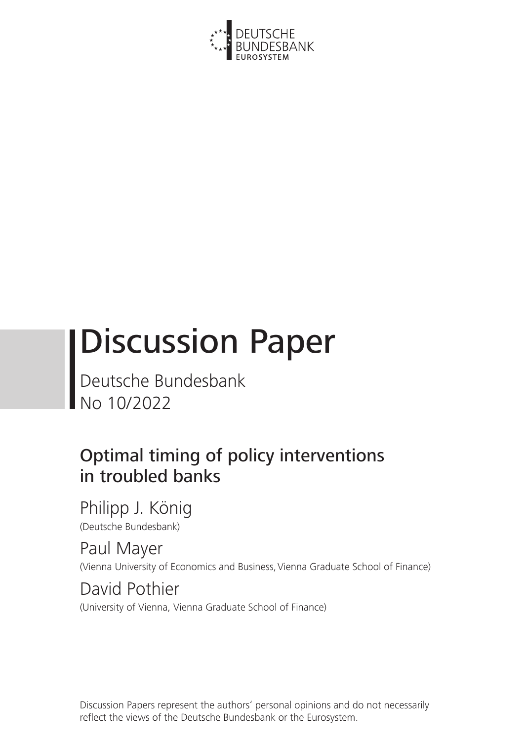DEUTSCHE
BUNDESBANK
EUROSYSTEM

# Discussion Paper

Deutsche Bundesbank
No 10/2022

## Optimal timing of policy interventions in troubled banks

Philipp J. König
(Deutsche Bundesbank)

Paul Mayer
(Vienna University of Economics and Business, Vienna Graduate School of Finance)

David Pothier
(University of Vienna, Vienna Graduate School of Finance)

Discussion Papers represent the authors' personal opinions and do not necessarily reflect the views of the Deutsche Bundesbank or the Eurosystem.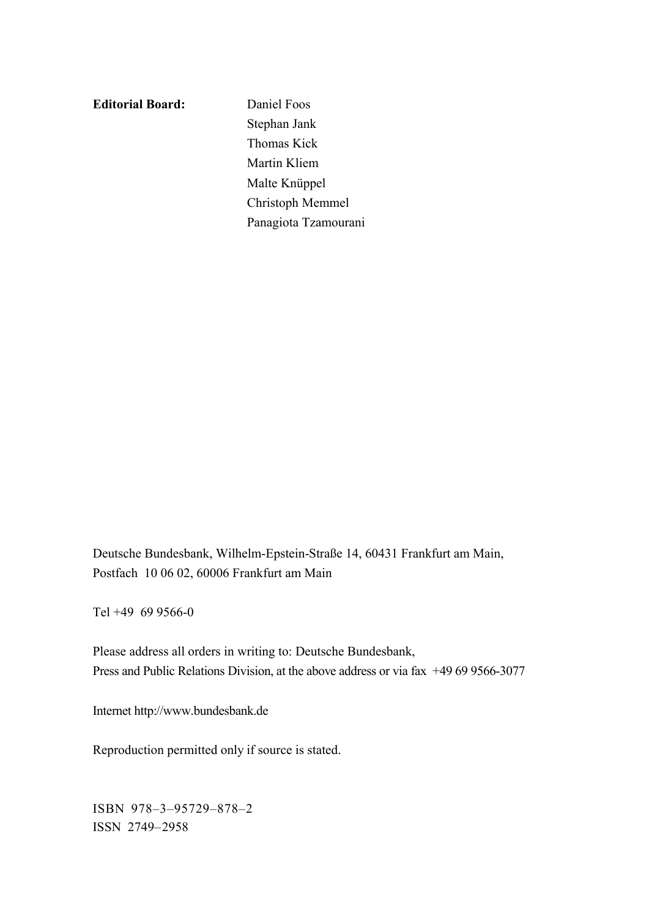**Editorial Board:** Daniel Foos
Stephan Jank
Thomas Kick
Martin Kliem
Malte Knüppel
Christoph Memmel
Panagiota Tzamourani

Deutsche Bundesbank, Wilhelm-Epstein-Straße 14, 60431 Frankfurt am Main,
Postfach 10 06 02, 60006 Frankfurt am Main

Tel +49 69 9566-0

Please address all orders in writing to: Deutsche Bundesbank,
Press and Public Relations Division, at the above address or via fax +49 69 9566-3077

Internet http://www.bundesbank.de

Reproduction permitted only if source is stated.

ISBN 978–3–95729–878–2
ISSN 2749–2958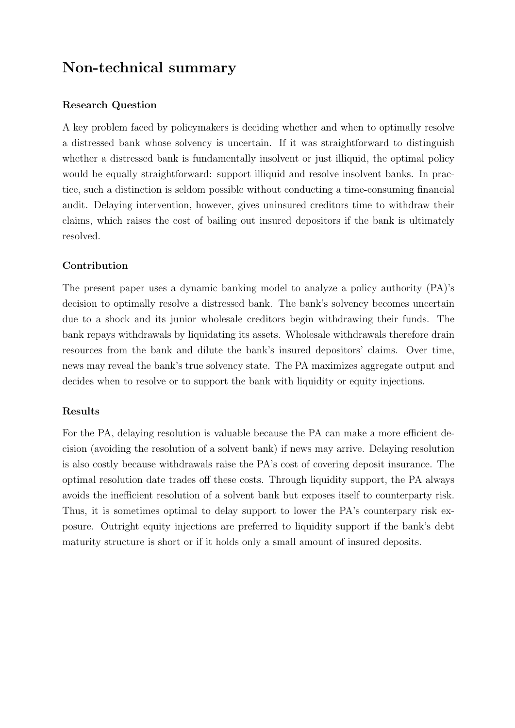# Non-technical summary

### Research Question

A key problem faced by policymakers is deciding whether and when to optimally resolve a distressed bank whose solvency is uncertain. If it was straightforward to distinguish whether a distressed bank is fundamentally insolvent or just illiquid, the optimal policy would be equally straightforward: support illiquid and resolve insolvent banks. In practice, such a distinction is seldom possible without conducting a time-consuming financial audit. Delaying intervention, however, gives uninsured creditors time to withdraw their claims, which raises the cost of bailing out insured depositors if the bank is ultimately resolved.

### Contribution

The present paper uses a dynamic banking model to analyze a policy authority (PA)'s decision to optimally resolve a distressed bank. The bank's solvency becomes uncertain due to a shock and its junior wholesale creditors begin withdrawing their funds. The bank repays withdrawals by liquidating its assets. Wholesale withdrawals therefore drain resources from the bank and dilute the bank's insured depositors' claims. Over time, news may reveal the bank's true solvency state. The PA maximizes aggregate output and decides when to resolve or to support the bank with liquidity or equity injections.

### Results

For the PA, delaying resolution is valuable because the PA can make a more efficient decision (avoiding the resolution of a solvent bank) if news may arrive. Delaying resolution is also costly because withdrawals raise the PA's cost of covering deposit insurance. The optimal resolution date trades off these costs. Through liquidity support, the PA always avoids the inefficient resolution of a solvent bank but exposes itself to counterparty risk. Thus, it is sometimes optimal to delay support to lower the PA's counterpary risk exposure. Outright equity injections are preferred to liquidity support if the bank's debt maturity structure is short or if it holds only a small amount of insured deposits.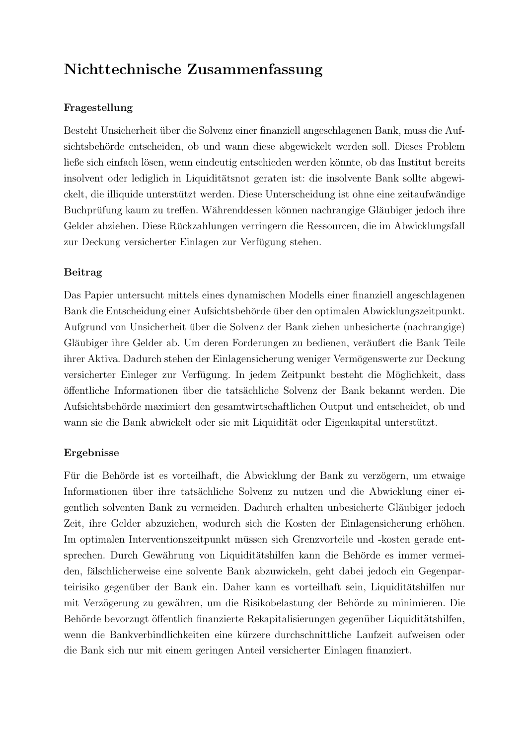# Nichttechnische Zusammenfassung

### Fragestellung

Besteht Unsicherheit über die Solvenz einer finanziell angeschlagenen Bank, muss die Aufsichtsbehörde entscheiden, ob und wann diese abgewickelt werden soll. Dieses Problem ließe sich einfach lösen, wenn eindeutig entschieden werden könnte, ob das Institut bereits insolvent oder lediglich in Liquiditätsnot geraten ist: die insolvente Bank sollte abgewickelt, die illiquide unterstützt werden. Diese Unterscheidung ist ohne eine zeitaufwändige Buchprüfung kaum zu treffen. Währenddessen können nachrangige Gläubiger jedoch ihre Gelder abziehen. Diese Rückzahlungen verringern die Ressourcen, die im Abwicklungsfall zur Deckung versicherter Einlagen zur Verfügung stehen.

### Beitrag

Das Papier untersucht mittels eines dynamischen Modells einer finanziell angeschlagenen Bank die Entscheidung einer Aufsichtsbehörde über den optimalen Abwicklungszeitpunkt. Aufgrund von Unsicherheit über die Solvenz der Bank ziehen unbesicherte (nachrangige) Gläubiger ihre Gelder ab. Um deren Forderungen zu bedienen, veräußert die Bank Teile ihrer Aktiva. Dadurch stehen der Einlagensicherung weniger Vermögenswerte zur Deckung versicherter Einleger zur Verfügung. In jedem Zeitpunkt besteht die Möglichkeit, dass öffentliche Informationen über die tatsächliche Solvenz der Bank bekannt werden. Die Aufsichtsbehörde maximiert den gesamtwirtschaftlichen Output und entscheidet, ob und wann sie die Bank abwickelt oder sie mit Liquidität oder Eigenkapital unterstützt.

### Ergebnisse

Für die Behörde ist es vorteilhaft, die Abwicklung der Bank zu verzögern, um etwaige Informationen über ihre tatsächliche Solvenz zu nutzen und die Abwicklung einer eigentlich solventen Bank zu vermeiden. Dadurch erhalten unbesicherte Gläubiger jedoch Zeit, ihre Gelder abzuziehen, wodurch sich die Kosten der Einlagensicherung erhöhen. Im optimalen Interventionszeitpunkt müssen sich Grenzvorteile und -kosten gerade entsprechen. Durch Gewährung von Liquiditätshilfen kann die Behörde es immer vermeiden, fälschlicherweise eine solvente Bank abzuwickeln, geht dabei jedoch ein Gegenparteirisiko gegenüber der Bank ein. Daher kann es vorteilhaft sein, Liquiditätshilfen nur mit Verzögerung zu gewähren, um die Risikobelastung der Behörde zu minimieren. Die Behörde bevorzugt öffentlich finanzierte Rekapitalisierungen gegenüber Liquiditätshilfen, wenn die Bankverbindlichkeiten eine kürzere durchschnittliche Laufzeit aufweisen oder die Bank sich nur mit einem geringen Anteil versicherter Einlagen finanziert.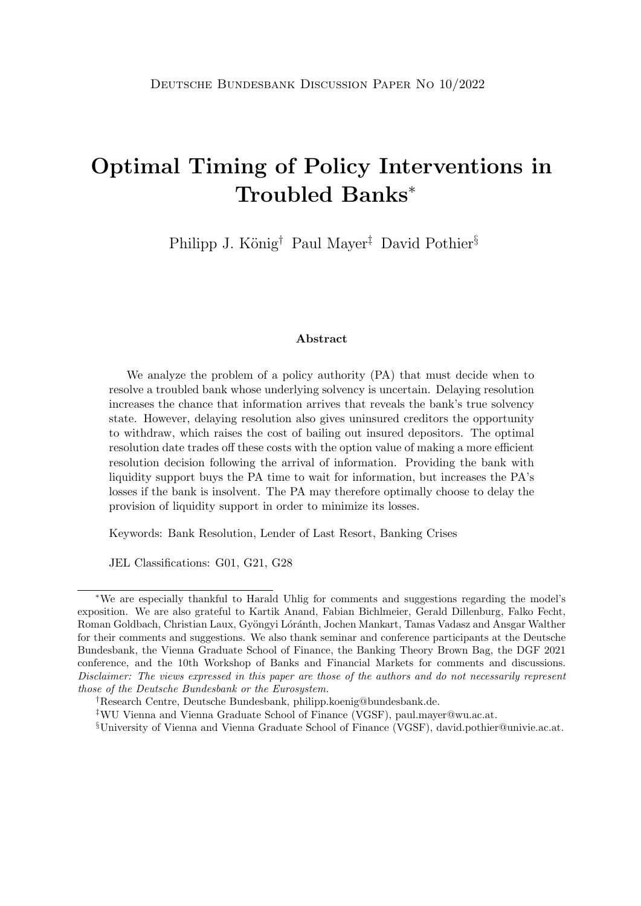Deutsche Bundesbank Discussion Paper No 10/2022

# Optimal Timing of Policy Interventions in Troubled Banks*

Philipp J. König[†] Paul Mayer[‡] David Pothier[§]

### Abstract

We analyze the problem of a policy authority (PA) that must decide when to resolve a troubled bank whose underlying solvency is uncertain. Delaying resolution increases the chance that information arrives that reveals the bank's true solvency state. However, delaying resolution also gives uninsured creditors the opportunity to withdraw, which raises the cost of bailing out insured depositors. The optimal resolution date trades off these costs with the option value of making a more efficient resolution decision following the arrival of information. Providing the bank with liquidity support buys the PA time to wait for information, but increases the PA's losses if the bank is insolvent. The PA may therefore optimally choose to delay the provision of liquidity support in order to minimize its losses.

Keywords: Bank Resolution, Lender of Last Resort, Banking Crises

JEL Classifications: G01, G21, G28

---

*We are especially thankful to Harald Uhlig for comments and suggestions regarding the model's exposition. We are also grateful to Kartik Anand, Fabian Bichlmeier, Gerald Dillenburg, Falko Fecht, Roman Goldbach, Christian Laux, Gyöngyi Lóránth, Jochen Mankart, Tamas Vadasz and Ansgar Walther for their comments and suggestions. We also thank seminar and conference participants at the Deutsche Bundesbank, the Vienna Graduate School of Finance, the Banking Theory Brown Bag, the DGF 2021 conference, and the 10th Workshop of Banks and Financial Markets for comments and discussions. *Disclaimer: The views expressed in this paper are those of the authors and do not necessarily represent those of the Deutsche Bundesbank or the Eurosystem.*

[†]Research Centre, Deutsche Bundesbank, philipp.koenig@bundesbank.de.

[‡]WU Vienna and Vienna Graduate School of Finance (VGSF), paul.mayer@wu.ac.at.

[§]University of Vienna and Vienna Graduate School of Finance (VGSF), david.pothier@univie.ac.at.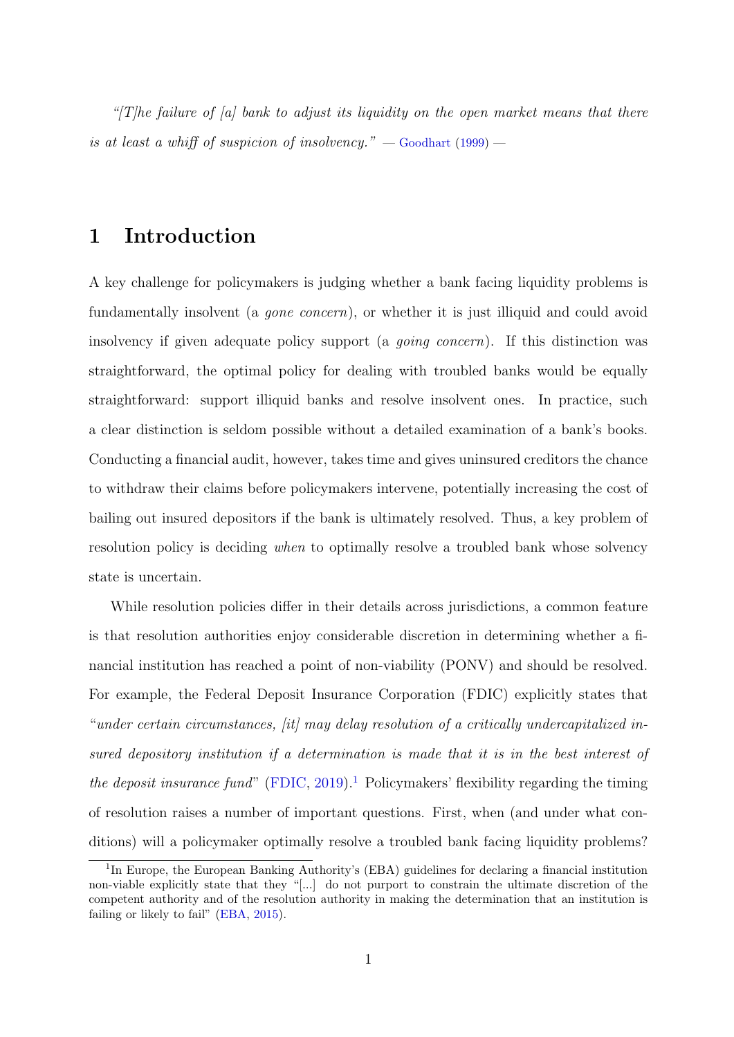*"[T]he failure of [a] bank to adjust its liquidity on the open market means that there is at least a whiff of suspicion of insolvency."* — Goodhart (1999) —

# 1 Introduction

A key challenge for policymakers is judging whether a bank facing liquidity problems is fundamentally insolvent (a *gone concern*), or whether it is just illiquid and could avoid insolvency if given adequate policy support (a *going concern*). If this distinction was straightforward, the optimal policy for dealing with troubled banks would be equally straightforward: support illiquid banks and resolve insolvent ones. In practice, such a clear distinction is seldom possible without a detailed examination of a bank's books. Conducting a financial audit, however, takes time and gives uninsured creditors the chance to withdraw their claims before policymakers intervene, potentially increasing the cost of bailing out insured depositors if the bank is ultimately resolved. Thus, a key problem of resolution policy is deciding *when* to optimally resolve a troubled bank whose solvency state is uncertain.

While resolution policies differ in their details across jurisdictions, a common feature is that resolution authorities enjoy considerable discretion in determining whether a financial institution has reached a point of non-viability (PONV) and should be resolved. For example, the Federal Deposit Insurance Corporation (FDIC) explicitly states that "*under certain circumstances, [it] may delay resolution of a critically undercapitalized insured depository institution if a determination is made that it is in the best interest of the deposit insurance fund*" (FDIC, 2019).[1] Policymakers' flexibility regarding the timing of resolution raises a number of important questions. First, when (and under what conditions) will a policymaker optimally resolve a troubled bank facing liquidity problems?

[1] In Europe, the European Banking Authority's (EBA) guidelines for declaring a financial institution non-viable explicitly state that they "[...] do not purport to constrain the ultimate discretion of the competent authority and of the resolution authority in making the determination that an institution is failing or likely to fail" (EBA, 2015).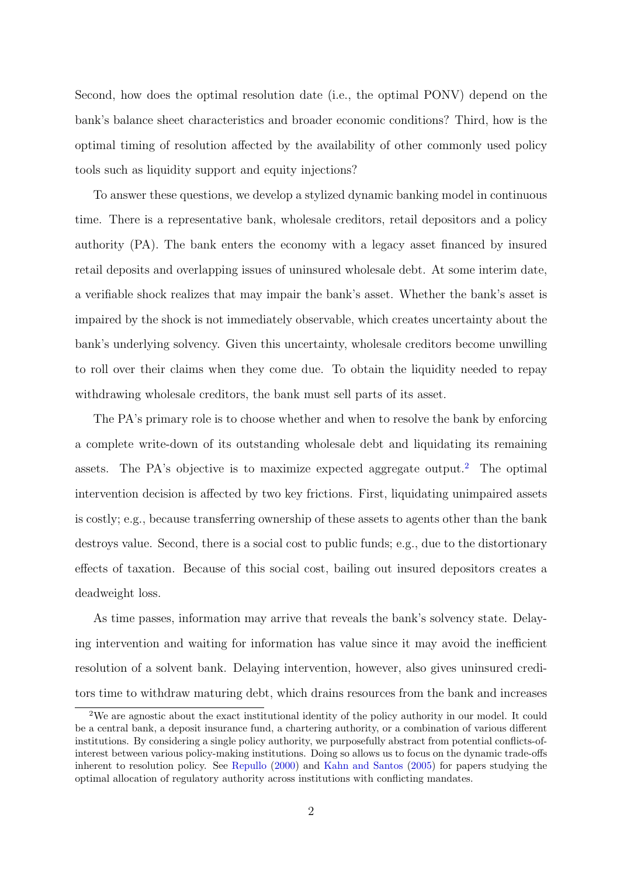Second, how does the optimal resolution date (i.e., the optimal PONV) depend on the bank's balance sheet characteristics and broader economic conditions? Third, how is the optimal timing of resolution affected by the availability of other commonly used policy tools such as liquidity support and equity injections?

To answer these questions, we develop a stylized dynamic banking model in continuous time. There is a representative bank, wholesale creditors, retail depositors and a policy authority (PA). The bank enters the economy with a legacy asset financed by insured retail deposits and overlapping issues of uninsured wholesale debt. At some interim date, a verifiable shock realizes that may impair the bank's asset. Whether the bank's asset is impaired by the shock is not immediately observable, which creates uncertainty about the bank's underlying solvency. Given this uncertainty, wholesale creditors become unwilling to roll over their claims when they come due. To obtain the liquidity needed to repay withdrawing wholesale creditors, the bank must sell parts of its asset.

The PA's primary role is to choose whether and when to resolve the bank by enforcing a complete write-down of its outstanding wholesale debt and liquidating its remaining assets. The PA's objective is to maximize expected aggregate output.[2] The optimal intervention decision is affected by two key frictions. First, liquidating unimpaired assets is costly; e.g., because transferring ownership of these assets to agents other than the bank destroys value. Second, there is a social cost to public funds; e.g., due to the distortionary effects of taxation. Because of this social cost, bailing out insured depositors creates a deadweight loss.

As time passes, information may arrive that reveals the bank's solvency state. Delaying intervention and waiting for information has value since it may avoid the inefficient resolution of a solvent bank. Delaying intervention, however, also gives uninsured creditors time to withdraw maturing debt, which drains resources from the bank and increases

[2] We are agnostic about the exact institutional identity of the policy authority in our model. It could be a central bank, a deposit insurance fund, a chartering authority, or a combination of various different institutions. By considering a single policy authority, we purposefully abstract from potential conflicts-of-interest between various policy-making institutions. Doing so allows us to focus on the dynamic trade-offs inherent to resolution policy. See Repullo (2000) and Kahn and Santos (2005) for papers studying the optimal allocation of regulatory authority across institutions with conflicting mandates.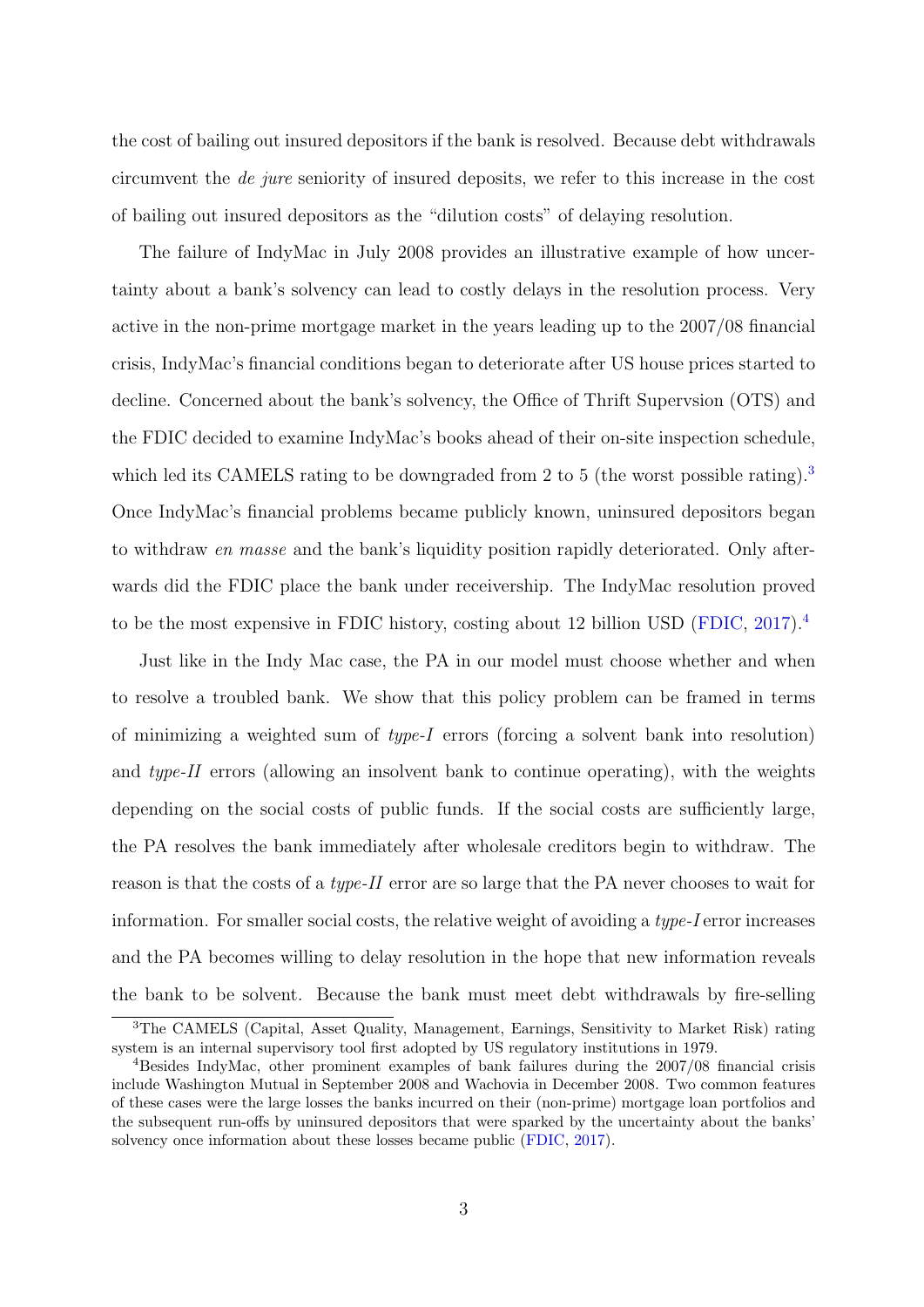the cost of bailing out insured depositors if the bank is resolved. Because debt withdrawals circumvent the *de jure* seniority of insured deposits, we refer to this increase in the cost of bailing out insured depositors as the "dilution costs" of delaying resolution.

The failure of IndyMac in July 2008 provides an illustrative example of how uncertainty about a bank's solvency can lead to costly delays in the resolution process. Very active in the non-prime mortgage market in the years leading up to the 2007/08 financial crisis, IndyMac's financial conditions began to deteriorate after US house prices started to decline. Concerned about the bank's solvency, the Office of Thrift Supervsion (OTS) and the FDIC decided to examine IndyMac's books ahead of their on-site inspection schedule, which led its CAMELS rating to be downgraded from 2 to 5 (the worst possible rating).[3] Once IndyMac's financial problems became publicly known, uninsured depositors began to withdraw *en masse* and the bank's liquidity position rapidly deteriorated. Only afterwards did the FDIC place the bank under receivership. The IndyMac resolution proved to be the most expensive in FDIC history, costing about 12 billion USD (FDIC, 2017).[4]

Just like in the Indy Mac case, the PA in our model must choose whether and when to resolve a troubled bank. We show that this policy problem can be framed in terms of minimizing a weighted sum of *type-I* errors (forcing a solvent bank into resolution) and *type-II* errors (allowing an insolvent bank to continue operating), with the weights depending on the social costs of public funds. If the social costs are sufficiently large, the PA resolves the bank immediately after wholesale creditors begin to withdraw. The reason is that the costs of a *type-II* error are so large that the PA never chooses to wait for information. For smaller social costs, the relative weight of avoiding a *type-I* error increases and the PA becomes willing to delay resolution in the hope that new information reveals the bank to be solvent. Because the bank must meet debt withdrawals by fire-selling

[3] The CAMELS (Capital, Asset Quality, Management, Earnings, Sensitivity to Market Risk) rating system is an internal supervisory tool first adopted by US regulatory institutions in 1979.

[4] Besides IndyMac, other prominent examples of bank failures during the 2007/08 financial crisis include Washington Mutual in September 2008 and Wachovia in December 2008. Two common features of these cases were the large losses the banks incurred on their (non-prime) mortgage loan portfolios and the subsequent run-offs by uninsured depositors that were sparked by the uncertainty about the banks' solvency once information about these losses became public (FDIC, 2017).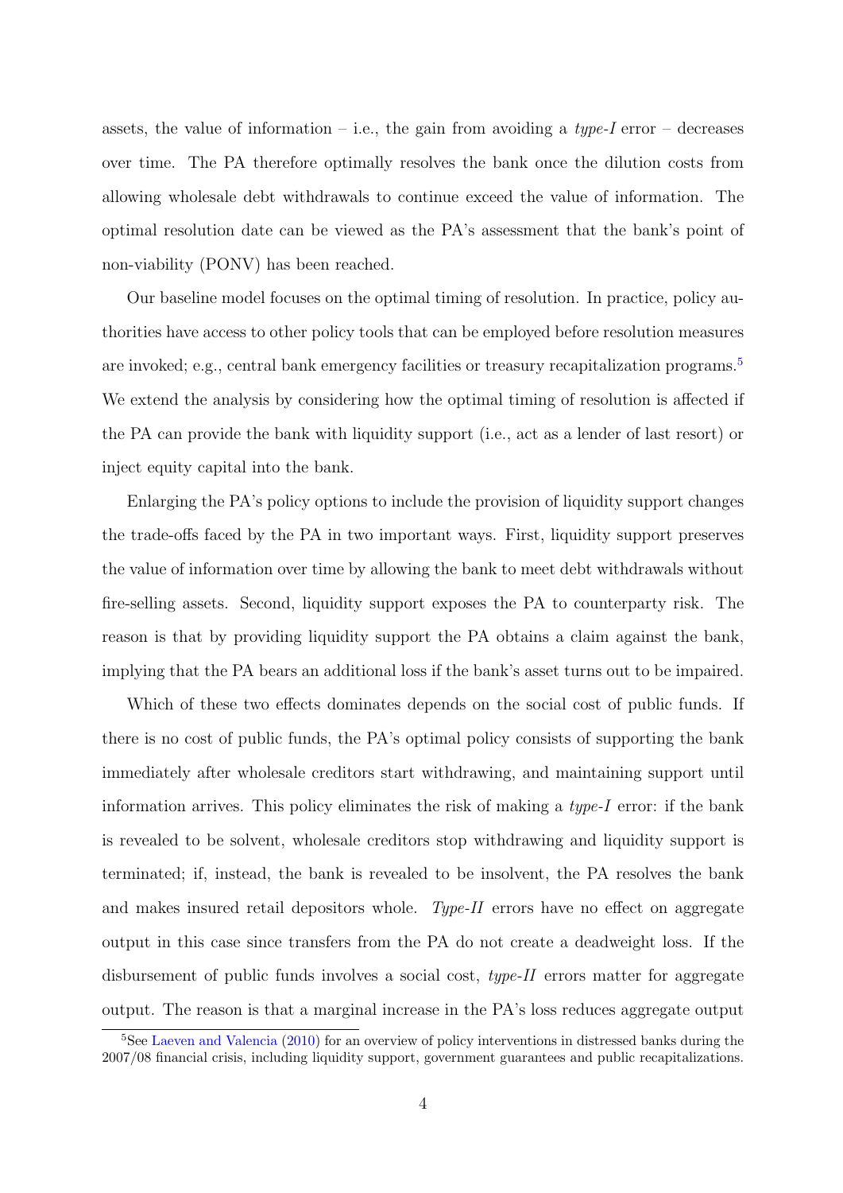assets, the value of information – i.e., the gain from avoiding a *type-I* error – decreases over time. The PA therefore optimally resolves the bank once the dilution costs from allowing wholesale debt withdrawals to continue exceed the value of information. The optimal resolution date can be viewed as the PA's assessment that the bank's point of non-viability (PONV) has been reached.

Our baseline model focuses on the optimal timing of resolution. In practice, policy authorities have access to other policy tools that can be employed before resolution measures are invoked; e.g., central bank emergency facilities or treasury recapitalization programs.[5] We extend the analysis by considering how the optimal timing of resolution is affected if the PA can provide the bank with liquidity support (i.e., act as a lender of last resort) or inject equity capital into the bank.

Enlarging the PA's policy options to include the provision of liquidity support changes the trade-offs faced by the PA in two important ways. First, liquidity support preserves the value of information over time by allowing the bank to meet debt withdrawals without fire-selling assets. Second, liquidity support exposes the PA to counterparty risk. The reason is that by providing liquidity support the PA obtains a claim against the bank, implying that the PA bears an additional loss if the bank's asset turns out to be impaired.

Which of these two effects dominates depends on the social cost of public funds. If there is no cost of public funds, the PA's optimal policy consists of supporting the bank immediately after wholesale creditors start withdrawing, and maintaining support until information arrives. This policy eliminates the risk of making a *type-I* error: if the bank is revealed to be solvent, wholesale creditors stop withdrawing and liquidity support is terminated; if, instead, the bank is revealed to be insolvent, the PA resolves the bank and makes insured retail depositors whole. *Type-II* errors have no effect on aggregate output in this case since transfers from the PA do not create a deadweight loss. If the disbursement of public funds involves a social cost, *type-II* errors matter for aggregate output. The reason is that a marginal increase in the PA's loss reduces aggregate output

[5] See Laeven and Valencia (2010) for an overview of policy interventions in distressed banks during the 2007/08 financial crisis, including liquidity support, government guarantees and public recapitalizations.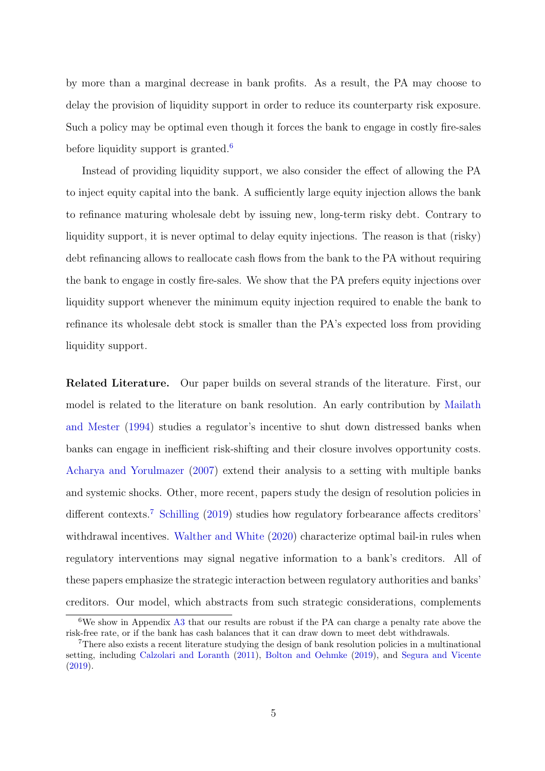by more than a marginal decrease in bank profits. As a result, the PA may choose to delay the provision of liquidity support in order to reduce its counterparty risk exposure. Such a policy may be optimal even though it forces the bank to engage in costly fire-sales before liquidity support is granted.[6]

Instead of providing liquidity support, we also consider the effect of allowing the PA to inject equity capital into the bank. A sufficiently large equity injection allows the bank to refinance maturing wholesale debt by issuing new, long-term risky debt. Contrary to liquidity support, it is never optimal to delay equity injections. The reason is that (risky) debt refinancing allows to reallocate cash flows from the bank to the PA without requiring the bank to engage in costly fire-sales. We show that the PA prefers equity injections over liquidity support whenever the minimum equity injection required to enable the bank to refinance its wholesale debt stock is smaller than the PA's expected loss from providing liquidity support.

**Related Literature.** Our paper builds on several strands of the literature. First, our model is related to the literature on bank resolution. An early contribution by Mailath and Mester (1994) studies a regulator's incentive to shut down distressed banks when banks can engage in inefficient risk-shifting and their closure involves opportunity costs. Acharya and Yorulmazer (2007) extend their analysis to a setting with multiple banks and systemic shocks. Other, more recent, papers study the design of resolution policies in different contexts.[7] Schilling (2019) studies how regulatory forbearance affects creditors' withdrawal incentives. Walther and White (2020) characterize optimal bail-in rules when regulatory interventions may signal negative information to a bank's creditors. All of these papers emphasize the strategic interaction between regulatory authorities and banks' creditors. Our model, which abstracts from such strategic considerations, complements

[6] We show in Appendix A3 that our results are robust if the PA can charge a penalty rate above the risk-free rate, or if the bank has cash balances that it can draw down to meet debt withdrawals.

[7] There also exists a recent literature studying the design of bank resolution policies in a multinational setting, including Calzolari and Loranth (2011), Bolton and Oehmke (2019), and Segura and Vicente (2019).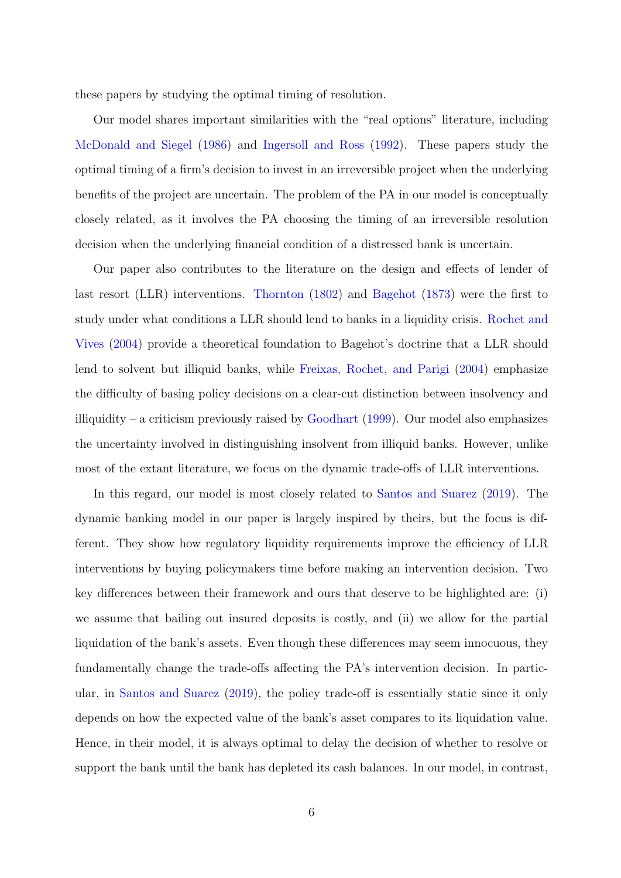these papers by studying the optimal timing of resolution.

Our model shares important similarities with the "real options" literature, including McDonald and Siegel (1986) and Ingersoll and Ross (1992). These papers study the optimal timing of a firm's decision to invest in an irreversible project when the underlying benefits of the project are uncertain. The problem of the PA in our model is conceptually closely related, as it involves the PA choosing the timing of an irreversible resolution decision when the underlying financial condition of a distressed bank is uncertain.

Our paper also contributes to the literature on the design and effects of lender of last resort (LLR) interventions. Thornton (1802) and Bagehot (1873) were the first to study under what conditions a LLR should lend to banks in a liquidity crisis. Rochet and Vives (2004) provide a theoretical foundation to Bagehot's doctrine that a LLR should lend to solvent but illiquid banks, while Freixas, Rochet, and Parigi (2004) emphasize the difficulty of basing policy decisions on a clear-cut distinction between insolvency and illiquidity – a criticism previously raised by Goodhart (1999). Our model also emphasizes the uncertainty involved in distinguishing insolvent from illiquid banks. However, unlike most of the extant literature, we focus on the dynamic trade-offs of LLR interventions.

In this regard, our model is most closely related to Santos and Suarez (2019). The dynamic banking model in our paper is largely inspired by theirs, but the focus is different. They show how regulatory liquidity requirements improve the efficiency of LLR interventions by buying policymakers time before making an intervention decision. Two key differences between their framework and ours that deserve to be highlighted are: (i) we assume that bailing out insured deposits is costly, and (ii) we allow for the partial liquidation of the bank's assets. Even though these differences may seem innocuous, they fundamentally change the trade-offs affecting the PA's intervention decision. In particular, in Santos and Suarez (2019), the policy trade-off is essentially static since it only depends on how the expected value of the bank's asset compares to its liquidation value. Hence, in their model, it is always optimal to delay the decision of whether to resolve or support the bank until the bank has depleted its cash balances. In our model, in contrast,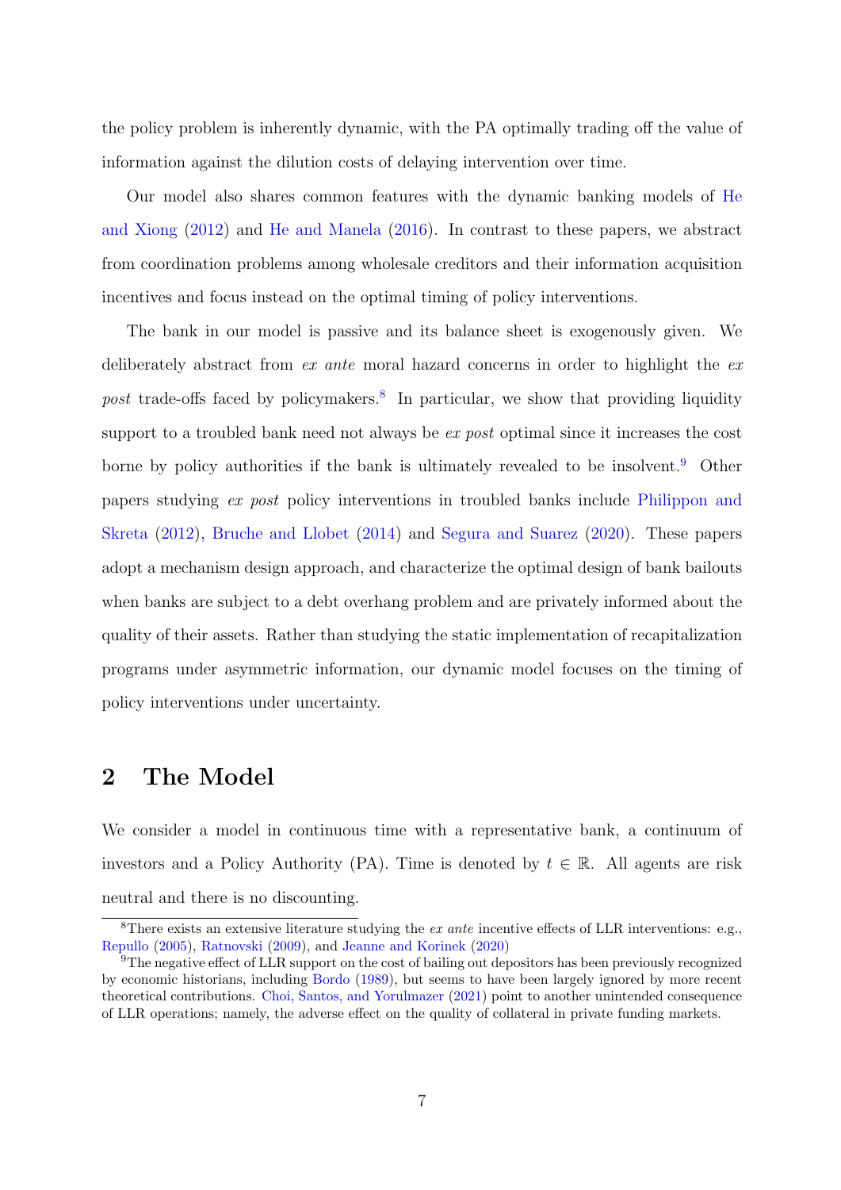the policy problem is inherently dynamic, with the PA optimally trading off the value of information against the dilution costs of delaying intervention over time.

Our model also shares common features with the dynamic banking models of He and Xiong (2012) and He and Manela (2016). In contrast to these papers, we abstract from coordination problems among wholesale creditors and their information acquisition incentives and focus instead on the optimal timing of policy interventions.

The bank in our model is passive and its balance sheet is exogenously given. We deliberately abstract from *ex ante* moral hazard concerns in order to highlight the *ex post* trade-offs faced by policymakers.[8] In particular, we show that providing liquidity support to a troubled bank need not always be *ex post* optimal since it increases the cost borne by policy authorities if the bank is ultimately revealed to be insolvent.[9] Other papers studying *ex post* policy interventions in troubled banks include Philippon and Skreta (2012), Bruche and Llobet (2014) and Segura and Suarez (2020). These papers adopt a mechanism design approach, and characterize the optimal design of bank bailouts when banks are subject to a debt overhang problem and are privately informed about the quality of their assets. Rather than studying the static implementation of recapitalization programs under asymmetric information, our dynamic model focuses on the timing of policy interventions under uncertainty.

## 2 The Model

We consider a model in continuous time with a representative bank, a continuum of investors and a Policy Authority (PA). Time is denoted by $t \in \mathbb{R}$. All agents are risk neutral and there is no discounting.

[8] There exists an extensive literature studying the *ex ante* incentive effects of LLR interventions: e.g., Repullo (2005), Ratnovski (2009), and Jeanne and Korinek (2020)

[9] The negative effect of LLR support on the cost of bailing out depositors has been previously recognized by economic historians, including Bordo (1989), but seems to have been largely ignored by more recent theoretical contributions. Choi, Santos, and Yorulmazer (2021) point to another unintended consequence of LLR operations; namely, the adverse effect on the quality of collateral in private funding markets.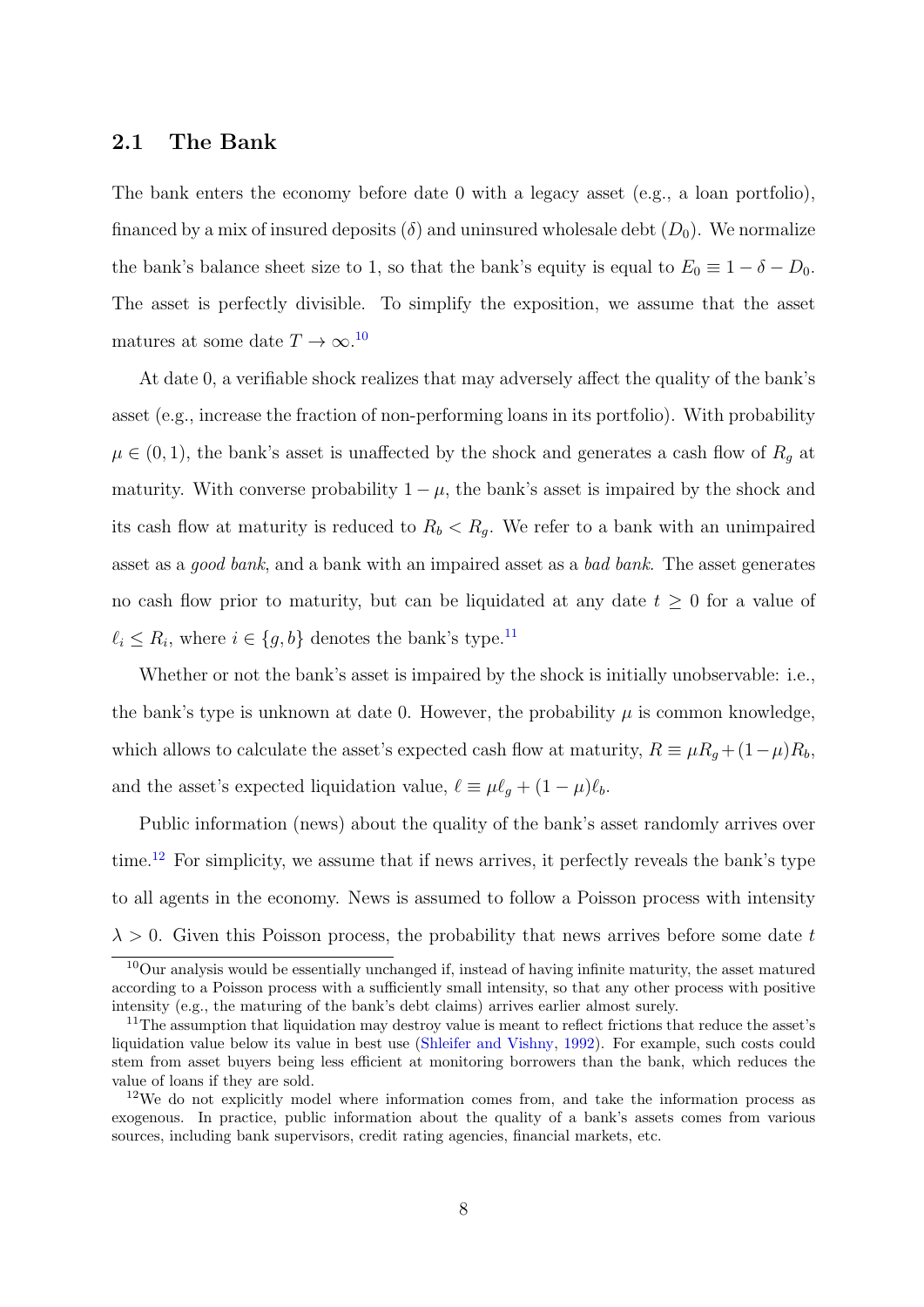## 2.1 The Bank

The bank enters the economy before date 0 with a legacy asset (e.g., a loan portfolio), financed by a mix of insured deposits ($\delta$) and uninsured wholesale debt ($D_0$). We normalize the bank's balance sheet size to 1, so that the bank's equity is equal to $E_0 \equiv 1 - \delta - D_0$. The asset is perfectly divisible. To simplify the exposition, we assume that the asset matures at some date $T \to \infty$.[10]

At date 0, a verifiable shock realizes that may adversely affect the quality of the bank's asset (e.g., increase the fraction of non-performing loans in its portfolio). With probability $\mu \in (0, 1)$, the bank's asset is unaffected by the shock and generates a cash flow of $R_g$ at maturity. With converse probability $1 - \mu$, the bank's asset is impaired by the shock and its cash flow at maturity is reduced to $R_b < R_g$. We refer to a bank with an unimpaired asset as a *good bank*, and a bank with an impaired asset as a *bad bank*. The asset generates no cash flow prior to maturity, but can be liquidated at any date $t \geq 0$ for a value of $\ell_i \leq R_i$, where $i \in \{g, b\}$ denotes the bank's type.[11]

Whether or not the bank's asset is impaired by the shock is initially unobservable: i.e., the bank's type is unknown at date 0. However, the probability $\mu$ is common knowledge, which allows to calculate the asset's expected cash flow at maturity, $R \equiv \mu R_g + (1-\mu)R_b$, and the asset's expected liquidation value, $\ell \equiv \mu \ell_g + (1 - \mu)\ell_b$.

Public information (news) about the quality of the bank's asset randomly arrives over time.[12] For simplicity, we assume that if news arrives, it perfectly reveals the bank's type to all agents in the economy. News is assumed to follow a Poisson process with intensity $\lambda > 0$. Given this Poisson process, the probability that news arrives before some date $t$

---

[10] Our analysis would be essentially unchanged if, instead of having infinite maturity, the asset matured according to a Poisson process with a sufficiently small intensity, so that any other process with positive intensity (e.g., the maturing of the bank's debt claims) arrives earlier almost surely.

[11] The assumption that liquidation may destroy value is meant to reflect frictions that reduce the asset's liquidation value below its value in best use (Shleifer and Vishny, 1992). For example, such costs could stem from asset buyers being less efficient at monitoring borrowers than the bank, which reduces the value of loans if they are sold.

[12] We do not explicitly model where information comes from, and take the information process as exogenous. In practice, public information about the quality of a bank's assets comes from various sources, including bank supervisors, credit rating agencies, financial markets, etc.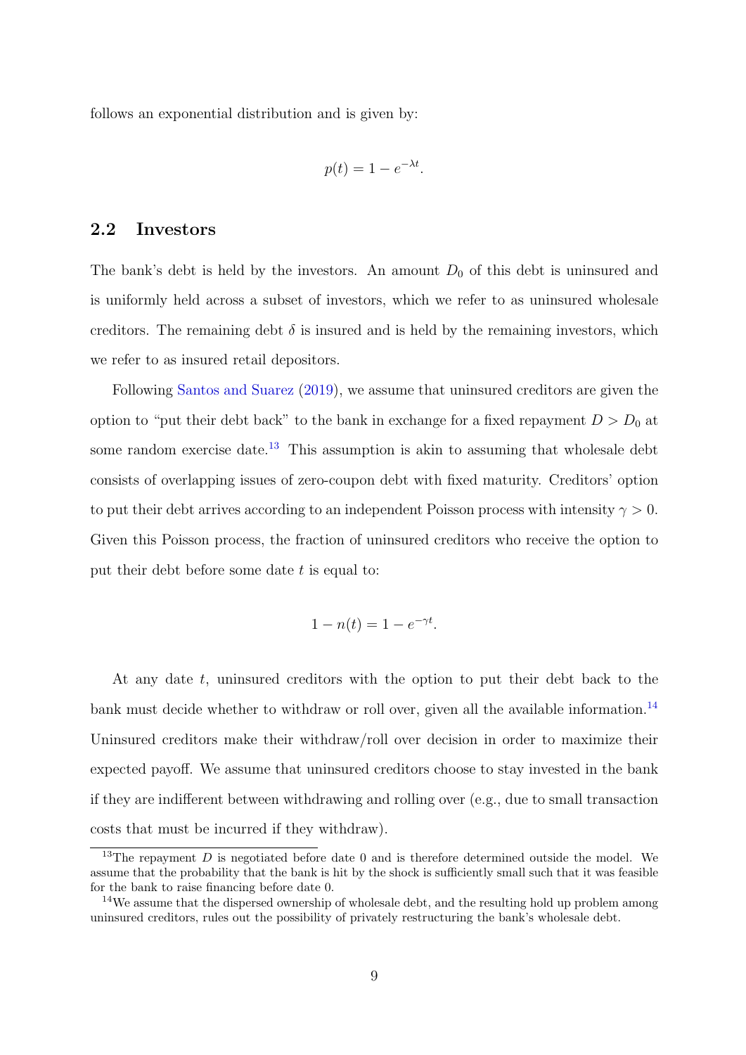follows an exponential distribution and is given by:

$$p(t) = 1 - e^{-\lambda t}.$$

## 2.2 Investors

The bank's debt is held by the investors. An amount $D_0$ of this debt is uninsured and is uniformly held across a subset of investors, which we refer to as uninsured wholesale creditors. The remaining debt $\delta$ is insured and is held by the remaining investors, which we refer to as insured retail depositors.

Following Santos and Suarez (2019), we assume that uninsured creditors are given the option to "put their debt back" to the bank in exchange for a fixed repayment $D > D_0$ at some random exercise date.[13] This assumption is akin to assuming that wholesale debt consists of overlapping issues of zero-coupon debt with fixed maturity. Creditors' option to put their debt arrives according to an independent Poisson process with intensity $\gamma > 0$. Given this Poisson process, the fraction of uninsured creditors who receive the option to put their debt before some date $t$ is equal to:

$$1 - n(t) = 1 - e^{-\gamma t}.$$

At any date $t$, uninsured creditors with the option to put their debt back to the bank must decide whether to withdraw or roll over, given all the available information.[14] Uninsured creditors make their withdraw/roll over decision in order to maximize their expected payoff. We assume that uninsured creditors choose to stay invested in the bank if they are indifferent between withdrawing and rolling over (e.g., due to small transaction costs that must be incurred if they withdraw).

[13] The repayment $D$ is negotiated before date 0 and is therefore determined outside the model. We assume that the probability that the bank is hit by the shock is sufficiently small such that it was feasible for the bank to raise financing before date 0.

[14] We assume that the dispersed ownership of wholesale debt, and the resulting hold up problem among uninsured creditors, rules out the possibility of privately restructuring the bank's wholesale debt.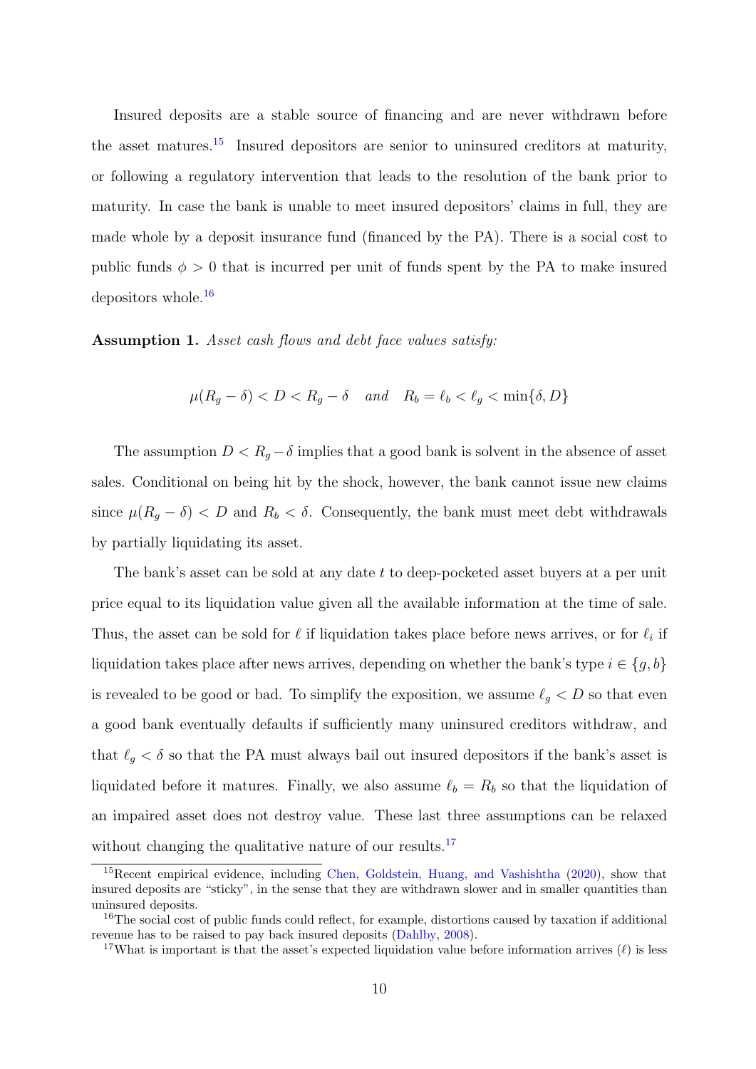Insured deposits are a stable source of financing and are never withdrawn before the asset matures.[15] Insured depositors are senior to uninsured creditors at maturity, or following a regulatory intervention that leads to the resolution of the bank prior to maturity. In case the bank is unable to meet insured depositors' claims in full, they are made whole by a deposit insurance fund (financed by the PA). There is a social cost to public funds $\phi > 0$ that is incurred per unit of funds spent by the PA to make insured depositors whole.[16]

**Assumption 1.** *Asset cash flows and debt face values satisfy:*

$$\mu(R_g - \delta) < D < R_g - \delta \quad \textit{and} \quad R_b = \ell_b < \ell_g < \min\{\delta, D\}$$

The assumption $D < R_g - \delta$ implies that a good bank is solvent in the absence of asset sales. Conditional on being hit by the shock, however, the bank cannot issue new claims since $\mu(R_g - \delta) < D$ and $R_b < \delta$. Consequently, the bank must meet debt withdrawals by partially liquidating its asset.

The bank's asset can be sold at any date $t$ to deep-pocketed asset buyers at a per unit price equal to its liquidation value given all the available information at the time of sale. Thus, the asset can be sold for $\ell$ if liquidation takes place before news arrives, or for $\ell_i$ if liquidation takes place after news arrives, depending on whether the bank's type $i \in \{g, b\}$ is revealed to be good or bad. To simplify the exposition, we assume $\ell_g < D$ so that even a good bank eventually defaults if sufficiently many uninsured creditors withdraw, and that $\ell_g < \delta$ so that the PA must always bail out insured depositors if the bank's asset is liquidated before it matures. Finally, we also assume $\ell_b = R_b$ so that the liquidation of an impaired asset does not destroy value. These last three assumptions can be relaxed without changing the qualitative nature of our results.[17]

[15] Recent empirical evidence, including Chen, Goldstein, Huang, and Vashishtha (2020), show that insured deposits are "sticky", in the sense that they are withdrawn slower and in smaller quantities than uninsured deposits.

[16] The social cost of public funds could reflect, for example, distortions caused by taxation if additional revenue has to be raised to pay back insured deposits (Dahlby, 2008).

[17] What is important is that the asset's expected liquidation value before information arrives ($\ell$) is less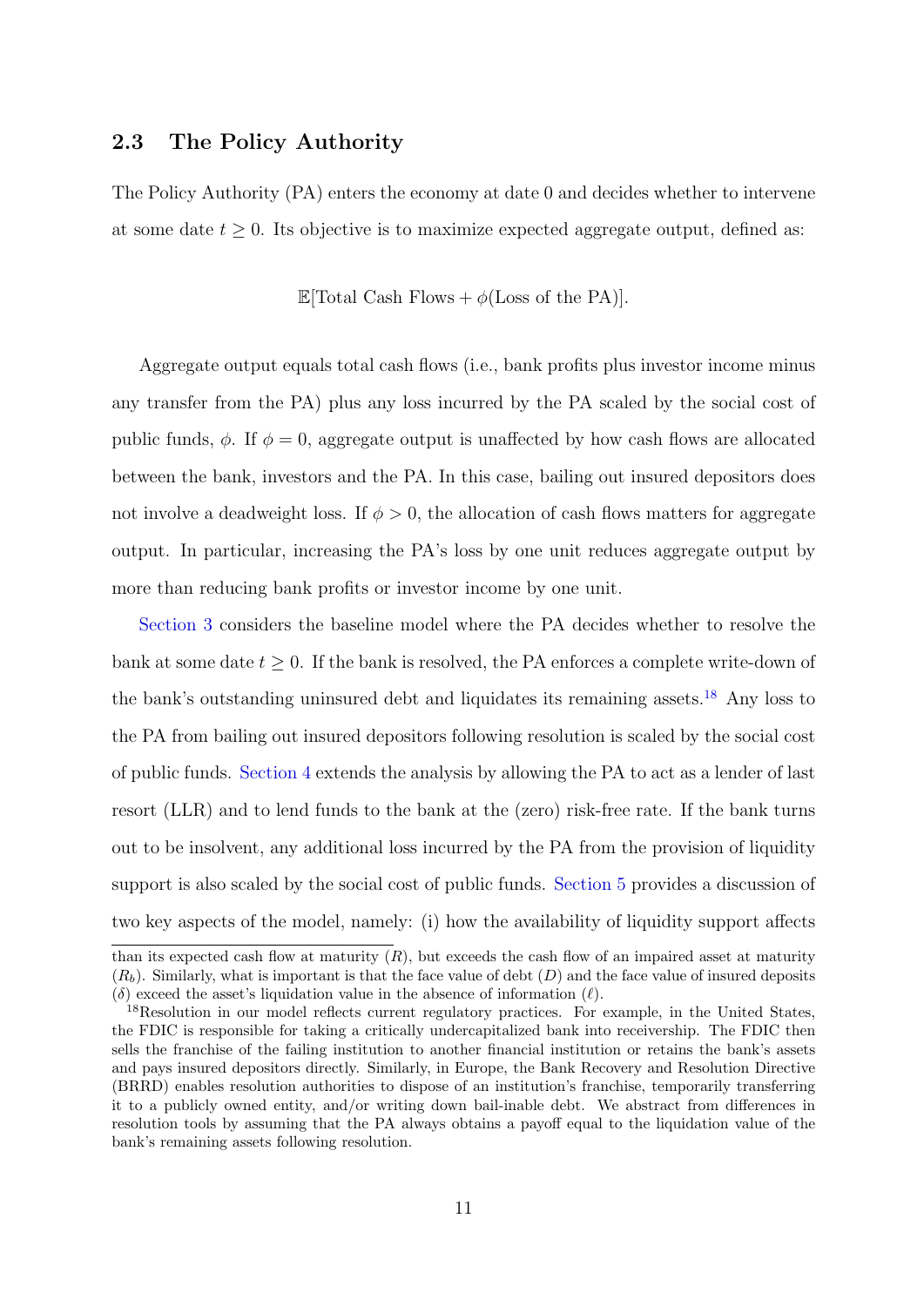### 2.3 The Policy Authority

The Policy Authority (PA) enters the economy at date 0 and decides whether to intervene at some date $t \geq 0$. Its objective is to maximize expected aggregate output, defined as:

$$\mathbb{E}[\text{Total Cash Flows} + \phi(\text{Loss of the PA})].$$

Aggregate output equals total cash flows (i.e., bank profits plus investor income minus any transfer from the PA) plus any loss incurred by the PA scaled by the social cost of public funds, $\phi$. If $\phi = 0$, aggregate output is unaffected by how cash flows are allocated between the bank, investors and the PA. In this case, bailing out insured depositors does not involve a deadweight loss. If $\phi > 0$, the allocation of cash flows matters for aggregate output. In particular, increasing the PA's loss by one unit reduces aggregate output by more than reducing bank profits or investor income by one unit.

Section 3 considers the baseline model where the PA decides whether to resolve the bank at some date $t \geq 0$. If the bank is resolved, the PA enforces a complete write-down of the bank's outstanding uninsured debt and liquidates its remaining assets.[18] Any loss to the PA from bailing out insured depositors following resolution is scaled by the social cost of public funds. Section 4 extends the analysis by allowing the PA to act as a lender of last resort (LLR) and to lend funds to the bank at the (zero) risk-free rate. If the bank turns out to be insolvent, any additional loss incurred by the PA from the provision of liquidity support is also scaled by the social cost of public funds. Section 5 provides a discussion of two key aspects of the model, namely: (i) how the availability of liquidity support affects

---

than its expected cash flow at maturity ($R$), but exceeds the cash flow of an impaired asset at maturity ($R_b$). Similarly, what is important is that the face value of debt ($D$) and the face value of insured deposits ($\delta$) exceed the asset's liquidation value in the absence of information ($\ell$).

[18]Resolution in our model reflects current regulatory practices. For example, in the United States, the FDIC is responsible for taking a critically undercapitalized bank into receivership. The FDIC then sells the franchise of the failing institution to another financial institution or retains the bank's assets and pays insured depositors directly. Similarly, in Europe, the Bank Recovery and Resolution Directive (BRRD) enables resolution authorities to dispose of an institution's franchise, temporarily transferring it to a publicly owned entity, and/or writing down bail-inable debt. We abstract from differences in resolution tools by assuming that the PA always obtains a payoff equal to the liquidation value of the bank's remaining assets following resolution.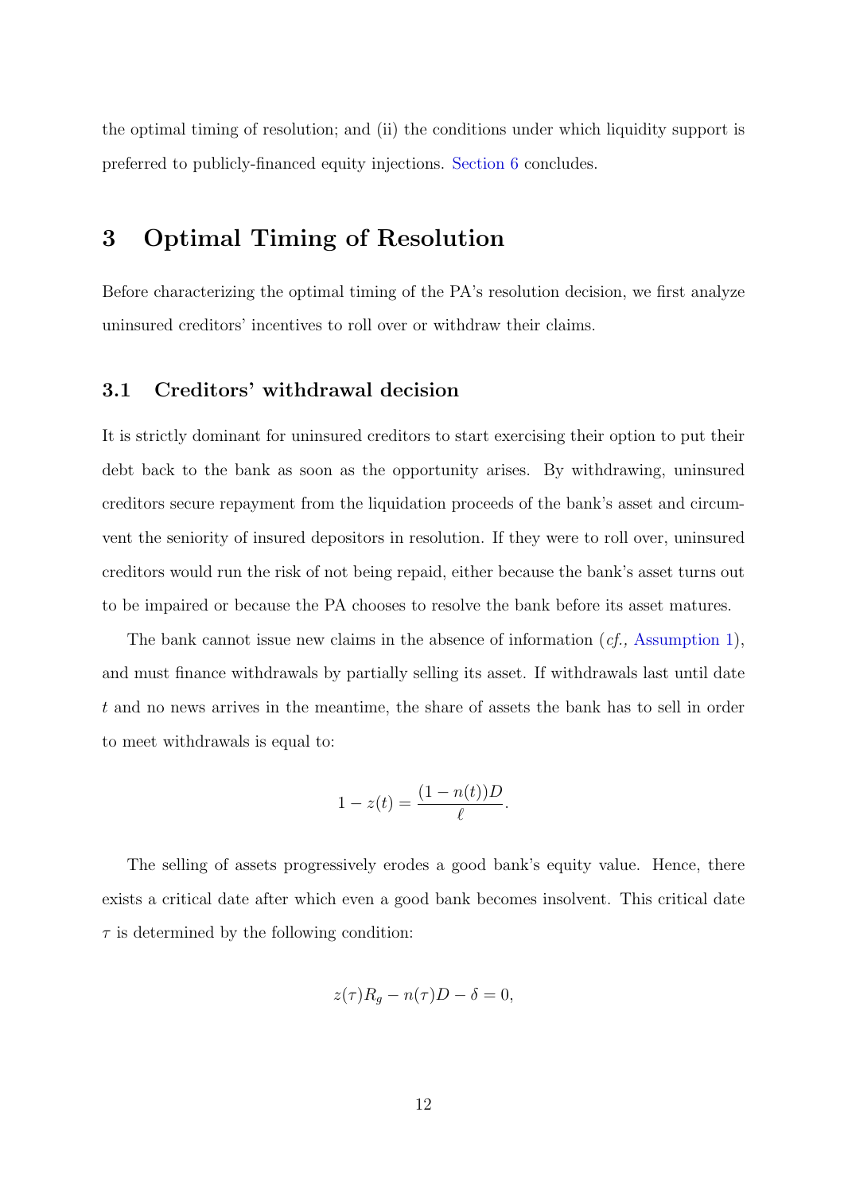the optimal timing of resolution; and (ii) the conditions under which liquidity support is preferred to publicly-financed equity injections. Section 6 concludes.

# 3 Optimal Timing of Resolution

Before characterizing the optimal timing of the PA's resolution decision, we first analyze uninsured creditors' incentives to roll over or withdraw their claims.

## 3.1 Creditors' withdrawal decision

It is strictly dominant for uninsured creditors to start exercising their option to put their debt back to the bank as soon as the opportunity arises. By withdrawing, uninsured creditors secure repayment from the liquidation proceeds of the bank's asset and circumvent the seniority of insured depositors in resolution. If they were to roll over, uninsured creditors would run the risk of not being repaid, either because the bank's asset turns out to be impaired or because the PA chooses to resolve the bank before its asset matures.

The bank cannot issue new claims in the absence of information (*cf.,* Assumption 1), and must finance withdrawals by partially selling its asset. If withdrawals last until date $t$ and no news arrives in the meantime, the share of assets the bank has to sell in order to meet withdrawals is equal to:

$$1 - z(t) = \frac{(1 - n(t))D}{\ell}.$$

The selling of assets progressively erodes a good bank's equity value. Hence, there exists a critical date after which even a good bank becomes insolvent. This critical date $\tau$ is determined by the following condition:

$$z(\tau)R_g - n(\tau)D - \delta = 0,$$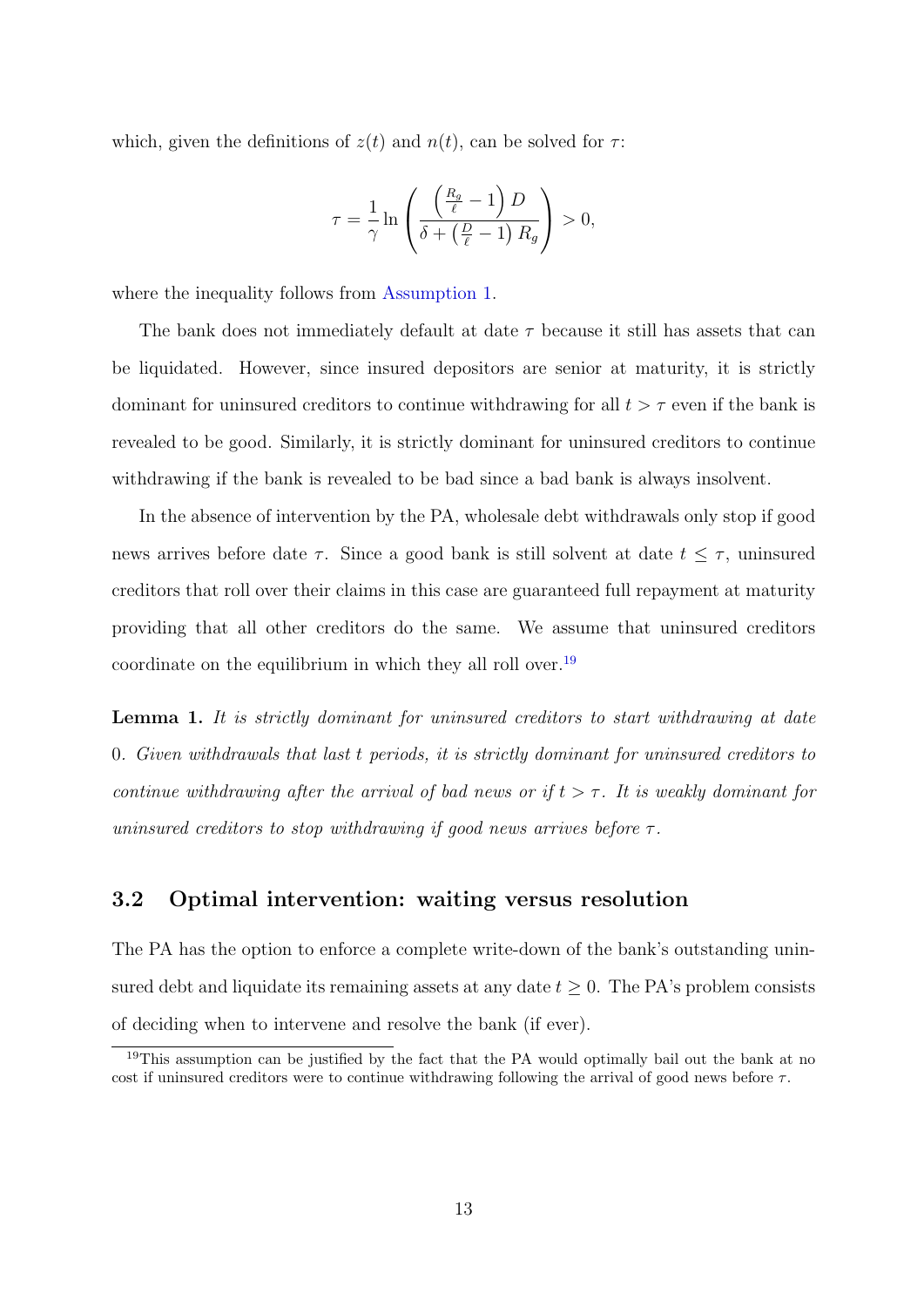which, given the definitions of $z(t)$ and $n(t)$, can be solved for $\tau$:

$$\tau = \frac{1}{\gamma} \ln \left( \frac{\left(\frac{R_g}{\ell} - 1\right) D}{\delta + \left(\frac{D}{\ell} - 1\right) R_g} \right) > 0,$$

where the inequality follows from Assumption 1.

The bank does not immediately default at date $\tau$ because it still has assets that can be liquidated. However, since insured depositors are senior at maturity, it is strictly dominant for uninsured creditors to continue withdrawing for all $t > \tau$ even if the bank is revealed to be good. Similarly, it is strictly dominant for uninsured creditors to continue withdrawing if the bank is revealed to be bad since a bad bank is always insolvent.

In the absence of intervention by the PA, wholesale debt withdrawals only stop if good news arrives before date $\tau$. Since a good bank is still solvent at date $t \leq \tau$, uninsured creditors that roll over their claims in this case are guaranteed full repayment at maturity providing that all other creditors do the same. We assume that uninsured creditors coordinate on the equilibrium in which they all roll over.[19]

**Lemma 1.** *It is strictly dominant for uninsured creditors to start withdrawing at date* $0$*. Given withdrawals that last* $t$ *periods, it is strictly dominant for uninsured creditors to continue withdrawing after the arrival of bad news or if* $t > \tau$*. It is weakly dominant for uninsured creditors to stop withdrawing if good news arrives before* $\tau$*.*

## 3.2 Optimal intervention: waiting versus resolution

The PA has the option to enforce a complete write-down of the bank's outstanding uninsured debt and liquidate its remaining assets at any date $t \geq 0$. The PA's problem consists of deciding when to intervene and resolve the bank (if ever).

[19] This assumption can be justified by the fact that the PA would optimally bail out the bank at no cost if uninsured creditors were to continue withdrawing following the arrival of good news before $\tau$.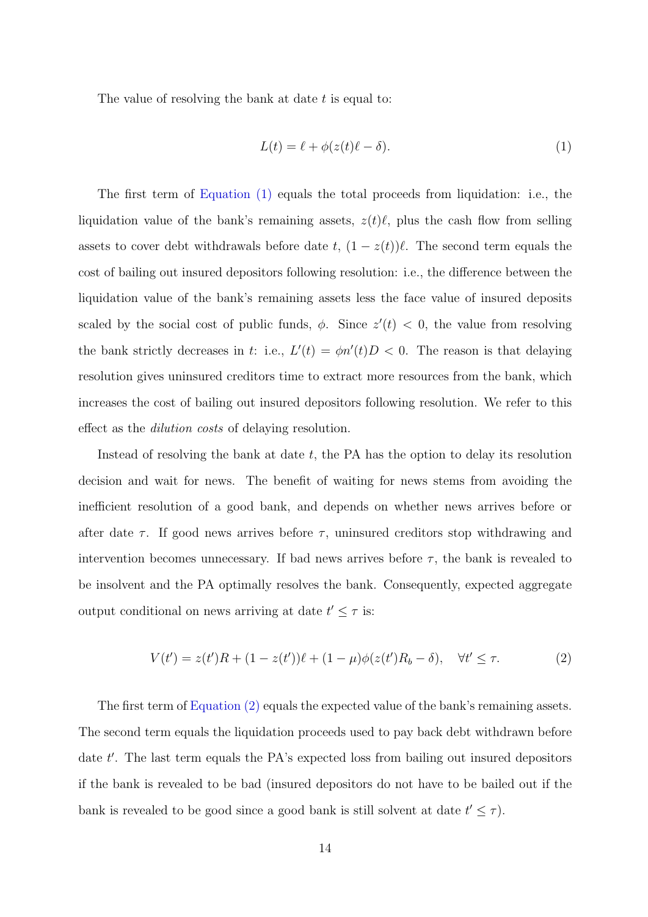The value of resolving the bank at date $t$ is equal to:

$$L(t) = \ell + \phi(z(t)\ell - \delta). \tag{1}$$

The first term of Equation (1) equals the total proceeds from liquidation: i.e., the liquidation value of the bank's remaining assets, $z(t)\ell$, plus the cash flow from selling assets to cover debt withdrawals before date $t$, $(1 - z(t))\ell$. The second term equals the cost of bailing out insured depositors following resolution: i.e., the difference between the liquidation value of the bank's remaining assets less the face value of insured deposits scaled by the social cost of public funds, $\phi$. Since $z'(t) < 0$, the value from resolving the bank strictly decreases in $t$: i.e., $L'(t) = \phi n'(t)D < 0$. The reason is that delaying resolution gives uninsured creditors time to extract more resources from the bank, which increases the cost of bailing out insured depositors following resolution. We refer to this effect as the *dilution costs* of delaying resolution.

Instead of resolving the bank at date $t$, the PA has the option to delay its resolution decision and wait for news. The benefit of waiting for news stems from avoiding the inefficient resolution of a good bank, and depends on whether news arrives before or after date $\tau$. If good news arrives before $\tau$, uninsured creditors stop withdrawing and intervention becomes unnecessary. If bad news arrives before $\tau$, the bank is revealed to be insolvent and the PA optimally resolves the bank. Consequently, expected aggregate output conditional on news arriving at date $t' \leq \tau$ is:

$$V(t') = z(t')R + (1 - z(t'))\ell + (1 - \mu)\phi(z(t')R_b - \delta), \quad \forall t' \leq \tau. \tag{2}$$

The first term of Equation (2) equals the expected value of the bank's remaining assets. The second term equals the liquidation proceeds used to pay back debt withdrawn before date $t'$. The last term equals the PA's expected loss from bailing out insured depositors if the bank is revealed to be bad (insured depositors do not have to be bailed out if the bank is revealed to be good since a good bank is still solvent at date $t' \leq \tau$).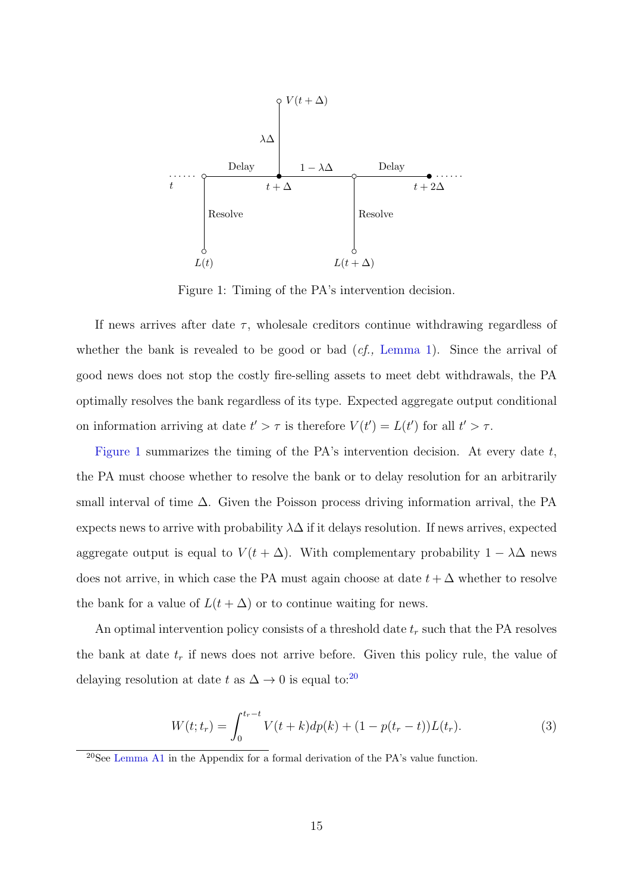Figure 1: Timing of the PA's intervention decision.

If news arrives after date $\tau$, wholesale creditors continue withdrawing regardless of whether the bank is revealed to be good or bad (*cf.,* Lemma 1). Since the arrival of good news does not stop the costly fire-selling assets to meet debt withdrawals, the PA optimally resolves the bank regardless of its type. Expected aggregate output conditional on information arriving at date $t' > \tau$ is therefore $V(t') = L(t')$ for all $t' > \tau$.

Figure 1 summarizes the timing of the PA's intervention decision. At every date $t$, the PA must choose whether to resolve the bank or to delay resolution for an arbitrarily small interval of time $\Delta$. Given the Poisson process driving information arrival, the PA expects news to arrive with probability $\lambda\Delta$ if it delays resolution. If news arrives, expected aggregate output is equal to $V(t + \Delta)$. With complementary probability $1 - \lambda\Delta$ news does not arrive, in which case the PA must again choose at date $t + \Delta$ whether to resolve the bank for a value of $L(t + \Delta)$ or to continue waiting for news.

An optimal intervention policy consists of a threshold date $t_r$ such that the PA resolves the bank at date $t_r$ if news does not arrive before. Given this policy rule, the value of delaying resolution at date $t$ as $\Delta \to 0$ is equal to:[20]

$$W(t; t_r) = \int_0^{t_r - t} V(t + k)dp(k) + (1 - p(t_r - t))L(t_r). \tag{3}$$

[20] See Lemma A1 in the Appendix for a formal derivation of the PA's value function.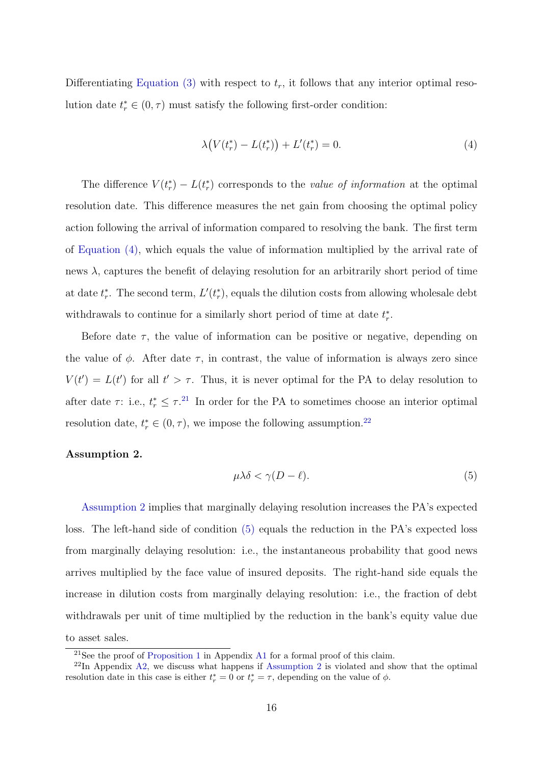Differentiating Equation (3) with respect to $t_r$, it follows that any interior optimal resolution date $t_r^* \in (0, \tau)$ must satisfy the following first-order condition:

$$\lambda\big(V(t_r^*) - L(t_r^*)\big) + L'(t_r^*) = 0. \tag{4}$$

The difference $V(t_r^*) - L(t_r^*)$ corresponds to the *value of information* at the optimal resolution date. This difference measures the net gain from choosing the optimal policy action following the arrival of information compared to resolving the bank. The first term of Equation (4), which equals the value of information multiplied by the arrival rate of news $\lambda$, captures the benefit of delaying resolution for an arbitrarily short period of time at date $t_r^*$. The second term, $L'(t_r^*)$, equals the dilution costs from allowing wholesale debt withdrawals to continue for a similarly short period of time at date $t_r^*$.

Before date $\tau$, the value of information can be positive or negative, depending on the value of $\phi$. After date $\tau$, in contrast, the value of information is always zero since $V(t') = L(t')$ for all $t' > \tau$. Thus, it is never optimal for the PA to delay resolution to after date $\tau$: i.e., $t_r^* \leq \tau$.[21] In order for the PA to sometimes choose an interior optimal resolution date, $t_r^* \in (0, \tau)$, we impose the following assumption.[22]

**Assumption 2.**

$$\mu\lambda\delta < \gamma(D - \ell). \tag{5}$$

Assumption 2 implies that marginally delaying resolution increases the PA's expected loss. The left-hand side of condition (5) equals the reduction in the PA's expected loss from marginally delaying resolution: i.e., the instantaneous probability that good news arrives multiplied by the face value of insured deposits. The right-hand side equals the increase in dilution costs from marginally delaying resolution: i.e., the fraction of debt withdrawals per unit of time multiplied by the reduction in the bank's equity value due to asset sales.

---

[21] See the proof of Proposition 1 in Appendix A1 for a formal proof of this claim.

[22] In Appendix A2, we discuss what happens if Assumption 2 is violated and show that the optimal resolution date in this case is either $t_r^* = 0$ or $t_r^* = \tau$, depending on the value of $\phi$.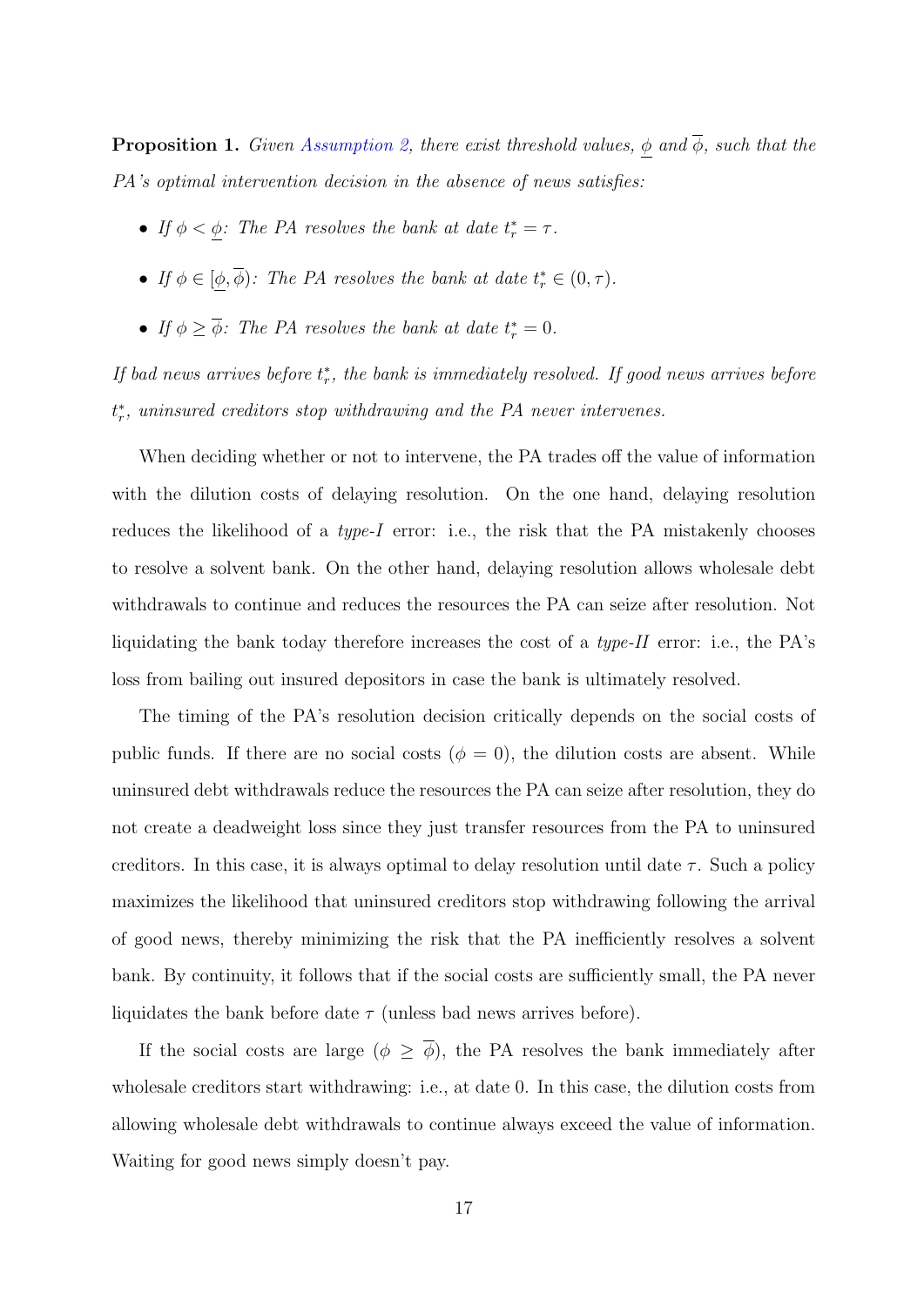**Proposition 1.** *Given Assumption 2, there exist threshold values, $\underline{\phi}$ and $\overline{\phi}$, such that the PA's optimal intervention decision in the absence of news satisfies:*

- *If $\phi < \underline{\phi}$: The PA resolves the bank at date $t_r^* = \tau$.*
- *If $\phi \in [\underline{\phi}, \overline{\phi})$: The PA resolves the bank at date $t_r^* \in (0, \tau)$.*
- *If $\phi \geq \overline{\phi}$: The PA resolves the bank at date $t_r^* = 0$.*

*If bad news arrives before $t_r^*$, the bank is immediately resolved. If good news arrives before $t_r^*$, uninsured creditors stop withdrawing and the PA never intervenes.*

When deciding whether or not to intervene, the PA trades off the value of information with the dilution costs of delaying resolution. On the one hand, delaying resolution reduces the likelihood of a *type-I* error: i.e., the risk that the PA mistakenly chooses to resolve a solvent bank. On the other hand, delaying resolution allows wholesale debt withdrawals to continue and reduces the resources the PA can seize after resolution. Not liquidating the bank today therefore increases the cost of a *type-II* error: i.e., the PA's loss from bailing out insured depositors in case the bank is ultimately resolved.

The timing of the PA's resolution decision critically depends on the social costs of public funds. If there are no social costs ($\phi = 0$), the dilution costs are absent. While uninsured debt withdrawals reduce the resources the PA can seize after resolution, they do not create a deadweight loss since they just transfer resources from the PA to uninsured creditors. In this case, it is always optimal to delay resolution until date $\tau$. Such a policy maximizes the likelihood that uninsured creditors stop withdrawing following the arrival of good news, thereby minimizing the risk that the PA inefficiently resolves a solvent bank. By continuity, it follows that if the social costs are sufficiently small, the PA never liquidates the bank before date $\tau$ (unless bad news arrives before).

If the social costs are large ($\phi \geq \overline{\phi}$), the PA resolves the bank immediately after wholesale creditors start withdrawing: i.e., at date 0. In this case, the dilution costs from allowing wholesale debt withdrawals to continue always exceed the value of information. Waiting for good news simply doesn't pay.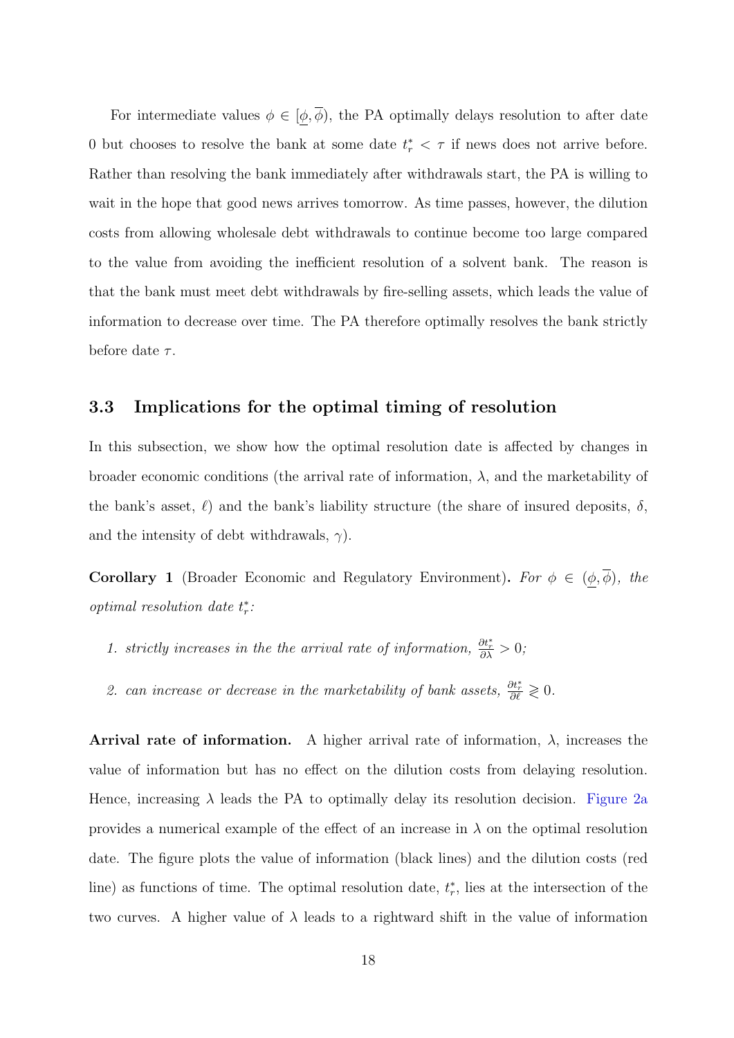For intermediate values $\phi \in [\underline{\phi}, \overline{\phi})$, the PA optimally delays resolution to after date 0 but chooses to resolve the bank at some date $t_r^* < \tau$ if news does not arrive before. Rather than resolving the bank immediately after withdrawals start, the PA is willing to wait in the hope that good news arrives tomorrow. As time passes, however, the dilution costs from allowing wholesale debt withdrawals to continue become too large compared to the value from avoiding the inefficient resolution of a solvent bank. The reason is that the bank must meet debt withdrawals by fire-selling assets, which leads the value of information to decrease over time. The PA therefore optimally resolves the bank strictly before date $\tau$.

### 3.3 Implications for the optimal timing of resolution

In this subsection, we show how the optimal resolution date is affected by changes in broader economic conditions (the arrival rate of information, $\lambda$, and the marketability of the bank's asset, $\ell$) and the bank's liability structure (the share of insured deposits, $\delta$, and the intensity of debt withdrawals, $\gamma$).

**Corollary 1** (Broader Economic and Regulatory Environment)**.** *For $\phi \in (\underline{\phi}, \overline{\phi})$, the optimal resolution date $t_r^*$:*

1. *strictly increases in the the arrival rate of information, $\frac{\partial t_r^*}{\partial \lambda} > 0$;*
2. *can increase or decrease in the marketability of bank assets, $\frac{\partial t_r^*}{\partial \ell} \gtrless 0$.*

**Arrival rate of information.** A higher arrival rate of information, $\lambda$, increases the value of information but has no effect on the dilution costs from delaying resolution. Hence, increasing $\lambda$ leads the PA to optimally delay its resolution decision. Figure 2a provides a numerical example of the effect of an increase in $\lambda$ on the optimal resolution date. The figure plots the value of information (black lines) and the dilution costs (red line) as functions of time. The optimal resolution date, $t_r^*$, lies at the intersection of the two curves. A higher value of $\lambda$ leads to a rightward shift in the value of information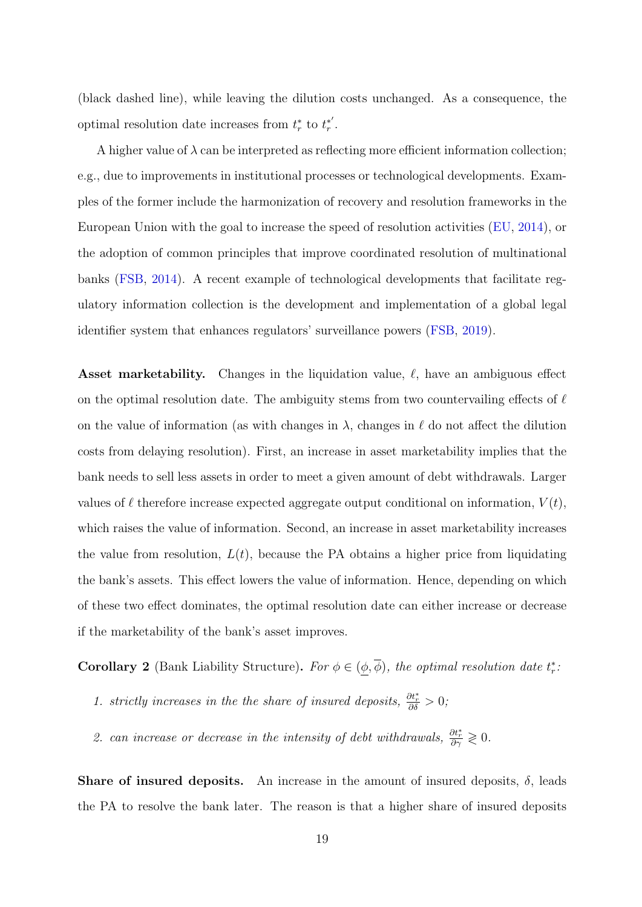(black dashed line), while leaving the dilution costs unchanged. As a consequence, the optimal resolution date increases from $t_r^*$ to $t_r^{*'}$.

A higher value of $\lambda$ can be interpreted as reflecting more efficient information collection; e.g., due to improvements in institutional processes or technological developments. Examples of the former include the harmonization of recovery and resolution frameworks in the European Union with the goal to increase the speed of resolution activities (EU, 2014), or the adoption of common principles that improve coordinated resolution of multinational banks (FSB, 2014). A recent example of technological developments that facilitate regulatory information collection is the development and implementation of a global legal identifier system that enhances regulators' surveillance powers (FSB, 2019).

**Asset marketability.** Changes in the liquidation value, $\ell$, have an ambiguous effect on the optimal resolution date. The ambiguity stems from two countervailing effects of $\ell$ on the value of information (as with changes in $\lambda$, changes in $\ell$ do not affect the dilution costs from delaying resolution). First, an increase in asset marketability implies that the bank needs to sell less assets in order to meet a given amount of debt withdrawals. Larger values of $\ell$ therefore increase expected aggregate output conditional on information, $V(t)$, which raises the value of information. Second, an increase in asset marketability increases the value from resolution, $L(t)$, because the PA obtains a higher price from liquidating the bank's assets. This effect lowers the value of information. Hence, depending on which of these two effect dominates, the optimal resolution date can either increase or decrease if the marketability of the bank's asset improves.

**Corollary 2** (Bank Liability Structure)**.** *For $\phi \in (\underline{\phi}, \overline{\phi})$, the optimal resolution date $t_r^*$:*

1. *strictly increases in the the share of insured deposits, $\frac{\partial t_r^*}{\partial \delta} > 0$;*
2. *can increase or decrease in the intensity of debt withdrawals, $\frac{\partial t_r^*}{\partial \gamma} \gtrless 0$.*

**Share of insured deposits.** An increase in the amount of insured deposits, $\delta$, leads the PA to resolve the bank later. The reason is that a higher share of insured deposits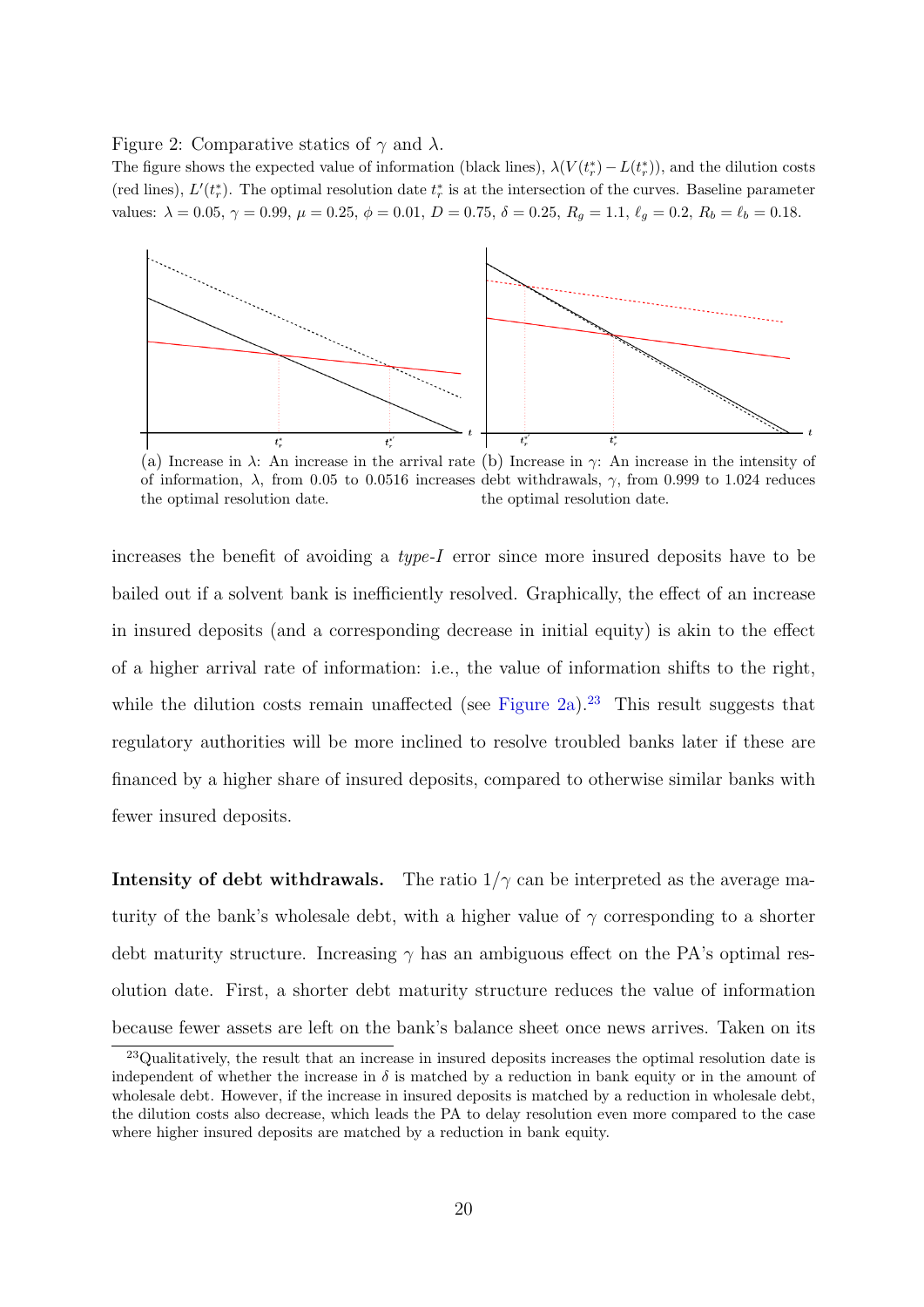Figure 2: Comparative statics of $\gamma$ and $\lambda$.

The figure shows the expected value of information (black lines), $\lambda(V(t_r^*) - L(t_r^*))$, and the dilution costs (red lines), $L'(t_r^*)$. The optimal resolution date $t_r^*$ is at the intersection of the curves. Baseline parameter values: $\lambda = 0.05$, $\gamma = 0.99$, $\mu = 0.25$, $\phi = 0.01$, $D = 0.75$, $\delta = 0.25$, $R_g = 1.1$, $\ell_g = 0.2$, $R_b = \ell_b = 0.18$.

(a) Increase in $\lambda$: An increase in the arrival rate of information, $\lambda$, from 0.05 to 0.0516 increases the optimal resolution date.

(b) Increase in $\gamma$: An increase in the intensity of debt withdrawals, $\gamma$, from 0.999 to 1.024 reduces the optimal resolution date.

increases the benefit of avoiding a *type-I* error since more insured deposits have to be bailed out if a solvent bank is inefficiently resolved. Graphically, the effect of an increase in insured deposits (and a corresponding decrease in initial equity) is akin to the effect of a higher arrival rate of information: i.e., the value of information shifts to the right, while the dilution costs remain unaffected (see Figure 2a).[23] This result suggests that regulatory authorities will be more inclined to resolve troubled banks later if these are financed by a higher share of insured deposits, compared to otherwise similar banks with fewer insured deposits.

**Intensity of debt withdrawals.** The ratio $1/\gamma$ can be interpreted as the average maturity of the bank's wholesale debt, with a higher value of $\gamma$ corresponding to a shorter debt maturity structure. Increasing $\gamma$ has an ambiguous effect on the PA's optimal resolution date. First, a shorter debt maturity structure reduces the value of information because fewer assets are left on the bank's balance sheet once news arrives. Taken on its

[23] Qualitatively, the result that an increase in insured deposits increases the optimal resolution date is independent of whether the increase in $\delta$ is matched by a reduction in bank equity or in the amount of wholesale debt. However, if the increase in insured deposits is matched by a reduction in wholesale debt, the dilution costs also decrease, which leads the PA to delay resolution even more compared to the case where higher insured deposits are matched by a reduction in bank equity.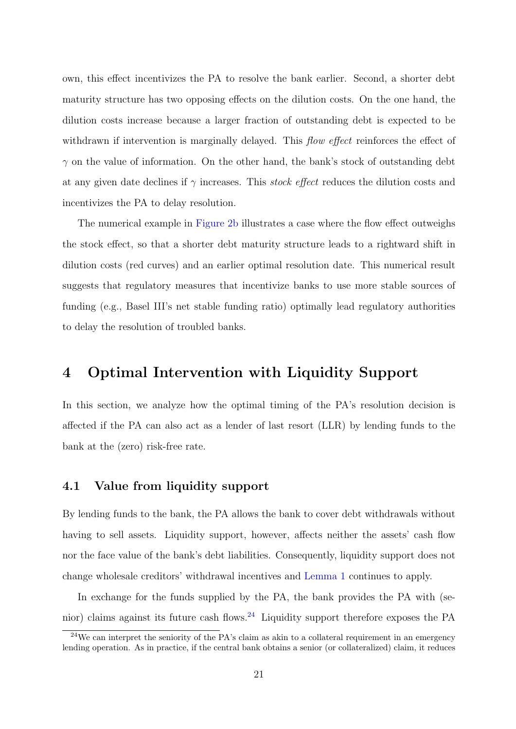own, this effect incentivizes the PA to resolve the bank earlier. Second, a shorter debt maturity structure has two opposing effects on the dilution costs. On the one hand, the dilution costs increase because a larger fraction of outstanding debt is expected to be withdrawn if intervention is marginally delayed. This *flow effect* reinforces the effect of $\gamma$ on the value of information. On the other hand, the bank's stock of outstanding debt at any given date declines if $\gamma$ increases. This *stock effect* reduces the dilution costs and incentivizes the PA to delay resolution.

The numerical example in Figure 2b illustrates a case where the flow effect outweighs the stock effect, so that a shorter debt maturity structure leads to a rightward shift in dilution costs (red curves) and an earlier optimal resolution date. This numerical result suggests that regulatory measures that incentivize banks to use more stable sources of funding (e.g., Basel III's net stable funding ratio) optimally lead regulatory authorities to delay the resolution of troubled banks.

# 4 Optimal Intervention with Liquidity Support

In this section, we analyze how the optimal timing of the PA's resolution decision is affected if the PA can also act as a lender of last resort (LLR) by lending funds to the bank at the (zero) risk-free rate.

## 4.1 Value from liquidity support

By lending funds to the bank, the PA allows the bank to cover debt withdrawals without having to sell assets. Liquidity support, however, affects neither the assets' cash flow nor the face value of the bank's debt liabilities. Consequently, liquidity support does not change wholesale creditors' withdrawal incentives and Lemma 1 continues to apply.

In exchange for the funds supplied by the PA, the bank provides the PA with (senior) claims against its future cash flows.[24] Liquidity support therefore exposes the PA

[24] We can interpret the seniority of the PA's claim as akin to a collateral requirement in an emergency lending operation. As in practice, if the central bank obtains a senior (or collateralized) claim, it reduces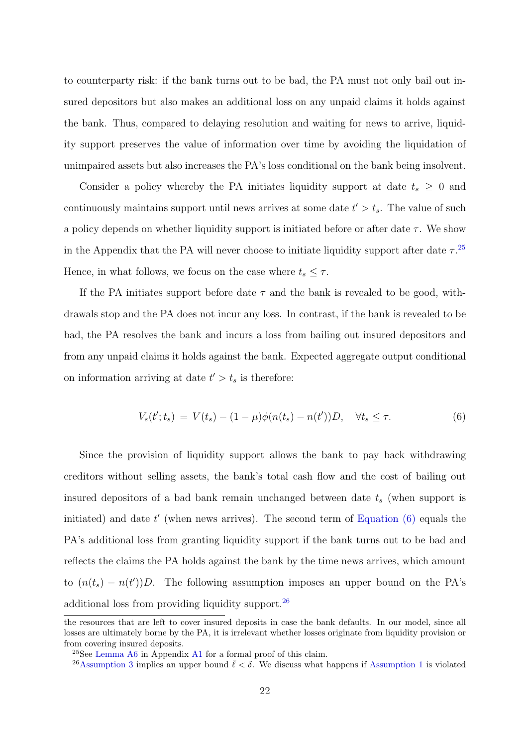to counterparty risk: if the bank turns out to be bad, the PA must not only bail out insured depositors but also makes an additional loss on any unpaid claims it holds against the bank. Thus, compared to delaying resolution and waiting for news to arrive, liquidity support preserves the value of information over time by avoiding the liquidation of unimpaired assets but also increases the PA's loss conditional on the bank being insolvent.

Consider a policy whereby the PA initiates liquidity support at date $t_s \geq 0$ and continuously maintains support until news arrives at some date $t' > t_s$. The value of such a policy depends on whether liquidity support is initiated before or after date $\tau$. We show in the Appendix that the PA will never choose to initiate liquidity support after date $\tau$.[25] Hence, in what follows, we focus on the case where $t_s \leq \tau$.

If the PA initiates support before date $\tau$ and the bank is revealed to be good, withdrawals stop and the PA does not incur any loss. In contrast, if the bank is revealed to be bad, the PA resolves the bank and incurs a loss from bailing out insured depositors and from any unpaid claims it holds against the bank. Expected aggregate output conditional on information arriving at date $t' > t_s$ is therefore:

$$V_s(t'; t_s) \;=\; V(t_s) - (1-\mu)\phi(n(t_s) - n(t'))D, \quad \forall t_s \leq \tau. \tag{6}$$

Since the provision of liquidity support allows the bank to pay back withdrawing creditors without selling assets, the bank's total cash flow and the cost of bailing out insured depositors of a bad bank remain unchanged between date $t_s$ (when support is initiated) and date $t'$ (when news arrives). The second term of Equation (6) equals the PA's additional loss from granting liquidity support if the bank turns out to be bad and reflects the claims the PA holds against the bank by the time news arrives, which amount to $(n(t_s) - n(t'))D$. The following assumption imposes an upper bound on the PA's additional loss from providing liquidity support.[26]

---

the resources that are left to cover insured deposits in case the bank defaults. In our model, since all losses are ultimately borne by the PA, it is irrelevant whether losses originate from liquidity provision or from covering insured deposits.

[25] See Lemma A6 in Appendix A1 for a formal proof of this claim.

[26] Assumption 3 implies an upper bound $\bar{\ell} < \delta$. We discuss what happens if Assumption 1 is violated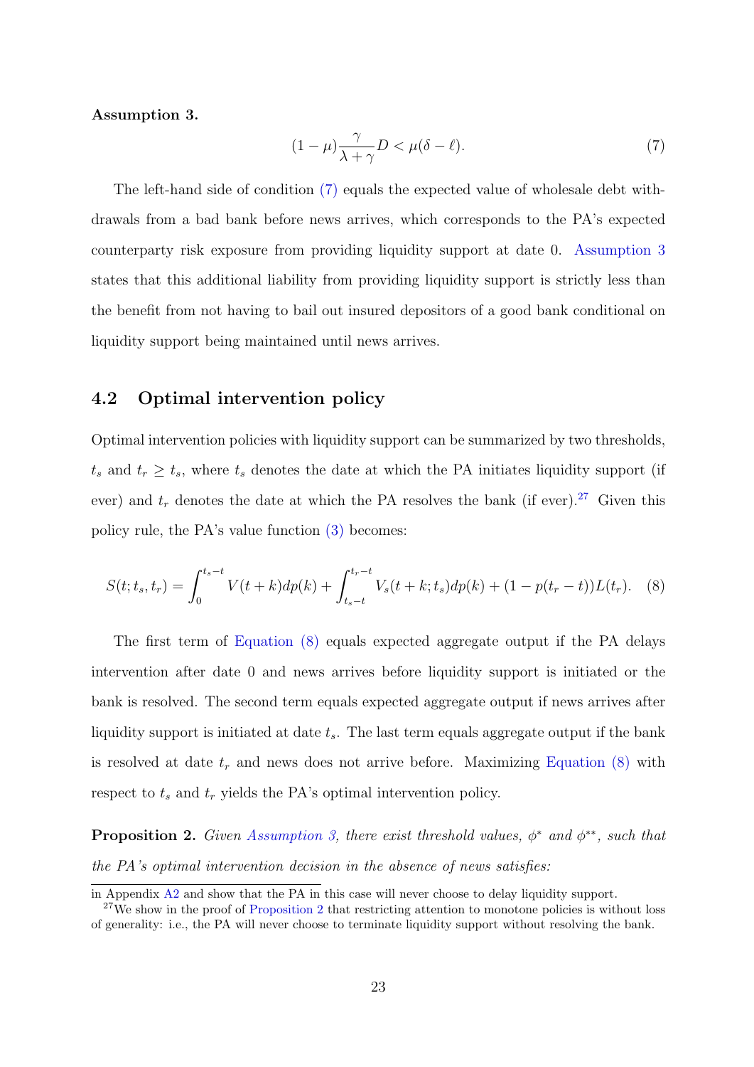**Assumption 3.**

$$(1-\mu)\frac{\gamma}{\lambda+\gamma}D < \mu(\delta-\ell). \tag{7}$$

The left-hand side of condition (7) equals the expected value of wholesale debt withdrawals from a bad bank before news arrives, which corresponds to the PA's expected counterparty risk exposure from providing liquidity support at date 0. Assumption 3 states that this additional liability from providing liquidity support is strictly less than the benefit from not having to bail out insured depositors of a good bank conditional on liquidity support being maintained until news arrives.

## 4.2 Optimal intervention policy

Optimal intervention policies with liquidity support can be summarized by two thresholds, $t_s$ and $t_r \geq t_s$, where $t_s$ denotes the date at which the PA initiates liquidity support (if ever) and $t_r$ denotes the date at which the PA resolves the bank (if ever).[27] Given this policy rule, the PA's value function (3) becomes:

$$S(t;t_s,t_r) = \int_0^{t_s-t} V(t+k)dp(k) + \int_{t_s-t}^{t_r-t} V_s(t+k;t_s)dp(k) + (1-p(t_r-t))L(t_r). \tag{8}$$

The first term of Equation (8) equals expected aggregate output if the PA delays intervention after date 0 and news arrives before liquidity support is initiated or the bank is resolved. The second term equals expected aggregate output if news arrives after liquidity support is initiated at date $t_s$. The last term equals aggregate output if the bank is resolved at date $t_r$ and news does not arrive before. Maximizing Equation (8) with respect to $t_s$ and $t_r$ yields the PA's optimal intervention policy.

**Proposition 2.** *Given Assumption 3, there exist threshold values, $\phi^*$ and $\phi^{**}$, such that the PA's optimal intervention decision in the absence of news satisfies:*

in Appendix A2 and show that the PA in this case will never choose to delay liquidity support.

[27] We show in the proof of Proposition 2 that restricting attention to monotone policies is without loss of generality: i.e., the PA will never choose to terminate liquidity support without resolving the bank.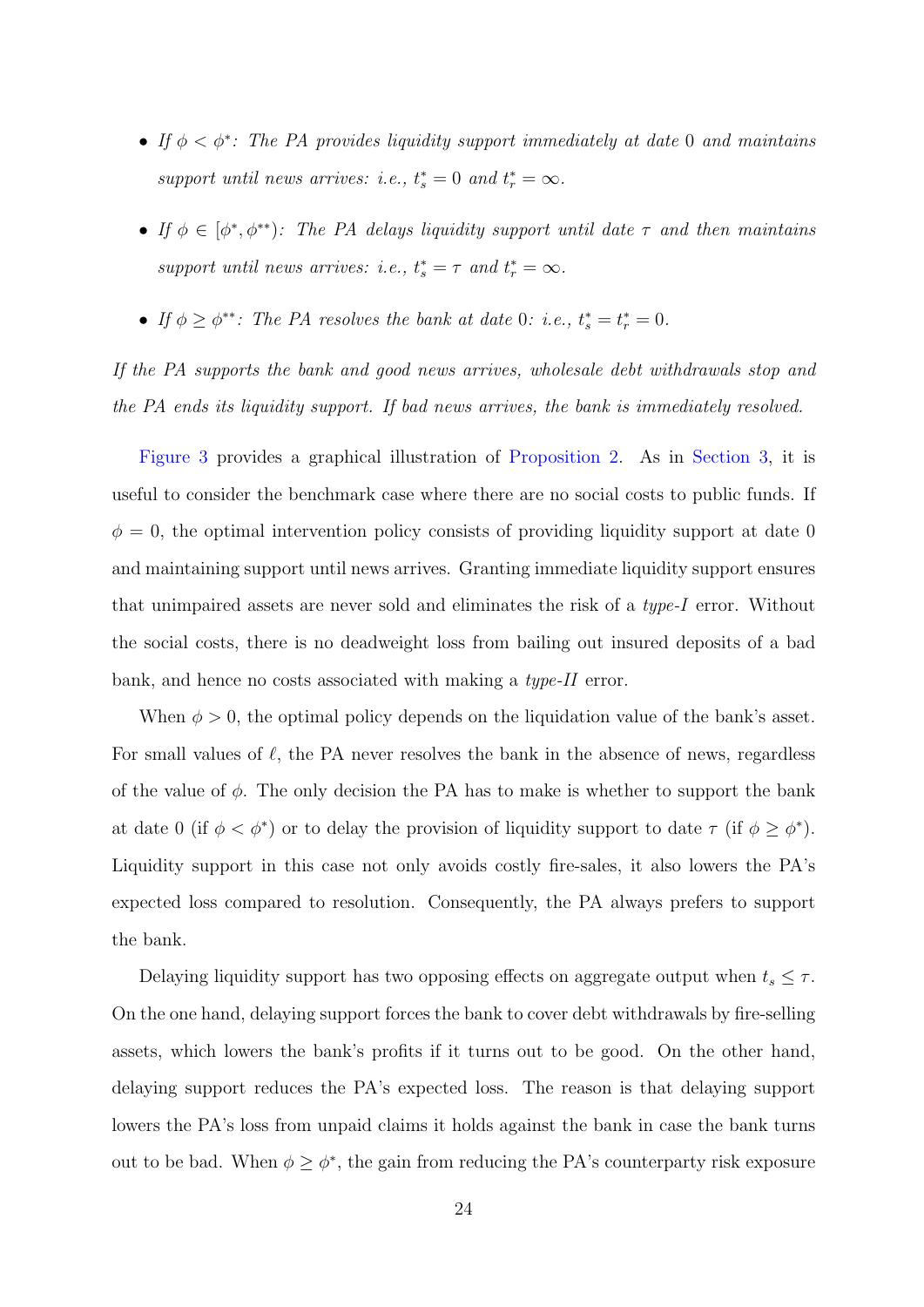- *If $\phi < \phi^*$: The PA provides liquidity support immediately at date 0 and maintains support until news arrives: i.e., $t_s^* = 0$ and $t_r^* = \infty$.*
- *If $\phi \in [\phi^*, \phi^{**})$: The PA delays liquidity support until date $\tau$ and then maintains support until news arrives: i.e., $t_s^* = \tau$ and $t_r^* = \infty$.*
- *If $\phi \geq \phi^{**}$: The PA resolves the bank at date 0: i.e., $t_s^* = t_r^* = 0$.*

*If the PA supports the bank and good news arrives, wholesale debt withdrawals stop and the PA ends its liquidity support. If bad news arrives, the bank is immediately resolved.*

Figure 3 provides a graphical illustration of Proposition 2. As in Section 3, it is useful to consider the benchmark case where there are no social costs to public funds. If $\phi = 0$, the optimal intervention policy consists of providing liquidity support at date 0 and maintaining support until news arrives. Granting immediate liquidity support ensures that unimpaired assets are never sold and eliminates the risk of a *type-I* error. Without the social costs, there is no deadweight loss from bailing out insured deposits of a bad bank, and hence no costs associated with making a *type-II* error.

When $\phi > 0$, the optimal policy depends on the liquidation value of the bank's asset. For small values of $\ell$, the PA never resolves the bank in the absence of news, regardless of the value of $\phi$. The only decision the PA has to make is whether to support the bank at date 0 (if $\phi < \phi^*$) or to delay the provision of liquidity support to date $\tau$ (if $\phi \geq \phi^*$). Liquidity support in this case not only avoids costly fire-sales, it also lowers the PA's expected loss compared to resolution. Consequently, the PA always prefers to support the bank.

Delaying liquidity support has two opposing effects on aggregate output when $t_s \leq \tau$. On the one hand, delaying support forces the bank to cover debt withdrawals by fire-selling assets, which lowers the bank's profits if it turns out to be good. On the other hand, delaying support reduces the PA's expected loss. The reason is that delaying support lowers the PA's loss from unpaid claims it holds against the bank in case the bank turns out to be bad. When $\phi \geq \phi^*$, the gain from reducing the PA's counterparty risk exposure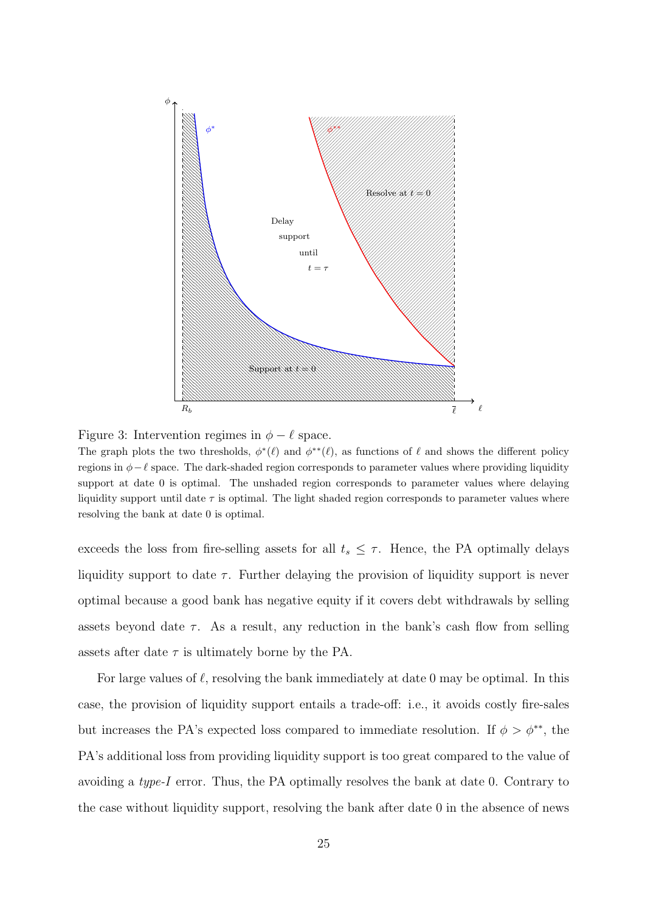Figure 3: Intervention regimes in $\phi - \ell$ space.

The graph plots the two thresholds, $\phi^*(\ell)$ and $\phi^{**}(\ell)$, as functions of $\ell$ and shows the different policy regions in $\phi - \ell$ space. The dark-shaded region corresponds to parameter values where providing liquidity support at date 0 is optimal. The unshaded region corresponds to parameter values where delaying liquidity support until date $\tau$ is optimal. The light shaded region corresponds to parameter values where resolving the bank at date 0 is optimal.

exceeds the loss from fire-selling assets for all $t_s \leq \tau$. Hence, the PA optimally delays liquidity support to date $\tau$. Further delaying the provision of liquidity support is never optimal because a good bank has negative equity if it covers debt withdrawals by selling assets beyond date $\tau$. As a result, any reduction in the bank's cash flow from selling assets after date $\tau$ is ultimately borne by the PA.

For large values of $\ell$, resolving the bank immediately at date 0 may be optimal. In this case, the provision of liquidity support entails a trade-off: i.e., it avoids costly fire-sales but increases the PA's expected loss compared to immediate resolution. If $\phi > \phi^{**}$, the PA's additional loss from providing liquidity support is too great compared to the value of avoiding a *type-I* error. Thus, the PA optimally resolves the bank at date 0. Contrary to the case without liquidity support, resolving the bank after date 0 in the absence of news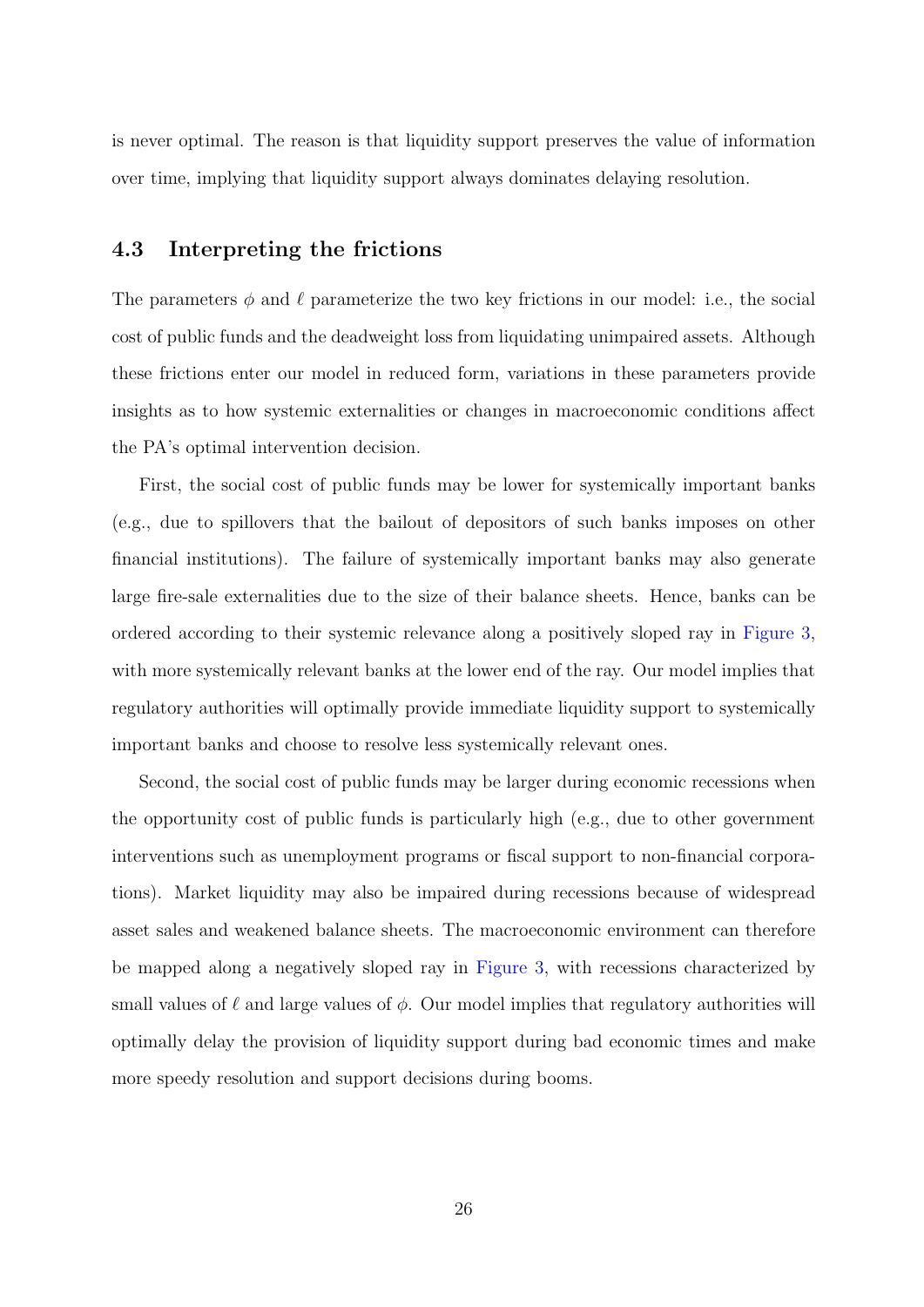is never optimal. The reason is that liquidity support preserves the value of information over time, implying that liquidity support always dominates delaying resolution.

### 4.3 Interpreting the frictions

The parameters $\phi$ and $\ell$ parameterize the two key frictions in our model: i.e., the social cost of public funds and the deadweight loss from liquidating unimpaired assets. Although these frictions enter our model in reduced form, variations in these parameters provide insights as to how systemic externalities or changes in macroeconomic conditions affect the PA's optimal intervention decision.

First, the social cost of public funds may be lower for systemically important banks (e.g., due to spillovers that the bailout of depositors of such banks imposes on other financial institutions). The failure of systemically important banks may also generate large fire-sale externalities due to the size of their balance sheets. Hence, banks can be ordered according to their systemic relevance along a positively sloped ray in Figure 3, with more systemically relevant banks at the lower end of the ray. Our model implies that regulatory authorities will optimally provide immediate liquidity support to systemically important banks and choose to resolve less systemically relevant ones.

Second, the social cost of public funds may be larger during economic recessions when the opportunity cost of public funds is particularly high (e.g., due to other government interventions such as unemployment programs or fiscal support to non-financial corporations). Market liquidity may also be impaired during recessions because of widespread asset sales and weakened balance sheets. The macroeconomic environment can therefore be mapped along a negatively sloped ray in Figure 3, with recessions characterized by small values of $\ell$ and large values of $\phi$. Our model implies that regulatory authorities will optimally delay the provision of liquidity support during bad economic times and make more speedy resolution and support decisions during booms.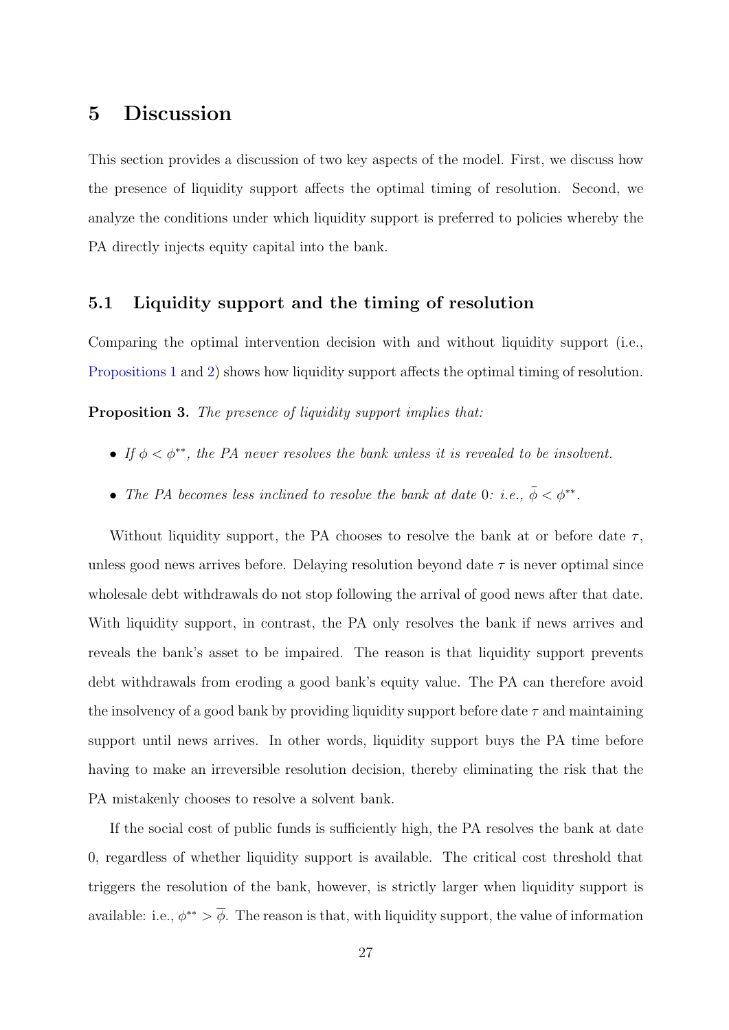## 5 Discussion

This section provides a discussion of two key aspects of the model. First, we discuss how the presence of liquidity support affects the optimal timing of resolution. Second, we analyze the conditions under which liquidity support is preferred to policies whereby the PA directly injects equity capital into the bank.

### 5.1 Liquidity support and the timing of resolution

Comparing the optimal intervention decision with and without liquidity support (i.e., Propositions 1 and 2) shows how liquidity support affects the optimal timing of resolution.

**Proposition 3.** *The presence of liquidity support implies that:*

- *If $\phi < \phi^{**}$, the PA never resolves the bank unless it is revealed to be insolvent.*
- *The PA becomes less inclined to resolve the bank at date 0: i.e., $\bar{\phi} < \phi^{**}$.*

Without liquidity support, the PA chooses to resolve the bank at or before date $\tau$, unless good news arrives before. Delaying resolution beyond date $\tau$ is never optimal since wholesale debt withdrawals do not stop following the arrival of good news after that date. With liquidity support, in contrast, the PA only resolves the bank if news arrives and reveals the bank's asset to be impaired. The reason is that liquidity support prevents debt withdrawals from eroding a good bank's equity value. The PA can therefore avoid the insolvency of a good bank by providing liquidity support before date $\tau$ and maintaining support until news arrives. In other words, liquidity support buys the PA time before having to make an irreversible resolution decision, thereby eliminating the risk that the PA mistakenly chooses to resolve a solvent bank.

If the social cost of public funds is sufficiently high, the PA resolves the bank at date 0, regardless of whether liquidity support is available. The critical cost threshold that triggers the resolution of the bank, however, is strictly larger when liquidity support is available: i.e., $\phi^{**} > \overline{\phi}$. The reason is that, with liquidity support, the value of information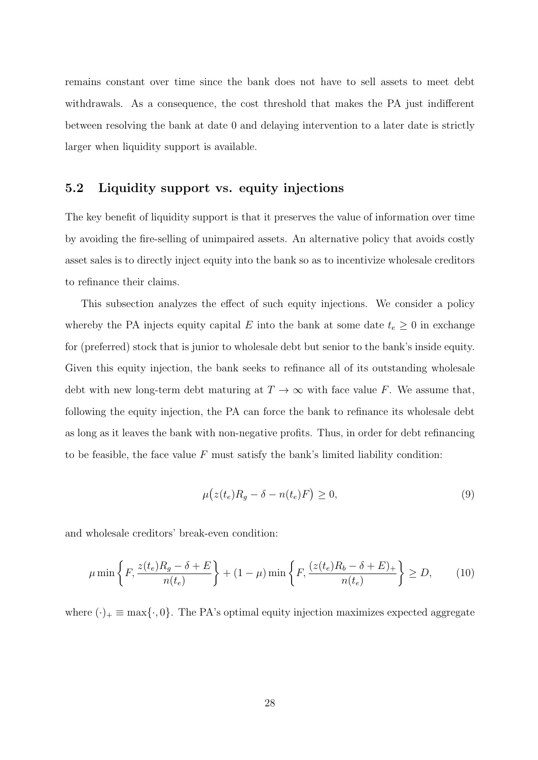remains constant over time since the bank does not have to sell assets to meet debt withdrawals. As a consequence, the cost threshold that makes the PA just indifferent between resolving the bank at date 0 and delaying intervention to a later date is strictly larger when liquidity support is available.

### 5.2 Liquidity support vs. equity injections

The key benefit of liquidity support is that it preserves the value of information over time by avoiding the fire-selling of unimpaired assets. An alternative policy that avoids costly asset sales is to directly inject equity into the bank so as to incentivize wholesale creditors to refinance their claims.

This subsection analyzes the effect of such equity injections. We consider a policy whereby the PA injects equity capital $E$ into the bank at some date $t_e \geq 0$ in exchange for (preferred) stock that is junior to wholesale debt but senior to the bank's inside equity. Given this equity injection, the bank seeks to refinance all of its outstanding wholesale debt with new long-term debt maturing at $T \to \infty$ with face value $F$. We assume that, following the equity injection, the PA can force the bank to refinance its wholesale debt as long as it leaves the bank with non-negative profits. Thus, in order for debt refinancing to be feasible, the face value $F$ must satisfy the bank's limited liability condition:

$$\mu\big(z(t_e)R_g - \delta - n(t_e)F\big) \geq 0, \tag{9}$$

and wholesale creditors' break-even condition:

$$\mu \min\left\{F, \frac{z(t_e)R_g - \delta + E}{n(t_e)}\right\} + (1-\mu)\min\left\{F, \frac{(z(t_e)R_b - \delta + E)_+}{n(t_e)}\right\} \geq D, \tag{10}$$

where $(\cdot)_+ \equiv \max\{\cdot, 0\}$. The PA's optimal equity injection maximizes expected aggregate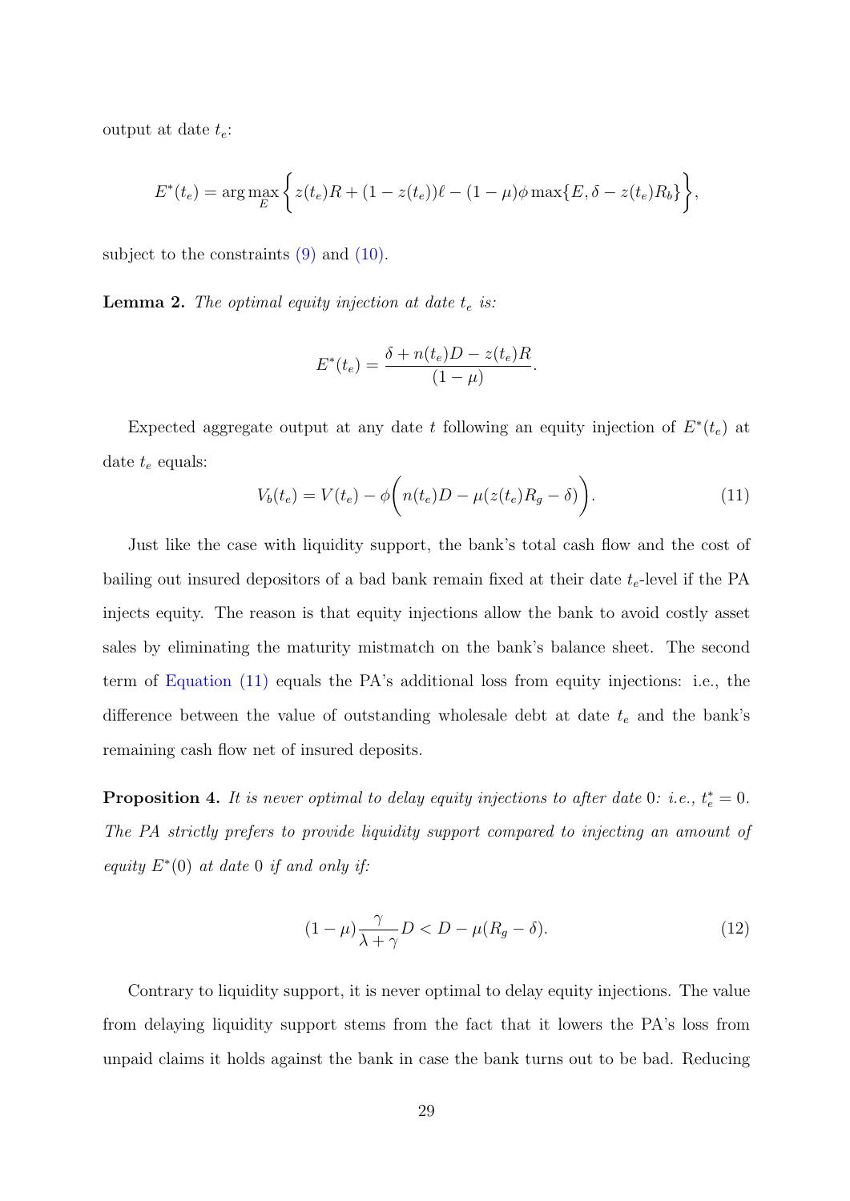output at date $t_e$:

$$E^*(t_e) = \arg\max_{E} \left\{ z(t_e)R + (1 - z(t_e))\ell - (1-\mu)\phi \max\{E, \delta - z(t_e)R_b\} \right\},$$

subject to the constraints (9) and (10).

**Lemma 2.** *The optimal equity injection at date $t_e$ is:*

$$E^*(t_e) = \frac{\delta + n(t_e)D - z(t_e)R}{(1-\mu)}.$$

Expected aggregate output at any date $t$ following an equity injection of $E^*(t_e)$ at date $t_e$ equals:

$$V_b(t_e) = V(t_e) - \phi\bigg( n(t_e)D - \mu(z(t_e)R_g - \delta) \bigg). \tag{11}$$

Just like the case with liquidity support, the bank's total cash flow and the cost of bailing out insured depositors of a bad bank remain fixed at their date $t_e$-level if the PA injects equity. The reason is that equity injections allow the bank to avoid costly asset sales by eliminating the maturity mistmatch on the bank's balance sheet. The second term of Equation (11) equals the PA's additional loss from equity injections: i.e., the difference between the value of outstanding wholesale debt at date $t_e$ and the bank's remaining cash flow net of insured deposits.

**Proposition 4.** *It is never optimal to delay equity injections to after date 0: i.e., $t_e^* = 0$. The PA strictly prefers to provide liquidity support compared to injecting an amount of equity $E^*(0)$ at date 0 if and only if:*

$$(1-\mu)\frac{\gamma}{\lambda + \gamma}D < D - \mu(R_g - \delta). \tag{12}$$

Contrary to liquidity support, it is never optimal to delay equity injections. The value from delaying liquidity support stems from the fact that it lowers the PA's loss from unpaid claims it holds against the bank in case the bank turns out to be bad. Reducing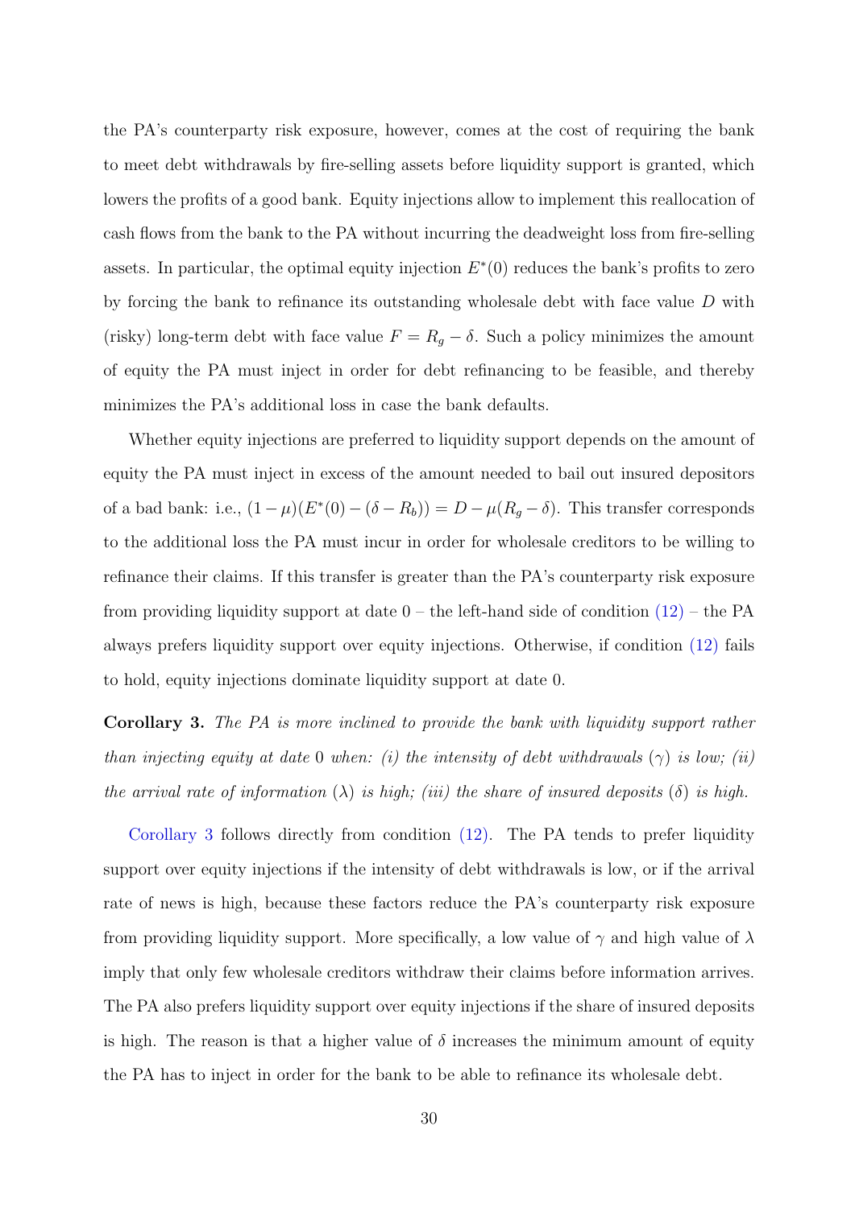the PA's counterparty risk exposure, however, comes at the cost of requiring the bank to meet debt withdrawals by fire-selling assets before liquidity support is granted, which lowers the profits of a good bank. Equity injections allow to implement this reallocation of cash flows from the bank to the PA without incurring the deadweight loss from fire-selling assets. In particular, the optimal equity injection $E^*(0)$ reduces the bank's profits to zero by forcing the bank to refinance its outstanding wholesale debt with face value $D$ with (risky) long-term debt with face value $F = R_g - \delta$. Such a policy minimizes the amount of equity the PA must inject in order for debt refinancing to be feasible, and thereby minimizes the PA's additional loss in case the bank defaults.

Whether equity injections are preferred to liquidity support depends on the amount of equity the PA must inject in excess of the amount needed to bail out insured depositors of a bad bank: i.e., $(1-\mu)(E^*(0) - (\delta - R_b)) = D - \mu(R_g - \delta)$. This transfer corresponds to the additional loss the PA must incur in order for wholesale creditors to be willing to refinance their claims. If this transfer is greater than the PA's counterparty risk exposure from providing liquidity support at date 0 – the left-hand side of condition (12) – the PA always prefers liquidity support over equity injections. Otherwise, if condition (12) fails to hold, equity injections dominate liquidity support at date 0.

**Corollary 3.** *The PA is more inclined to provide the bank with liquidity support rather than injecting equity at date* 0 *when: (i) the intensity of debt withdrawals* ($\gamma$) *is low; (ii) the arrival rate of information* ($\lambda$) *is high; (iii) the share of insured deposits* ($\delta$) *is high.*

Corollary 3 follows directly from condition (12). The PA tends to prefer liquidity support over equity injections if the intensity of debt withdrawals is low, or if the arrival rate of news is high, because these factors reduce the PA's counterparty risk exposure from providing liquidity support. More specifically, a low value of $\gamma$ and high value of $\lambda$ imply that only few wholesale creditors withdraw their claims before information arrives. The PA also prefers liquidity support over equity injections if the share of insured deposits is high. The reason is that a higher value of $\delta$ increases the minimum amount of equity the PA has to inject in order for the bank to be able to refinance its wholesale debt.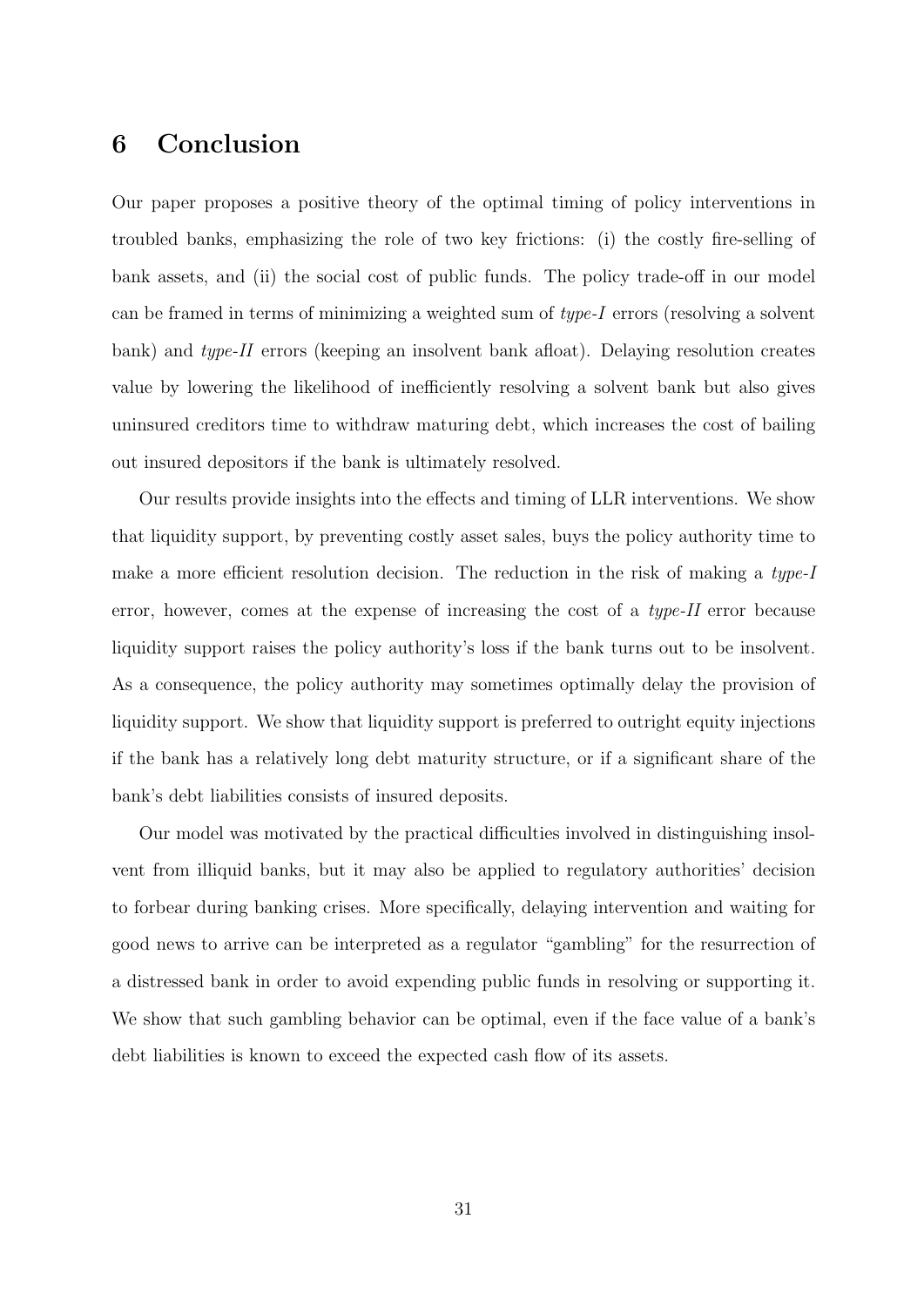## 6 Conclusion

Our paper proposes a positive theory of the optimal timing of policy interventions in troubled banks, emphasizing the role of two key frictions: (i) the costly fire-selling of bank assets, and (ii) the social cost of public funds. The policy trade-off in our model can be framed in terms of minimizing a weighted sum of *type-I* errors (resolving a solvent bank) and *type-II* errors (keeping an insolvent bank afloat). Delaying resolution creates value by lowering the likelihood of inefficiently resolving a solvent bank but also gives uninsured creditors time to withdraw maturing debt, which increases the cost of bailing out insured depositors if the bank is ultimately resolved.

Our results provide insights into the effects and timing of LLR interventions. We show that liquidity support, by preventing costly asset sales, buys the policy authority time to make a more efficient resolution decision. The reduction in the risk of making a *type-I* error, however, comes at the expense of increasing the cost of a *type-II* error because liquidity support raises the policy authority's loss if the bank turns out to be insolvent. As a consequence, the policy authority may sometimes optimally delay the provision of liquidity support. We show that liquidity support is preferred to outright equity injections if the bank has a relatively long debt maturity structure, or if a significant share of the bank's debt liabilities consists of insured deposits.

Our model was motivated by the practical difficulties involved in distinguishing insolvent from illiquid banks, but it may also be applied to regulatory authorities' decision to forbear during banking crises. More specifically, delaying intervention and waiting for good news to arrive can be interpreted as a regulator "gambling" for the resurrection of a distressed bank in order to avoid expending public funds in resolving or supporting it. We show that such gambling behavior can be optimal, even if the face value of a bank's debt liabilities is known to exceed the expected cash flow of its assets.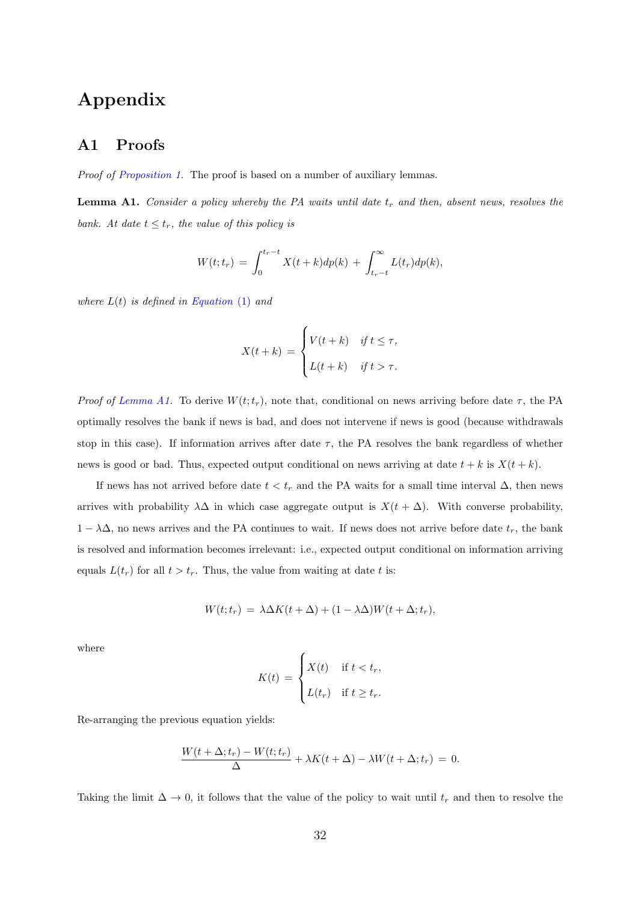# Appendix

## A1 Proofs

*Proof of Proposition 1.* The proof is based on a number of auxiliary lemmas.

**Lemma A1.** *Consider a policy whereby the PA waits until date $t_r$ and then, absent news, resolves the bank. At date $t \leq t_r$, the value of this policy is*

$$W(t; t_r) \;=\; \int_0^{t_r - t} X(t+k) dp(k) \;+\; \int_{t_r - t}^{\infty} L(t_r) dp(k),$$

*where $L(t)$ is defined in Equation (1) and*

$$X(t+k) \;=\; \begin{cases} V(t+k) & \text{if } t \leq \tau, \\ L(t+k) & \text{if } t > \tau. \end{cases}$$

*Proof of Lemma A1.* To derive $W(t; t_r)$, note that, conditional on news arriving before date $\tau$, the PA optimally resolves the bank if news is bad, and does not intervene if news is good (because withdrawals stop in this case). If information arrives after date $\tau$, the PA resolves the bank regardless of whether news is good or bad. Thus, expected output conditional on news arriving at date $t + k$ is $X(t + k)$.

If news has not arrived before date $t < t_r$ and the PA waits for a small time interval $\Delta$, then news arrives with probability $\lambda\Delta$ in which case aggregate output is $X(t + \Delta)$. With converse probability, $1 - \lambda\Delta$, no news arrives and the PA continues to wait. If news does not arrive before date $t_r$, the bank is resolved and information becomes irrelevant: i.e., expected output conditional on information arriving equals $L(t_r)$ for all $t > t_r$. Thus, the value from waiting at date $t$ is:

$$W(t; t_r) \;=\; \lambda\Delta K(t + \Delta) + (1 - \lambda\Delta)W(t + \Delta; t_r),$$

where

$$K(t) \;=\; \begin{cases} X(t) & \text{if } t < t_r, \\ L(t_r) & \text{if } t \geq t_r. \end{cases}$$

Re-arranging the previous equation yields:

$$\frac{W(t + \Delta; t_r) - W(t; t_r)}{\Delta} + \lambda K(t + \Delta) - \lambda W(t + \Delta; t_r) \;=\; 0.$$

Taking the limit $\Delta \to 0$, it follows that the value of the policy to wait until $t_r$ and then to resolve the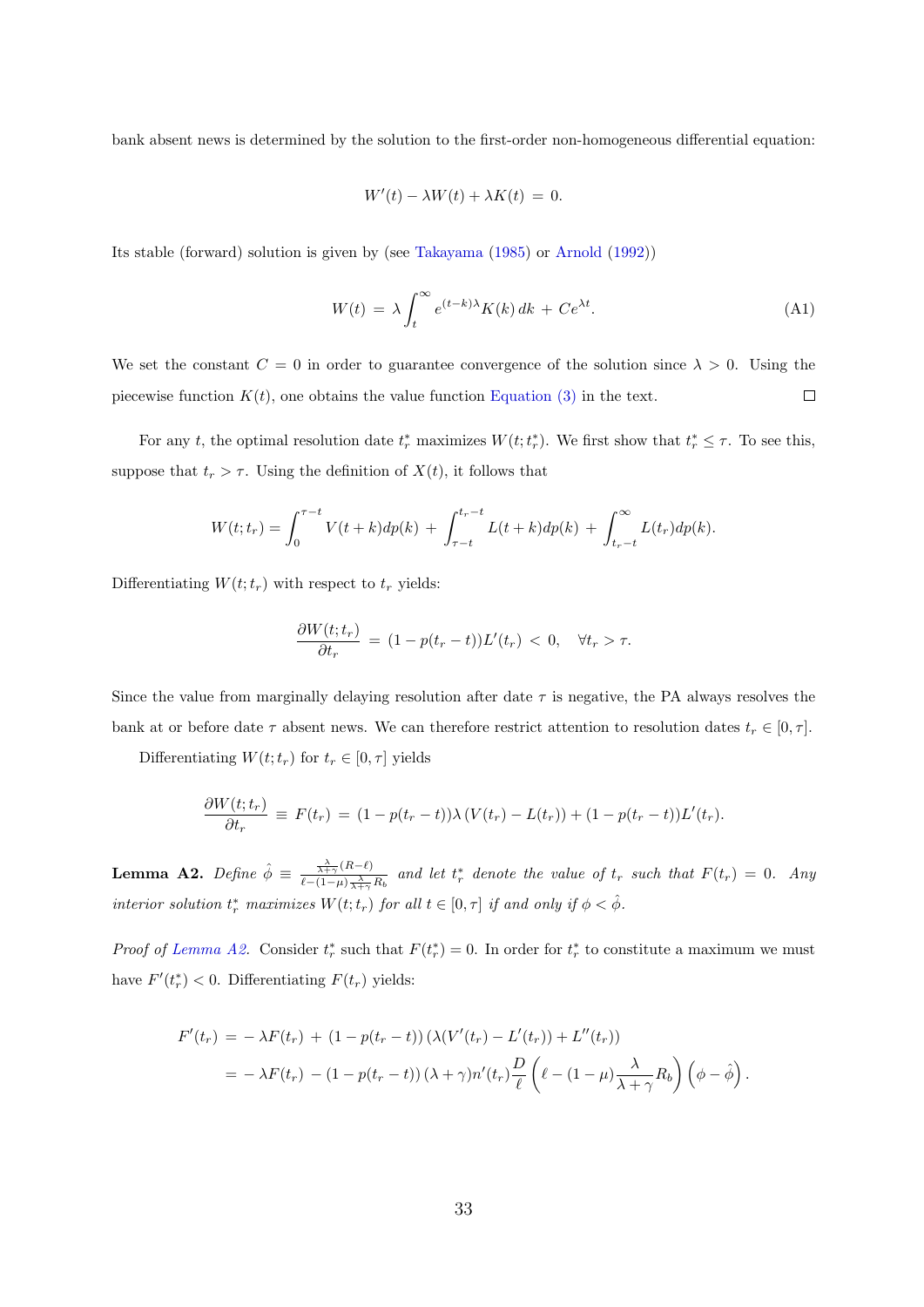bank absent news is determined by the solution to the first-order non-homogeneous differential equation:

$$W'(t) - \lambda W(t) + \lambda K(t) \;=\; 0.$$

Its stable (forward) solution is given by (see Takayama (1985) or Arnold (1992))

$$W(t) \;=\; \lambda \int_t^{\infty} e^{(t-k)\lambda} K(k)\, dk \;+\; Ce^{\lambda t}. \tag{A1}$$

We set the constant $C = 0$ in order to guarantee convergence of the solution since $\lambda > 0$. Using the piecewise function $K(t)$, one obtains the value function Equation (3) in the text. □

For any $t$, the optimal resolution date $t_r^*$ maximizes $W(t; t_r^*)$. We first show that $t_r^* \leq \tau$. To see this, suppose that $t_r > \tau$. Using the definition of $X(t)$, it follows that

$$W(t;t_r) = \int_0^{\tau - t} V(t+k)dp(k) \;+\; \int_{\tau - t}^{t_r - t} L(t+k)dp(k) \;+\; \int_{t_r - t}^{\infty} L(t_r)dp(k).$$

Differentiating $W(t;t_r)$ with respect to $t_r$ yields:

$$\frac{\partial W(t;t_r)}{\partial t_r} \;=\; (1 - p(t_r - t))L'(t_r) \;<\; 0, \quad \forall t_r > \tau.$$

Since the value from marginally delaying resolution after date $\tau$ is negative, the PA always resolves the bank at or before date $\tau$ absent news. We can therefore restrict attention to resolution dates $t_r \in [0, \tau]$.

Differentiating $W(t;t_r)$ for $t_r \in [0, \tau]$ yields

$$\frac{\partial W(t;t_r)}{\partial t_r} \;\equiv\; F(t_r) \;=\; (1 - p(t_r - t))\lambda\, (V(t_r) - L(t_r)) + (1 - p(t_r - t))L'(t_r).$$

**Lemma A2.** *Define* $\hat{\phi} \equiv \frac{\frac{\lambda}{\lambda+\gamma}(R-\ell)}{\ell - (1-\mu)\frac{\lambda}{\lambda+\gamma}R_b}$ *and let* $t_r^*$ *denote the value of* $t_r$ *such that* $F(t_r) = 0$. *Any interior solution* $t_r^*$ *maximizes* $W(t;t_r)$ *for all* $t \in [0, \tau]$ *if and only if* $\phi < \hat{\phi}$.

*Proof of Lemma A2.* Consider $t_r^*$ such that $F(t_r^*) = 0$. In order for $t_r^*$ to constitute a maximum we must have $F'(t_r^*) < 0$. Differentiating $F(t_r)$ yields:

$$\begin{aligned}
F'(t_r) \;&=\; -\lambda F(t_r) \;+\; (1 - p(t_r - t))\, (\lambda(V'(t_r) - L'(t_r)) + L''(t_r)) \\
&=\; -\lambda F(t_r) \;-\; (1 - p(t_r - t))\, (\lambda + \gamma) n'(t_r) \frac{D}{\ell} \left(\ell - (1-\mu)\frac{\lambda}{\lambda + \gamma} R_b\right) \left(\phi - \hat{\phi}\right).
\end{aligned}$$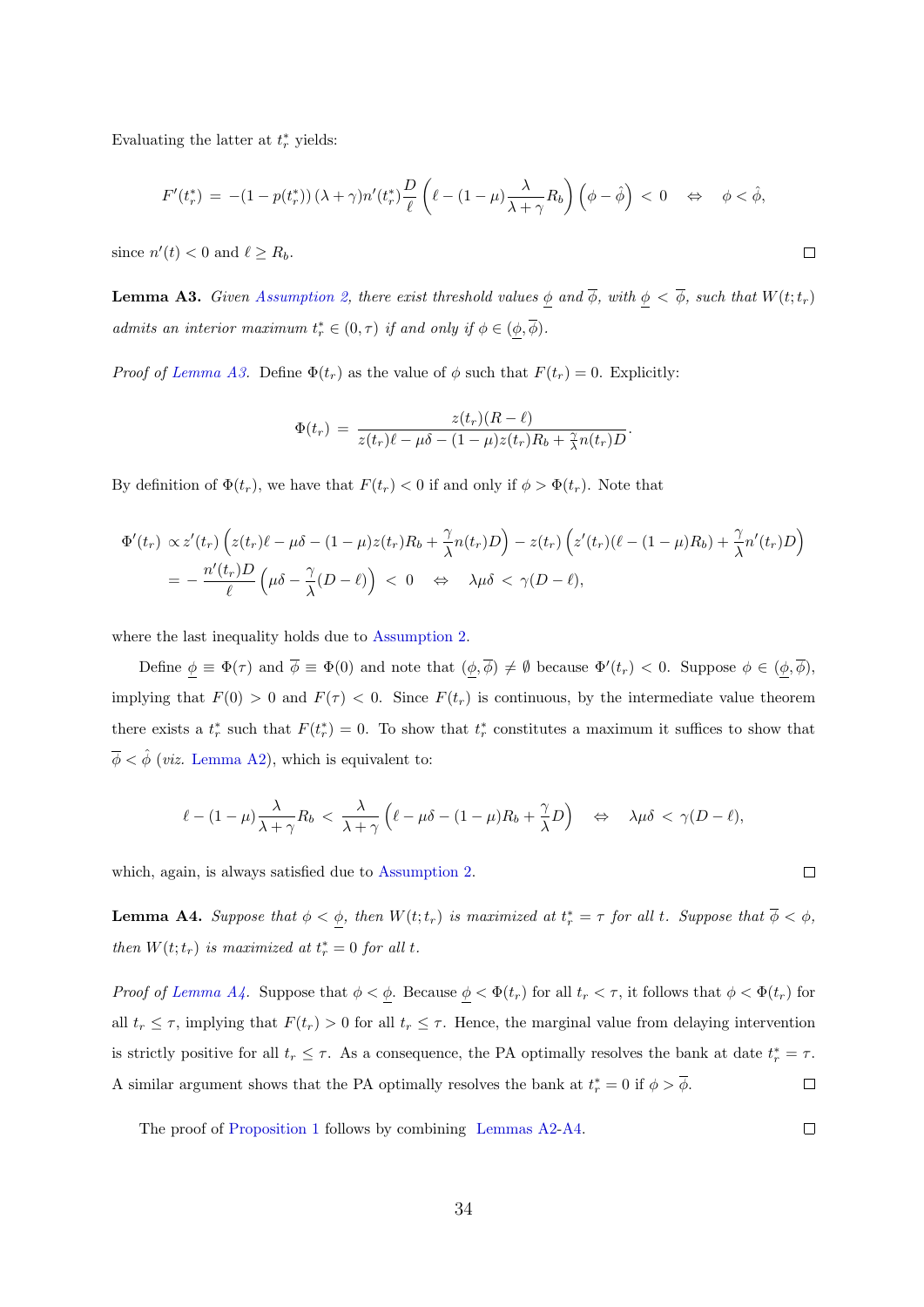Evaluating the latter at $t_r^*$ yields:

$$F'(t_r^*) \;=\; -(1-p(t_r^*))\,(\lambda+\gamma)n'(t_r^*)\frac{D}{\ell}\left(\ell-(1-\mu)\frac{\lambda}{\lambda+\gamma}R_b\right)\left(\phi-\hat{\phi}\right) \;<\; 0 \quad\Leftrightarrow\quad \phi<\hat{\phi},$$

since $n'(t)<0$ and $\ell \geq R_b$. $\square$

**Lemma A3.** *Given Assumption 2, there exist threshold values $\underline{\phi}$ and $\overline{\phi}$, with $\underline{\phi}<\overline{\phi}$, such that $W(t;t_r)$ admits an interior maximum $t_r^*\in(0,\tau)$ if and only if $\phi\in(\underline{\phi},\overline{\phi})$.*

*Proof of Lemma A3.* Define $\Phi(t_r)$ as the value of $\phi$ such that $F(t_r)=0$. Explicitly:

$$\Phi(t_r) \;=\; \frac{z(t_r)(R-\ell)}{z(t_r)\ell-\mu\delta-(1-\mu)z(t_r)R_b+\frac{\gamma}{\lambda}n(t_r)D}.$$

By definition of $\Phi(t_r)$, we have that $F(t_r)<0$ if and only if $\phi>\Phi(t_r)$. Note that

$$\begin{aligned}
\Phi'(t_r) \;&\propto z'(t_r)\left(z(t_r)\ell-\mu\delta-(1-\mu)z(t_r)R_b+\frac{\gamma}{\lambda}n(t_r)D\right)-z(t_r)\left(z'(t_r)(\ell-(1-\mu)R_b)+\frac{\gamma}{\lambda}n'(t_r)D\right)\\
&=-\,\frac{n'(t_r)D}{\ell}\left(\mu\delta-\frac{\gamma}{\lambda}(D-\ell)\right) \;<\; 0 \quad\Leftrightarrow\quad \lambda\mu\delta\;<\;\gamma(D-\ell),
\end{aligned}$$

where the last inequality holds due to Assumption 2.

Define $\underline{\phi}\equiv\Phi(\tau)$ and $\overline{\phi}\equiv\Phi(0)$ and note that $(\underline{\phi},\overline{\phi})\neq\emptyset$ because $\Phi'(t_r)<0$. Suppose $\phi\in(\underline{\phi},\overline{\phi})$, implying that $F(0)>0$ and $F(\tau)<0$. Since $F(t_r)$ is continuous, by the intermediate value theorem there exists a $t_r^*$ such that $F(t_r^*)=0$. To show that $t_r^*$ constitutes a maximum it suffices to show that $\overline{\phi}<\hat{\phi}$ (*viz.* Lemma A2), which is equivalent to:

$$\ell-(1-\mu)\frac{\lambda}{\lambda+\gamma}R_b \;<\; \frac{\lambda}{\lambda+\gamma}\left(\ell-\mu\delta-(1-\mu)R_b+\frac{\gamma}{\lambda}D\right) \quad\Leftrightarrow\quad \lambda\mu\delta\;<\;\gamma(D-\ell),$$

which, again, is always satisfied due to Assumption 2. $\square$

**Lemma A4.** *Suppose that $\phi<\underline{\phi}$, then $W(t;t_r)$ is maximized at $t_r^*=\tau$ for all $t$. Suppose that $\overline{\phi}<\phi$, then $W(t;t_r)$ is maximized at $t_r^*=0$ for all $t$.*

*Proof of Lemma A4.* Suppose that $\phi<\underline{\phi}$. Because $\underline{\phi}<\Phi(t_r)$ for all $t_r<\tau$, it follows that $\phi<\Phi(t_r)$ for all $t_r\leq\tau$, implying that $F(t_r)>0$ for all $t_r\leq\tau$. Hence, the marginal value from delaying intervention is strictly positive for all $t_r\leq\tau$. As a consequence, the PA optimally resolves the bank at date $t_r^*=\tau$. A similar argument shows that the PA optimally resolves the bank at $t_r^*=0$ if $\phi>\overline{\phi}$. $\square$

The proof of Proposition 1 follows by combining Lemmas A2-A4. $\square$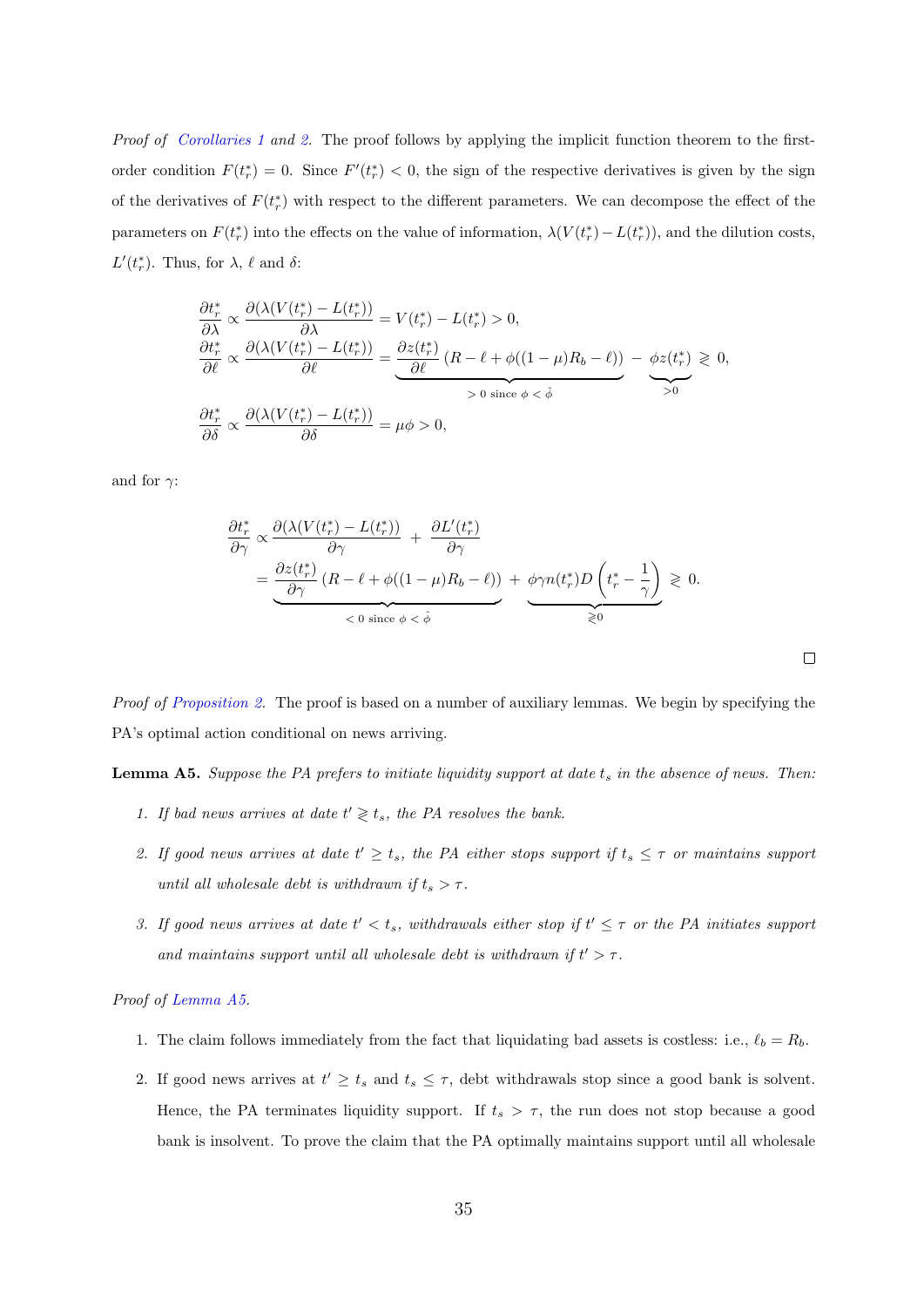*Proof of Corollaries 1 and 2.* The proof follows by applying the implicit function theorem to the first-order condition $F(t_r^*) = 0$. Since $F'(t_r^*) < 0$, the sign of the respective derivatives is given by the sign of the derivatives of $F(t_r^*)$ with respect to the different parameters. We can decompose the effect of the parameters on $F(t_r^*)$ into the effects on the value of information, $\lambda(V(t_r^*) - L(t_r^*))$, and the dilution costs, $L'(t_r^*)$. Thus, for $\lambda$, $\ell$ and $\delta$:

$$
\begin{aligned}
\frac{\partial t_r^*}{\partial \lambda} &\propto \frac{\partial(\lambda(V(t_r^*) - L(t_r^*))}{\partial \lambda} = V(t_r^*) - L(t_r^*) > 0, \\
\frac{\partial t_r^*}{\partial \ell} &\propto \frac{\partial(\lambda(V(t_r^*) - L(t_r^*))}{\partial \ell} = \underbrace{\frac{\partial z(t_r^*)}{\partial \ell} \left(R - \ell + \phi((1-\mu)R_b - \ell)\right)}_{> 0 \text{ since } \phi < \hat{\phi}} - \underbrace{\phi z(t_r^*)}_{>0} \gtrless 0, \\
\frac{\partial t_r^*}{\partial \delta} &\propto \frac{\partial(\lambda(V(t_r^*) - L(t_r^*))}{\partial \delta} = \mu\phi > 0,
\end{aligned}
$$

and for $\gamma$:

$$
\begin{aligned}
\frac{\partial t_r^*}{\partial \gamma} &\propto \frac{\partial(\lambda(V(t_r^*) - L(t_r^*))}{\partial \gamma} + \frac{\partial L'(t_r^*)}{\partial \gamma} \\
&= \underbrace{\frac{\partial z(t_r^*)}{\partial \gamma} \left(R - \ell + \phi((1-\mu)R_b - \ell)\right)}_{< 0 \text{ since } \phi < \hat{\phi}} + \underbrace{\phi \gamma n(t_r^*) D \left(t_r^* - \frac{1}{\gamma}\right)}_{\gtrless 0} \gtrless 0.
\end{aligned}
$$

□

*Proof of Proposition 2.* The proof is based on a number of auxiliary lemmas. We begin by specifying the PA's optimal action conditional on news arriving.

**Lemma A5.** *Suppose the PA prefers to initiate liquidity support at date $t_s$ in the absence of news. Then:*

1. *If bad news arrives at date $t' \gtrless t_s$, the PA resolves the bank.*
2. *If good news arrives at date $t' \geq t_s$, the PA either stops support if $t_s \leq \tau$ or maintains support until all wholesale debt is withdrawn if $t_s > \tau$.*
3. *If good news arrives at date $t' < t_s$, withdrawals either stop if $t' \leq \tau$ or the PA initiates support and maintains support until all wholesale debt is withdrawn if $t' > \tau$.*

*Proof of Lemma A5.*

1. The claim follows immediately from the fact that liquidating bad assets is costless: i.e., $\ell_b = R_b$.
2. If good news arrives at $t' \geq t_s$ and $t_s \leq \tau$, debt withdrawals stop since a good bank is solvent. Hence, the PA terminates liquidity support. If $t_s > \tau$, the run does not stop because a good bank is insolvent. To prove the claim that the PA optimally maintains support until all wholesale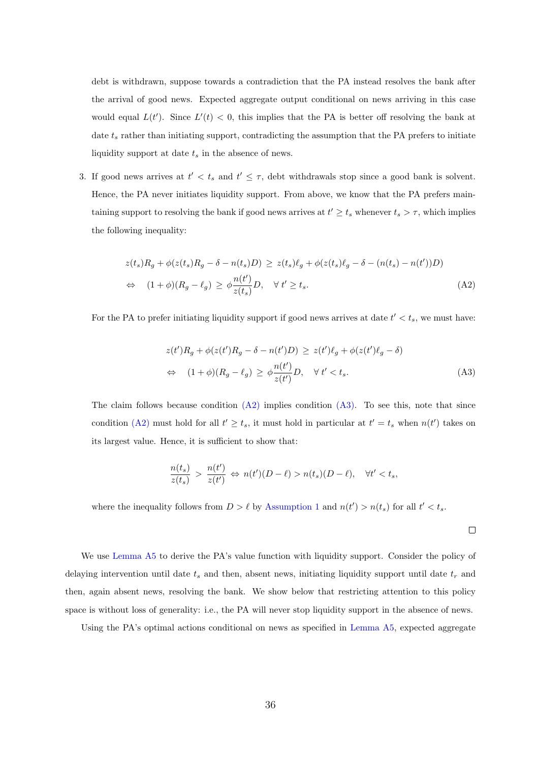debt is withdrawn, suppose towards a contradiction that the PA instead resolves the bank after the arrival of good news. Expected aggregate output conditional on news arriving in this case would equal $L(t')$. Since $L'(t) < 0$, this implies that the PA is better off resolving the bank at date $t_s$ rather than initiating support, contradicting the assumption that the PA prefers to initiate liquidity support at date $t_s$ in the absence of news.

3. If good news arrives at $t' < t_s$ and $t' \leq \tau$, debt withdrawals stop since a good bank is solvent. Hence, the PA never initiates liquidity support. From above, we know that the PA prefers maintaining support to resolving the bank if good news arrives at $t' \geq t_s$ whenever $t_s > \tau$, which implies the following inequality:

$$z(t_s)R_g + \phi(z(t_s)R_g - \delta - n(t_s)D) \geq z(t_s)\ell_g + \phi(z(t_s)\ell_g - \delta - (n(t_s) - n(t'))D)$$
$$\Leftrightarrow \quad (1+\phi)(R_g - \ell_g) \geq \phi \frac{n(t')}{z(t_s)} D, \quad \forall\, t' \geq t_s. \tag{A2}$$

For the PA to prefer initiating liquidity support if good news arrives at date $t' < t_s$, we must have:

$$z(t')R_g + \phi(z(t')R_g - \delta - n(t')D) \geq z(t')\ell_g + \phi(z(t')\ell_g - \delta)$$
$$\Leftrightarrow \quad (1+\phi)(R_g - \ell_g) \geq \phi \frac{n(t')}{z(t')} D, \quad \forall\, t' < t_s. \tag{A3}$$

The claim follows because condition (A2) implies condition (A3). To see this, note that since condition (A2) must hold for all $t' \geq t_s$, it must hold in particular at $t' = t_s$ when $n(t')$ takes on its largest value. Hence, it is sufficient to show that:

$$\frac{n(t_s)}{z(t_s)} > \frac{n(t')}{z(t')} \Leftrightarrow n(t')(D - \ell) > n(t_s)(D - \ell), \quad \forall t' < t_s,$$

where the inequality follows from $D > \ell$ by Assumption 1 and $n(t') > n(t_s)$ for all $t' < t_s$.

□

We use Lemma A5 to derive the PA's value function with liquidity support. Consider the policy of delaying intervention until date $t_s$ and then, absent news, initiating liquidity support until date $t_r$ and then, again absent news, resolving the bank. We show below that restricting attention to this policy space is without loss of generality: i.e., the PA will never stop liquidity support in the absence of news.

Using the PA's optimal actions conditional on news as specified in Lemma A5, expected aggregate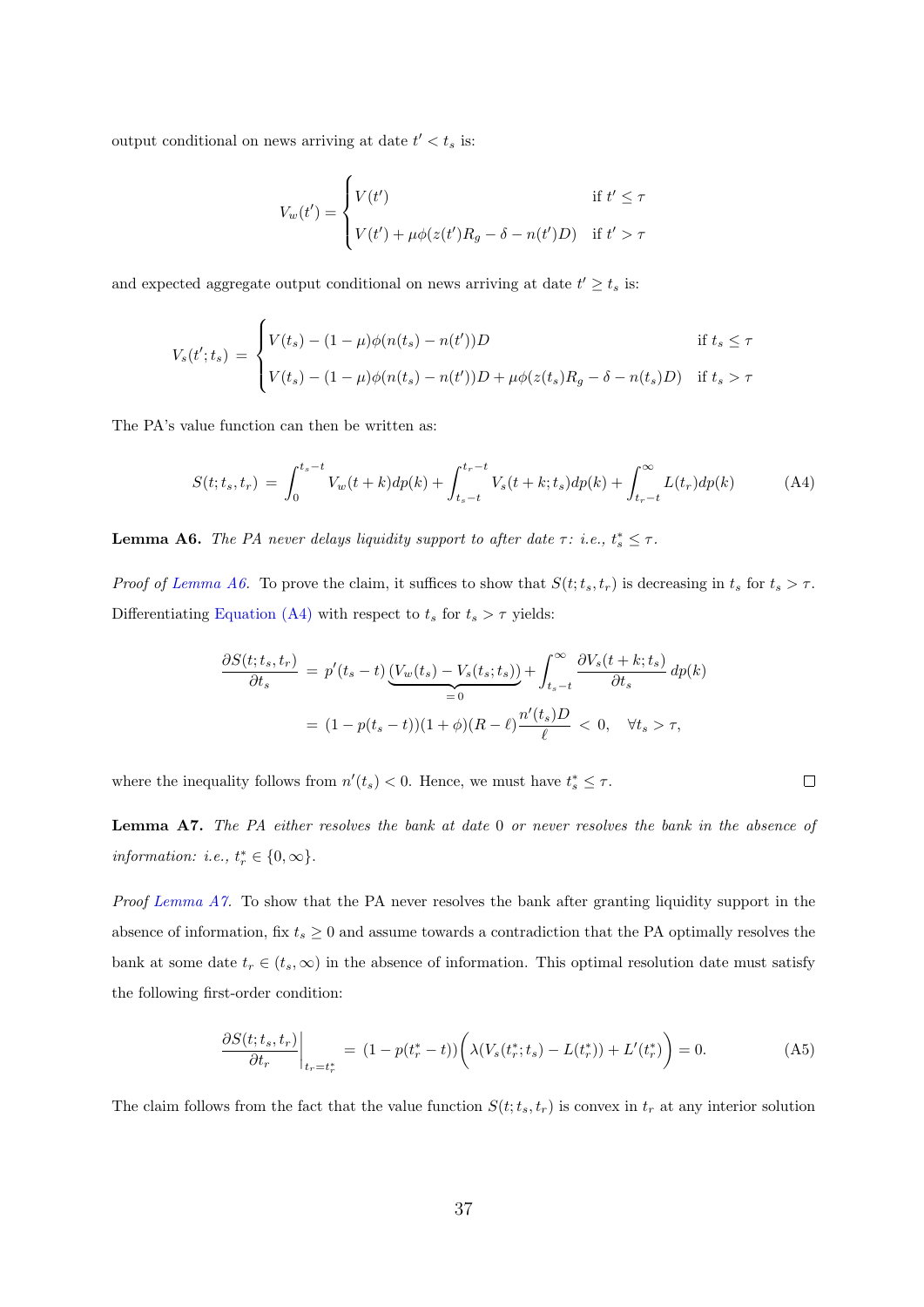output conditional on news arriving at date $t' < t_s$ is:

$$V_w(t') = \begin{cases} V(t') & \text{if } t' \leq \tau \\ V(t') + \mu\phi(z(t')R_g - \delta - n(t')D) & \text{if } t' > \tau \end{cases}$$

and expected aggregate output conditional on news arriving at date $t' \geq t_s$ is:

$$V_s(t';t_s) = \begin{cases} V(t_s) - (1-\mu)\phi(n(t_s) - n(t'))D & \text{if } t_s \leq \tau \\ V(t_s) - (1-\mu)\phi(n(t_s) - n(t'))D + \mu\phi(z(t_s)R_g - \delta - n(t_s)D) & \text{if } t_s > \tau \end{cases}$$

The PA's value function can then be written as:

$$S(t;t_s,t_r) = \int_0^{t_s - t} V_w(t+k)dp(k) + \int_{t_s-t}^{t_r-t} V_s(t+k;t_s)dp(k) + \int_{t_r-t}^{\infty} L(t_r)dp(k) \tag{A4}$$

**Lemma A6.** *The PA never delays liquidity support to after date $\tau$: i.e., $t_s^* \leq \tau$.*

*Proof of Lemma A6.* To prove the claim, it suffices to show that $S(t;t_s,t_r)$ is decreasing in $t_s$ for $t_s > \tau$. Differentiating Equation (A4) with respect to $t_s$ for $t_s > \tau$ yields:

$$\begin{aligned} \frac{\partial S(t;t_s,t_r)}{\partial t_s} &= p'(t_s - t)\underbrace{(V_w(t_s) - V_s(t_s;t_s))}_{=0} + \int_{t_s-t}^{\infty} \frac{\partial V_s(t+k;t_s)}{\partial t_s}dp(k) \\ &= (1 - p(t_s - t))(1+\phi)(R-\ell)\frac{n'(t_s)D}{\ell} < 0, \quad \forall t_s > \tau, \end{aligned}$$

where the inequality follows from $n'(t_s) < 0$. Hence, we must have $t_s^* \leq \tau$. $\square$

**Lemma A7.** *The PA either resolves the bank at date 0 or never resolves the bank in the absence of information: i.e., $t_r^* \in \{0, \infty\}$.*

*Proof Lemma A7.* To show that the PA never resolves the bank after granting liquidity support in the absence of information, fix $t_s \geq 0$ and assume towards a contradiction that the PA optimally resolves the bank at some date $t_r \in (t_s, \infty)$ in the absence of information. This optimal resolution date must satisfy the following first-order condition:

$$\left.\frac{\partial S(t;t_s,t_r)}{\partial t_r}\right|_{t_r = t_r^*} = (1 - p(t_r^* - t))\Big(\lambda(V_s(t_r^*;t_s) - L(t_r^*)) + L'(t_r^*)\Big) = 0. \tag{A5}$$

The claim follows from the fact that the value function $S(t;t_s,t_r)$ is convex in $t_r$ at any interior solution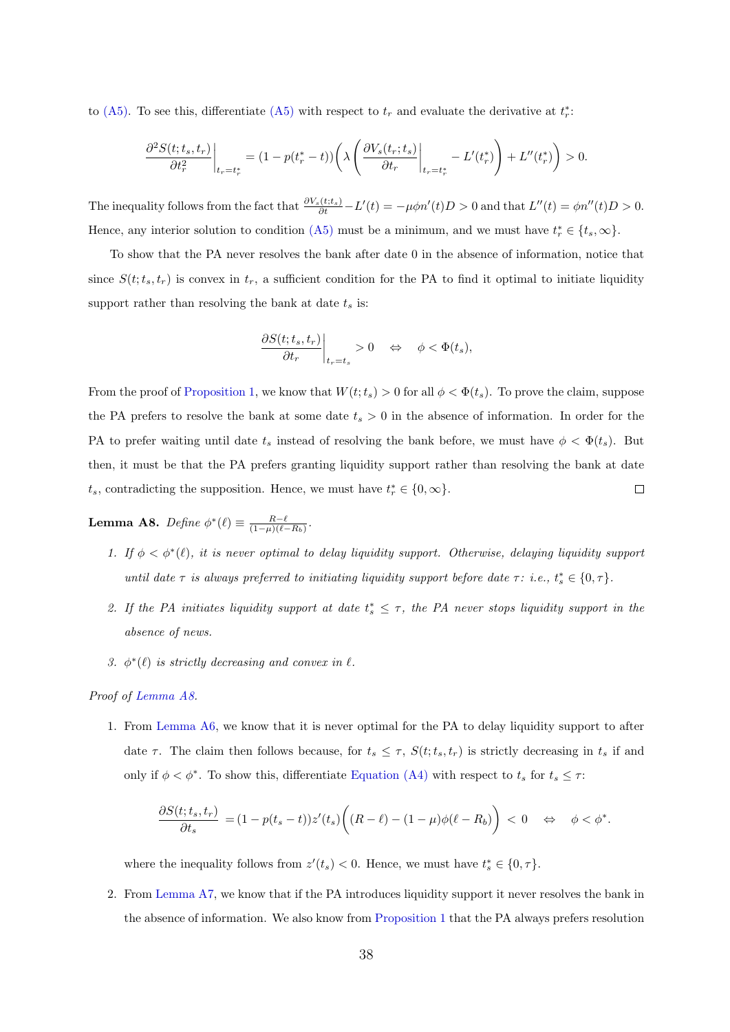to (A5). To see this, differentiate (A5) with respect to $t_r$ and evaluate the derivative at $t_r^*$:

$$\frac{\partial^2 S(t;t_s,t_r)}{\partial t_r^2}\bigg|_{t_r=t_r^*} = (1-p(t_r^*-t))\left(\lambda\left(\frac{\partial V_s(t_r;t_s)}{\partial t_r}\bigg|_{t_r=t_r^*} - L'(t_r^*)\right) + L''(t_r^*)\right) > 0.$$

The inequality follows from the fact that $\frac{\partial V_s(t;t_s)}{\partial t} - L'(t) = -\mu\phi n'(t)D > 0$ and that $L''(t) = \phi n''(t)D > 0$. Hence, any interior solution to condition (A5) must be a minimum, and we must have $t_r^* \in \{t_s, \infty\}$.

To show that the PA never resolves the bank after date 0 in the absence of information, notice that since $S(t;t_s,t_r)$ is convex in $t_r$, a sufficient condition for the PA to find it optimal to initiate liquidity support rather than resolving the bank at date $t_s$ is:

$$\frac{\partial S(t;t_s,t_r)}{\partial t_r}\bigg|_{t_r=t_s} > 0 \quad \Leftrightarrow \quad \phi < \Phi(t_s),$$

From the proof of Proposition 1, we know that $W(t;t_s) > 0$ for all $\phi < \Phi(t_s)$. To prove the claim, suppose the PA prefers to resolve the bank at some date $t_s > 0$ in the absence of information. In order for the PA to prefer waiting until date $t_s$ instead of resolving the bank before, we must have $\phi < \Phi(t_s)$. But then, it must be that the PA prefers granting liquidity support rather than resolving the bank at date $t_s$, contradicting the supposition. Hence, we must have $t_r^* \in \{0, \infty\}$. □

**Lemma A8.** *Define* $\phi^*(\ell) \equiv \frac{R-\ell}{(1-\mu)(\ell-R_b)}$.

1. *If $\phi < \phi^*(\ell)$, it is never optimal to delay liquidity support. Otherwise, delaying liquidity support until date $\tau$ is always preferred to initiating liquidity support before date $\tau$: i.e., $t_s^* \in \{0, \tau\}$.*
2. *If the PA initiates liquidity support at date $t_s^* \leq \tau$, the PA never stops liquidity support in the absence of news.*
3. *$\phi^*(\ell)$ is strictly decreasing and convex in $\ell$.*

*Proof of Lemma A8.*

1. From Lemma A6, we know that it is never optimal for the PA to delay liquidity support to after date $\tau$. The claim then follows because, for $t_s \leq \tau$, $S(t;t_s,t_r)$ is strictly decreasing in $t_s$ if and only if $\phi < \phi^*$. To show this, differentiate Equation (A4) with respect to $t_s$ for $t_s \leq \tau$:

$$\frac{\partial S(t;t_s,t_r)}{\partial t_s} = (1-p(t_s-t))z'(t_s)\Big((R-\ell) - (1-\mu)\phi(\ell - R_b)\Big) < 0 \quad \Leftrightarrow \quad \phi < \phi^*.$$

where the inequality follows from $z'(t_s) < 0$. Hence, we must have $t_s^* \in \{0, \tau\}$.

2. From Lemma A7, we know that if the PA introduces liquidity support it never resolves the bank in the absence of information. We also know from Proposition 1 that the PA always prefers resolution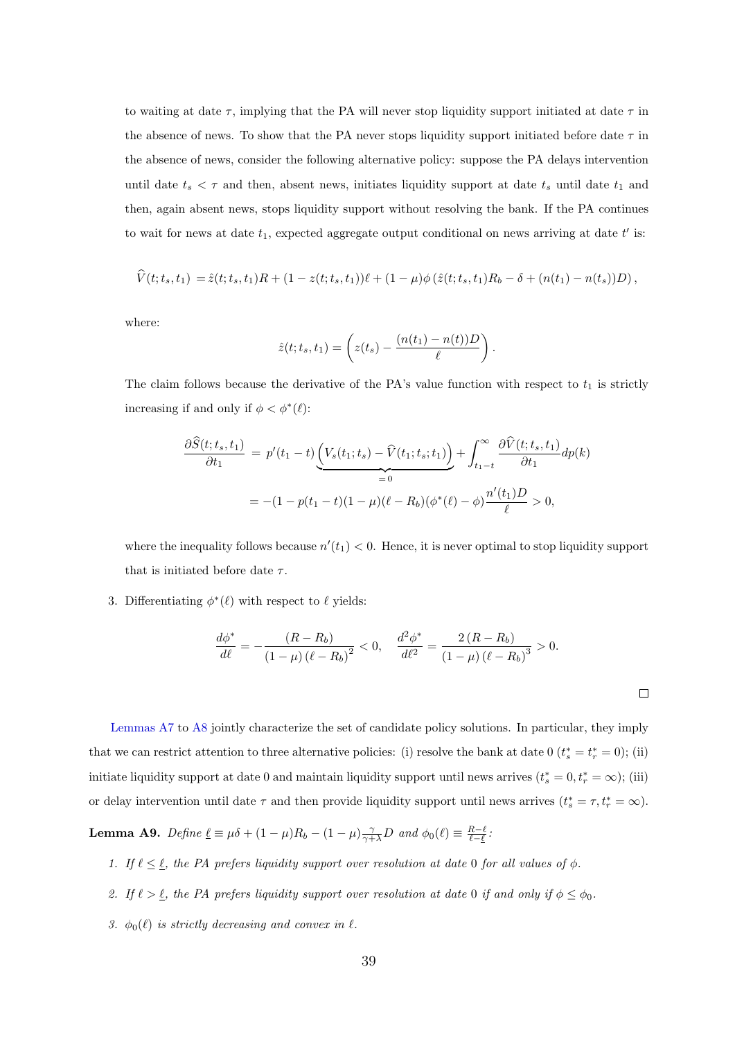to waiting at date $\tau$, implying that the PA will never stop liquidity support initiated at date $\tau$ in the absence of news. To show that the PA never stops liquidity support initiated before date $\tau$ in the absence of news, consider the following alternative policy: suppose the PA delays intervention until date $t_s < \tau$ and then, absent news, initiates liquidity support at date $t_s$ until date $t_1$ and then, again absent news, stops liquidity support without resolving the bank. If the PA continues to wait for news at date $t_1$, expected aggregate output conditional on news arriving at date $t'$ is:

$$\widehat{V}(t;t_s,t_1) = \hat{z}(t;t_s,t_1)R + (1 - z(t;t_s,t_1))\ell + (1-\mu)\phi\left(\hat{z}(t;t_s,t_1)R_b - \delta + (n(t_1) - n(t_s))D\right),$$

where:

$$\hat{z}(t;t_s,t_1) = \left(z(t_s) - \frac{(n(t_1) - n(t))D}{\ell}\right).$$

The claim follows because the derivative of the PA's value function with respect to $t_1$ is strictly increasing if and only if $\phi < \phi^*(\ell)$:

$$\begin{aligned}
\frac{\partial \widehat{S}(t;t_s,t_1)}{\partial t_1} &= p'(t_1 - t)\underbrace{\left(V_s(t_1;t_s) - \widehat{V}(t_1;t_s;t_1)\right)}_{=0} + \int_{t_1 - t}^{\infty} \frac{\partial \widehat{V}(t;t_s,t_1)}{\partial t_1} dp(k) \\
&= -(1 - p(t_1 - t)(1-\mu)(\ell - R_b)(\phi^*(\ell) - \phi)\frac{n'(t_1)D}{\ell} > 0,
\end{aligned}$$

where the inequality follows because $n'(t_1) < 0$. Hence, it is never optimal to stop liquidity support that is initiated before date $\tau$.

3. Differentiating $\phi^*(\ell)$ with respect to $\ell$ yields:

$$\frac{d\phi^*}{d\ell} = -\frac{(R - R_b)}{(1-\mu)(\ell - R_b)^2} < 0, \quad \frac{d^2\phi^*}{d\ell^2} = \frac{2(R - R_b)}{(1-\mu)(\ell - R_b)^3} > 0.$$

□

Lemmas A7 to A8 jointly characterize the set of candidate policy solutions. In particular, they imply that we can restrict attention to three alternative policies: (i) resolve the bank at date 0 ($t_s^* = t_r^* = 0$); (ii) initiate liquidity support at date 0 and maintain liquidity support until news arrives ($t_s^* = 0, t_r^* = \infty$); (iii) or delay intervention until date $\tau$ and then provide liquidity support until news arrives ($t_s^* = \tau, t_r^* = \infty$).

**Lemma A9.** *Define* $\underline{\ell} \equiv \mu\delta + (1-\mu)R_b - (1-\mu)\frac{\gamma}{\gamma+\lambda}D$ *and* $\phi_0(\ell) \equiv \frac{R-\ell}{\ell-\underline{\ell}}$*:*

1. *If* $\ell \leq \underline{\ell}$*, the PA prefers liquidity support over resolution at date 0 for all values of* $\phi$*.*

2. *If* $\ell > \underline{\ell}$*, the PA prefers liquidity support over resolution at date 0 if and only if* $\phi \leq \phi_0$*.*

3. $\phi_0(\ell)$ *is strictly decreasing and convex in* $\ell$*.*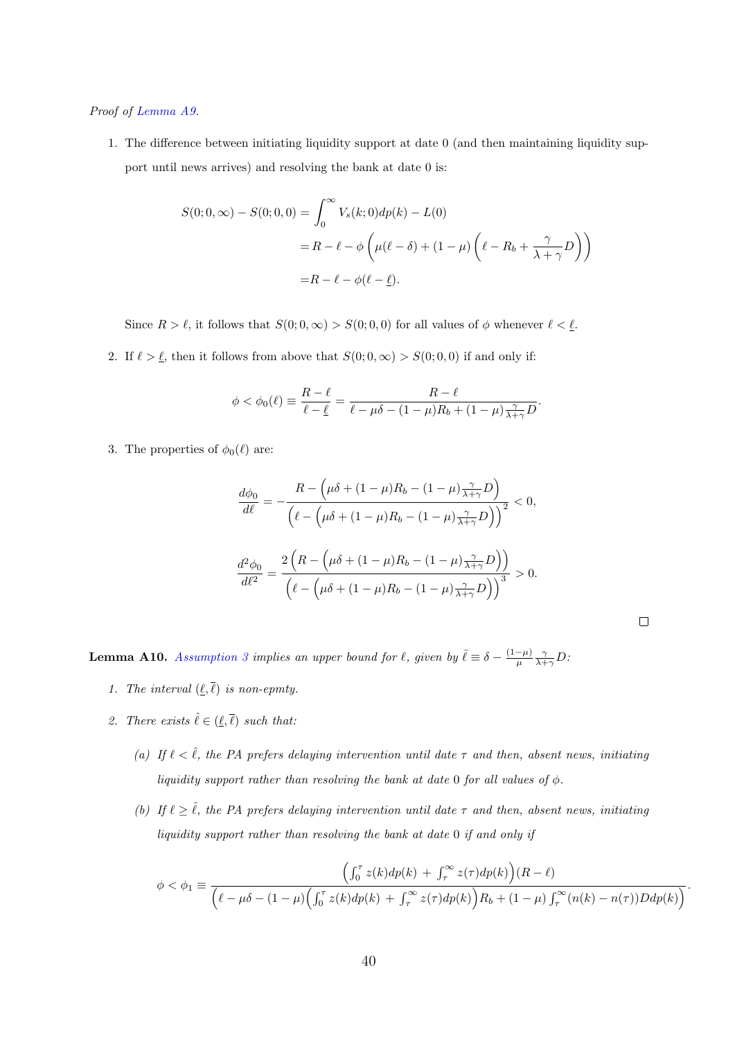*Proof of Lemma A9.*

1. The difference between initiating liquidity support at date 0 (and then maintaining liquidity support until news arrives) and resolving the bank at date 0 is:

$$
\begin{aligned}
S(0;0,\infty) - S(0;0,0) &= \int_0^\infty V_s(k;0)dp(k) - L(0) \\
&= R - \ell - \phi\left(\mu(\ell-\delta) + (1-\mu)\left(\ell - R_b + \frac{\gamma}{\lambda+\gamma}D\right)\right) \\
&= R - \ell - \phi(\ell - \underline{\ell}).
\end{aligned}
$$

Since $R > \ell$, it follows that $S(0;0,\infty) > S(0;0,0)$ for all values of $\phi$ whenever $\ell < \underline{\ell}$.

2. If $\ell > \underline{\ell}$, then it follows from above that $S(0;0,\infty) > S(0;0,0)$ if and only if:

$$
\phi < \phi_0(\ell) \equiv \frac{R-\ell}{\ell - \underline{\ell}} = \frac{R-\ell}{\ell - \mu\delta - (1-\mu)R_b + (1-\mu)\frac{\gamma}{\lambda+\gamma}D}.
$$

3. The properties of $\phi_0(\ell)$ are:

$$
\frac{d\phi_0}{d\ell} = -\frac{R - \left(\mu\delta + (1-\mu)R_b - (1-\mu)\frac{\gamma}{\lambda+\gamma}D\right)}{\left(\ell - \left(\mu\delta + (1-\mu)R_b - (1-\mu)\frac{\gamma}{\lambda+\gamma}D\right)\right)^2} < 0,
$$

$$
\frac{d^2\phi_0}{d\ell^2} = \frac{2\left(R - \left(\mu\delta + (1-\mu)R_b - (1-\mu)\frac{\gamma}{\lambda+\gamma}D\right)\right)}{\left(\ell - \left(\mu\delta + (1-\mu)R_b - (1-\mu)\frac{\gamma}{\lambda+\gamma}D\right)\right)^3} > 0.
$$

□

**Lemma A10.** *Assumption 3 implies an upper bound for $\ell$, given by $\bar{\ell} \equiv \delta - \frac{(1-\mu)}{\mu}\frac{\gamma}{\lambda+\gamma}D$:*

1. *The interval $(\underline{\ell}, \bar{\ell})$ is non-epmty.*

2. *There exists $\hat{\ell} \in (\underline{\ell}, \bar{\ell})$ such that:*

   (a) *If $\ell < \hat{\ell}$, the PA prefers delaying intervention until date $\tau$ and then, absent news, initiating liquidity support rather than resolving the bank at date 0 for all values of $\phi$.*

   (b) *If $\ell \geq \hat{\ell}$, the PA prefers delaying intervention until date $\tau$ and then, absent news, initiating liquidity support rather than resolving the bank at date 0 if and only if*

$$
\phi < \phi_1 \equiv \frac{\left(\int_0^\tau z(k)dp(k) + \int_\tau^\infty z(\tau)dp(k)\right)(R-\ell)}{\left(\ell - \mu\delta - (1-\mu)\left(\int_0^\tau z(k)dp(k) + \int_\tau^\infty z(\tau)dp(k)\right)R_b + (1-\mu)\int_\tau^\infty (n(k)-n(\tau))Ddp(k)\right)}.
$$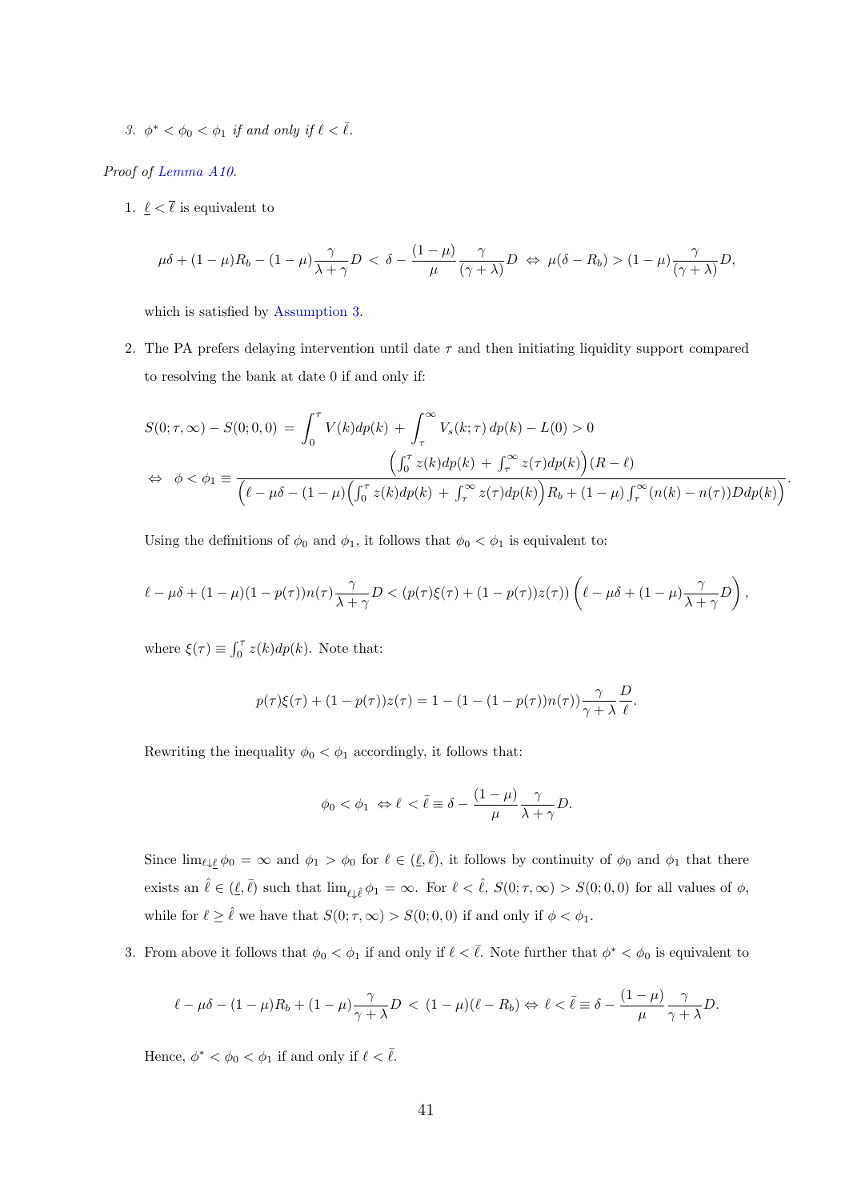3. $\phi^* < \phi_0 < \phi_1$ *if and only if* $\ell < \bar{\ell}$.

*Proof of Lemma A10.*

1. $\underline{\ell} < \bar{\ell}$ is equivalent to

$$\mu\delta + (1-\mu)R_b - (1-\mu)\frac{\gamma}{\lambda+\gamma}D \;<\; \delta - \frac{(1-\mu)}{\mu}\frac{\gamma}{(\gamma+\lambda)}D \;\Leftrightarrow\; \mu(\delta - R_b) > (1-\mu)\frac{\gamma}{(\gamma+\lambda)}D,$$

which is satisfied by Assumption 3.

2. The PA prefers delaying intervention until date $\tau$ and then initiating liquidity support compared to resolving the bank at date 0 if and only if:

$$S(0;\tau,\infty) - S(0;0,0) \;=\; \int_0^\tau V(k)dp(k) \;+\; \int_\tau^\infty V_s(k;\tau)\,dp(k) - L(0) > 0$$

$$\Leftrightarrow \quad \phi < \phi_1 \equiv \frac{\left(\int_0^\tau z(k)dp(k) \;+\; \int_\tau^\infty z(\tau)dp(k)\right)(R-\ell)}{\left(\ell - \mu\delta - (1-\mu)\left(\int_0^\tau z(k)dp(k) \;+\; \int_\tau^\infty z(\tau)dp(k)\right)R_b + (1-\mu)\int_\tau^\infty (n(k)-n(\tau))Ddp(k)\right)}.$$

Using the definitions of $\phi_0$ and $\phi_1$, it follows that $\phi_0 < \phi_1$ is equivalent to:

$$\ell - \mu\delta + (1-\mu)(1-p(\tau))n(\tau)\frac{\gamma}{\lambda+\gamma}D < (p(\tau)\xi(\tau) + (1-p(\tau))z(\tau))\left(\ell - \mu\delta + (1-\mu)\frac{\gamma}{\lambda+\gamma}D\right),$$

where $\xi(\tau) \equiv \int_0^\tau z(k)dp(k)$. Note that:

$$p(\tau)\xi(\tau) + (1-p(\tau))z(\tau) = 1 - (1-(1-p(\tau))n(\tau))\frac{\gamma}{\gamma+\lambda}\frac{D}{\ell}.$$

Rewriting the inequality $\phi_0 < \phi_1$ accordingly, it follows that:

$$\phi_0 < \phi_1 \;\Leftrightarrow \ell \;< \bar{\ell} \equiv \delta - \frac{(1-\mu)}{\mu}\frac{\gamma}{\lambda+\gamma}D.$$

Since $\lim_{\ell\downarrow\underline{\ell}} \phi_0 = \infty$ and $\phi_1 > \phi_0$ for $\ell \in (\underline{\ell}, \bar{\ell})$, it follows by continuity of $\phi_0$ and $\phi_1$ that there exists an $\hat{\ell} \in (\underline{\ell}, \bar{\ell})$ such that $\lim_{\ell\downarrow\hat{\ell}} \phi_1 = \infty$. For $\ell < \hat{\ell}$, $S(0;\tau,\infty) > S(0;0,0)$ for all values of $\phi$, while for $\ell \geq \hat{\ell}$ we have that $S(0;\tau,\infty) > S(0;0,0)$ if and only if $\phi < \phi_1$.

3. From above it follows that $\phi_0 < \phi_1$ if and only if $\ell < \bar{\ell}$. Note further that $\phi^* < \phi_0$ is equivalent to

$$\ell - \mu\delta - (1-\mu)R_b + (1-\mu)\frac{\gamma}{\gamma+\lambda}D \;<\; (1-\mu)(\ell - R_b) \Leftrightarrow \ell < \bar{\ell} \equiv \delta - \frac{(1-\mu)}{\mu}\frac{\gamma}{\gamma+\lambda}D.$$

Hence, $\phi^* < \phi_0 < \phi_1$ if and only if $\ell < \bar{\ell}$.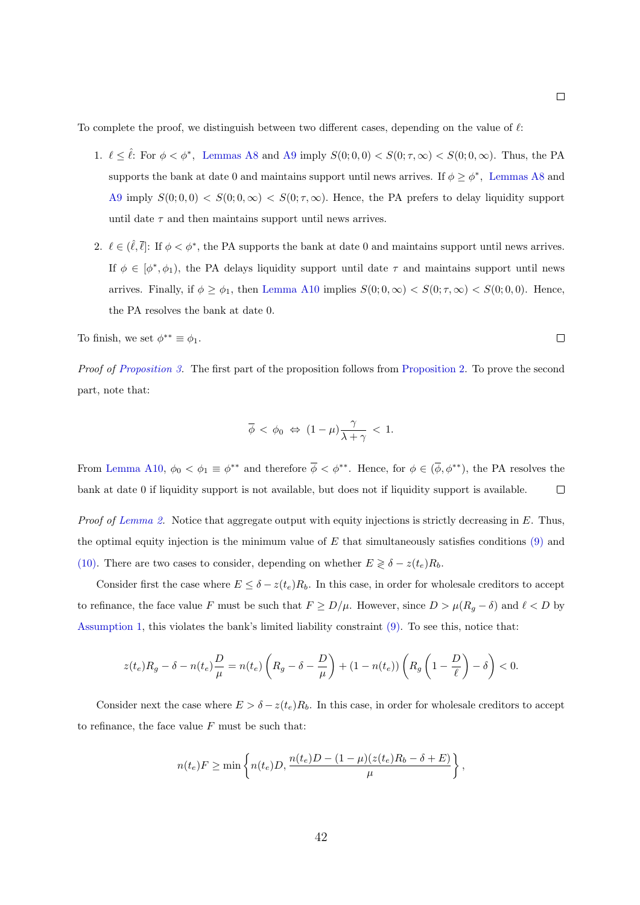□

To complete the proof, we distinguish between two different cases, depending on the value of $\ell$:

1. $\ell \leq \hat{\ell}$: For $\phi < \phi^*$, Lemmas A8 and A9 imply $S(0;0,0) < S(0;\tau,\infty) < S(0;0,\infty)$. Thus, the PA supports the bank at date 0 and maintains support until news arrives. If $\phi \geq \phi^*$, Lemmas A8 and A9 imply $S(0;0,0) < S(0;0,\infty) < S(0;\tau,\infty)$. Hence, the PA prefers to delay liquidity support until date $\tau$ and then maintains support until news arrives.

2. $\ell \in (\hat{\ell}, \overline{\ell}]$: If $\phi < \phi^*$, the PA supports the bank at date 0 and maintains support until news arrives. If $\phi \in [\phi^*, \phi_1)$, the PA delays liquidity support until date $\tau$ and maintains support until news arrives. Finally, if $\phi \geq \phi_1$, then Lemma A10 implies $S(0;0,\infty) < S(0;\tau,\infty) < S(0;0,0)$. Hence, the PA resolves the bank at date 0.

To finish, we set $\phi^{**} \equiv \phi_1$. □

*Proof of Proposition 3.* The first part of the proposition follows from Proposition 2. To prove the second part, note that:

$$\overline{\phi} < \phi_0 \;\Leftrightarrow\; (1-\mu)\frac{\gamma}{\lambda+\gamma} < 1.$$

From Lemma A10, $\phi_0 < \phi_1 \equiv \phi^{**}$ and therefore $\overline{\phi} < \phi^{**}$. Hence, for $\phi \in (\overline{\phi}, \phi^{**})$, the PA resolves the bank at date 0 if liquidity support is not available, but does not if liquidity support is available. □

*Proof of Lemma 2.* Notice that aggregate output with equity injections is strictly decreasing in $E$. Thus, the optimal equity injection is the minimum value of $E$ that simultaneously satisfies conditions (9) and (10). There are two cases to consider, depending on whether $E \gtrless \delta - z(t_e)R_b$.

Consider first the case where $E \leq \delta - z(t_e)R_b$. In this case, in order for wholesale creditors to accept to refinance, the face value $F$ must be such that $F \geq D/\mu$. However, since $D > \mu(R_g - \delta)$ and $\ell < D$ by Assumption 1, this violates the bank's limited liability constraint (9). To see this, notice that:

$$z(t_e)R_g - \delta - n(t_e)\frac{D}{\mu} = n(t_e)\left(R_g - \delta - \frac{D}{\mu}\right) + (1-n(t_e))\left(R_g\left(1 - \frac{D}{\ell}\right) - \delta\right) < 0.$$

Consider next the case where $E > \delta - z(t_e)R_b$. In this case, in order for wholesale creditors to accept to refinance, the face value $F$ must be such that:

$$n(t_e)F \geq \min\left\{n(t_e)D, \frac{n(t_e)D - (1-\mu)(z(t_e)R_b - \delta + E)}{\mu}\right\},$$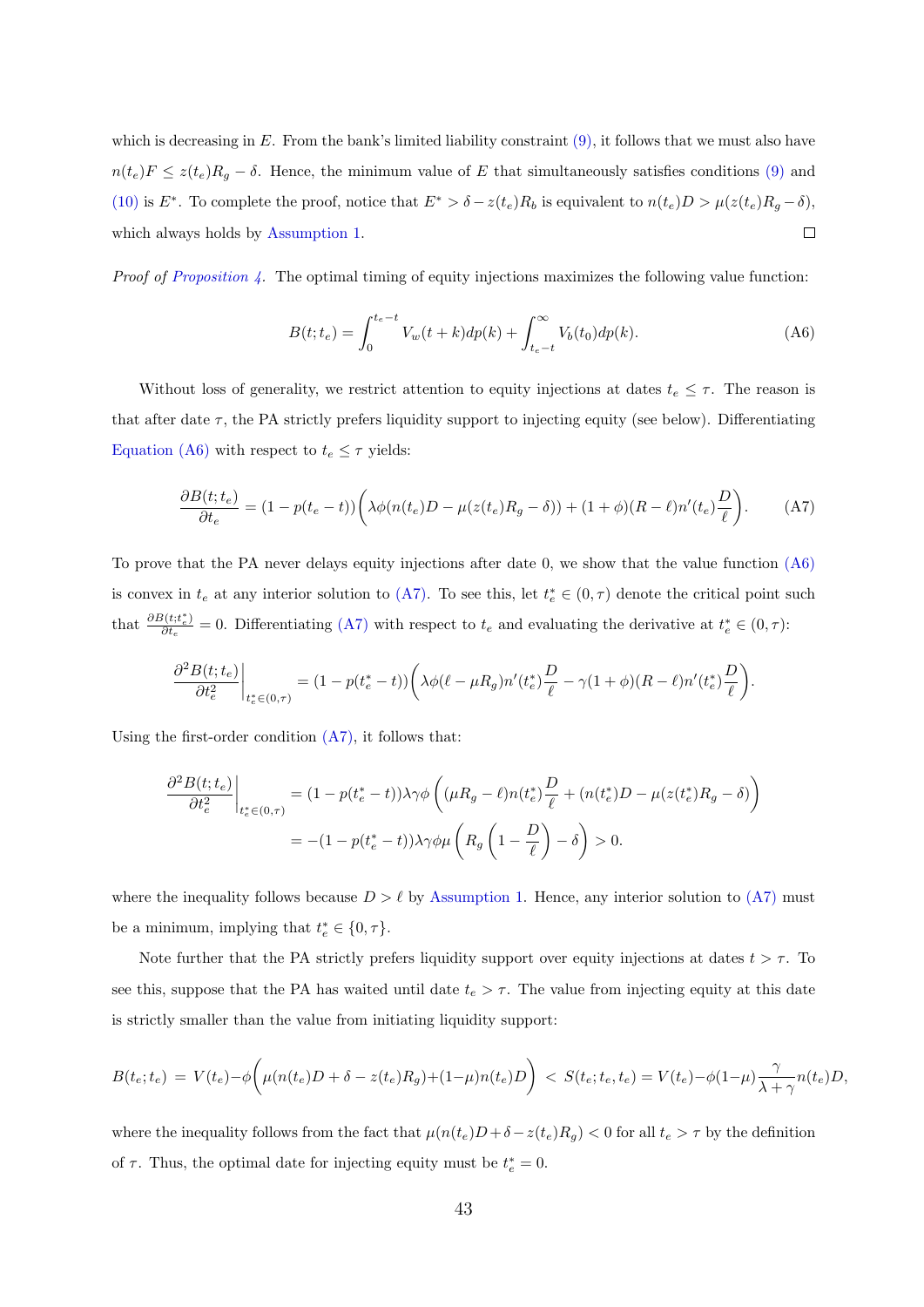which is decreasing in $E$. From the bank's limited liability constraint (9), it follows that we must also have $n(t_e)F \leq z(t_e)R_g - \delta$. Hence, the minimum value of $E$ that simultaneously satisfies conditions (9) and (10) is $E^*$. To complete the proof, notice that $E^* > \delta - z(t_e)R_b$ is equivalent to $n(t_e)D > \mu(z(t_e)R_g - \delta)$, which always holds by Assumption 1. □

*Proof of Proposition 4.* The optimal timing of equity injections maximizes the following value function:

$$B(t;t_e) = \int_0^{t_e - t} V_w(t+k)dp(k) + \int_{t_e - t}^{\infty} V_b(t_0)dp(k). \tag{A6}$$

Without loss of generality, we restrict attention to equity injections at dates $t_e \leq \tau$. The reason is that after date $\tau$, the PA strictly prefers liquidity support to injecting equity (see below). Differentiating Equation (A6) with respect to $t_e \leq \tau$ yields:

$$\frac{\partial B(t;t_e)}{\partial t_e} = (1 - p(t_e - t))\bigg(\lambda\phi(n(t_e)D - \mu(z(t_e)R_g - \delta)) + (1+\phi)(R-\ell)n'(t_e)\frac{D}{\ell}\bigg). \tag{A7}$$

To prove that the PA never delays equity injections after date 0, we show that the value function (A6) is convex in $t_e$ at any interior solution to (A7). To see this, let $t_e^* \in (0,\tau)$ denote the critical point such that $\frac{\partial B(t;t_e^*)}{\partial t_e} = 0$. Differentiating (A7) with respect to $t_e$ and evaluating the derivative at $t_e^* \in (0,\tau)$:

$$\frac{\partial^2 B(t;t_e)}{\partial t_e^2}\bigg|_{t_e^* \in (0,\tau)} = (1 - p(t_e^* - t))\bigg(\lambda\phi(\ell - \mu R_g)n'(t_e^*)\frac{D}{\ell} - \gamma(1+\phi)(R-\ell)n'(t_e^*)\frac{D}{\ell}\bigg).$$

Using the first-order condition (A7), it follows that:

$$\begin{aligned}
\frac{\partial^2 B(t;t_e)}{\partial t_e^2}\bigg|_{t_e^* \in (0,\tau)} &= (1 - p(t_e^* - t))\lambda\gamma\phi\left((\mu R_g - \ell)n(t_e^*)\frac{D}{\ell} + (n(t_e^*)D - \mu(z(t_e^*)R_g - \delta)\right) \\
&= -(1 - p(t_e^* - t))\lambda\gamma\phi\mu\left(R_g\left(1 - \frac{D}{\ell}\right) - \delta\right) > 0.
\end{aligned}$$

where the inequality follows because $D > \ell$ by Assumption 1. Hence, any interior solution to (A7) must be a minimum, implying that $t_e^* \in \{0, \tau\}$.

Note further that the PA strictly prefers liquidity support over equity injections at dates $t > \tau$. To see this, suppose that the PA has waited until date $t_e > \tau$. The value from injecting equity at this date is strictly smaller than the value from initiating liquidity support:

$$B(t_e;t_e) = V(t_e) - \phi\bigg(\mu(n(t_e)D + \delta - z(t_e)R_g) + (1-\mu)n(t_e)D\bigg) < S(t_e;t_e,t_e) = V(t_e) - \phi(1-\mu)\frac{\gamma}{\lambda+\gamma}n(t_e)D,$$

where the inequality follows from the fact that $\mu(n(t_e)D + \delta - z(t_e)R_g) < 0$ for all $t_e > \tau$ by the definition of $\tau$. Thus, the optimal date for injecting equity must be $t_e^* = 0$.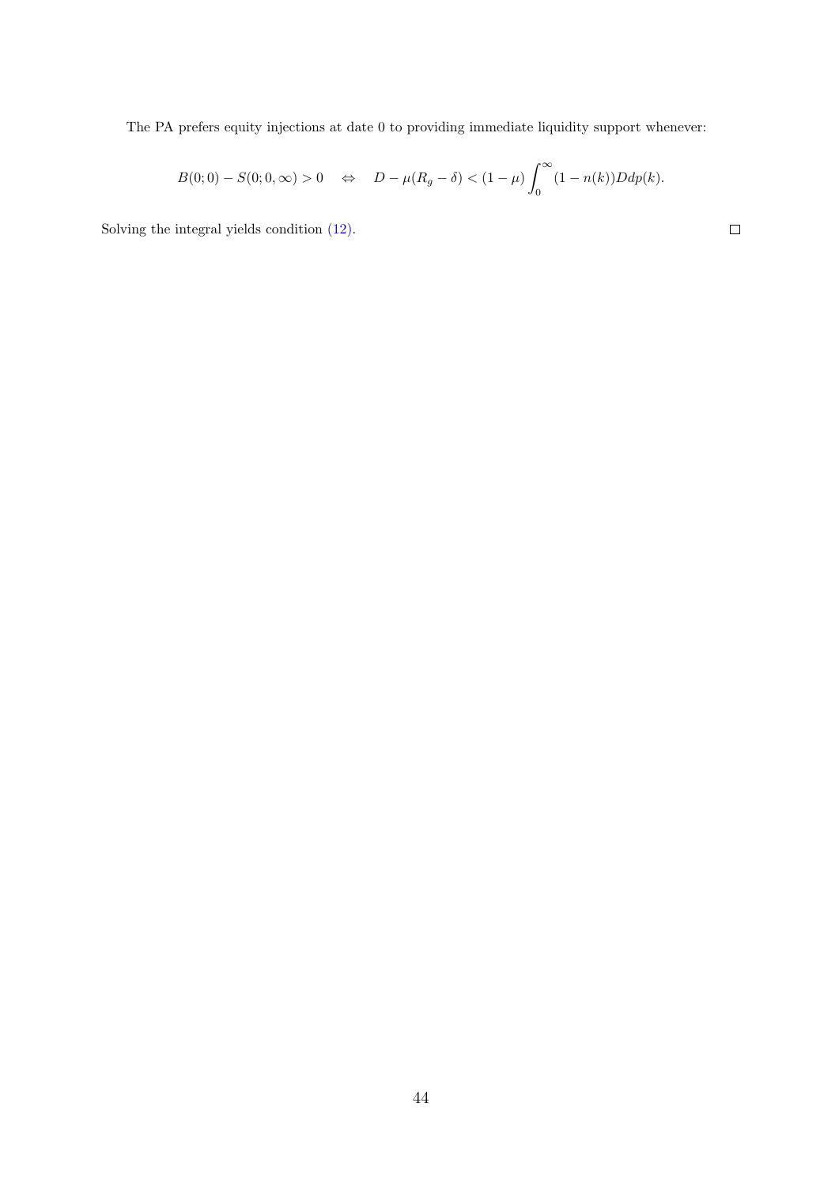The PA prefers equity injections at date 0 to providing immediate liquidity support whenever:

$$B(0;0) - S(0;0,\infty) > 0 \quad \Leftrightarrow \quad D - \mu(R_g - \delta) < (1-\mu)\int_0^\infty (1-n(k))Ddp(k).$$

Solving the integral yields condition (12). □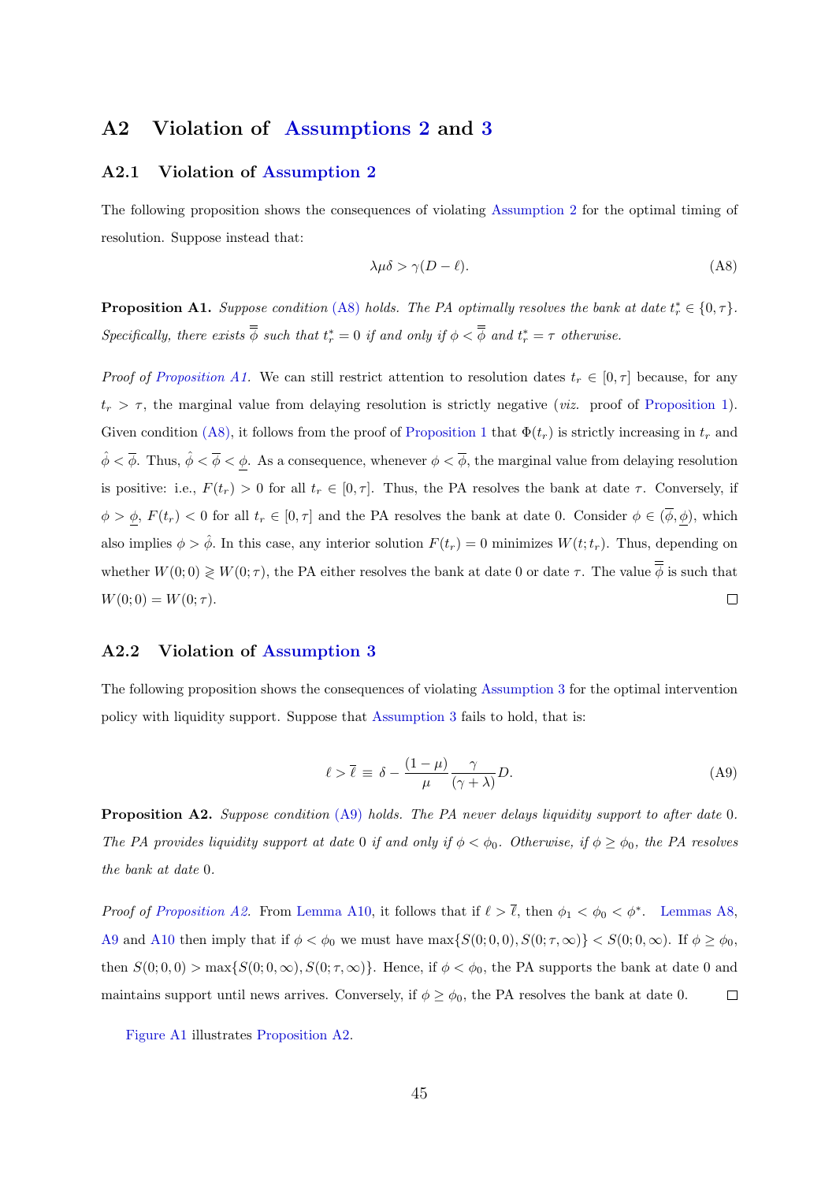## A2 Violation of Assumptions 2 and 3

### A2.1 Violation of Assumption 2

The following proposition shows the consequences of violating Assumption 2 for the optimal timing of resolution. Suppose instead that:

$$\lambda \mu \delta > \gamma (D - \ell). \tag{A8}$$

**Proposition A1.** *Suppose condition (A8) holds. The PA optimally resolves the bank at date $t_r^* \in \{0, \tau\}$. Specifically, there exists $\overline{\overline{\phi}}$ such that $t_r^* = 0$ if and only if $\phi < \overline{\overline{\phi}}$ and $t_r^* = \tau$ otherwise.*

*Proof of Proposition A1.* We can still restrict attention to resolution dates $t_r \in [0, \tau]$ because, for any $t_r > \tau$, the marginal value from delaying resolution is strictly negative (*viz.* proof of Proposition 1). Given condition (A8), it follows from the proof of Proposition 1 that $\Phi(t_r)$ is strictly increasing in $t_r$ and $\hat{\phi} < \overline{\phi}$. Thus, $\hat{\phi} < \overline{\phi} < \underline{\phi}$. As a consequence, whenever $\phi < \overline{\phi}$, the marginal value from delaying resolution is positive: i.e., $F(t_r) > 0$ for all $t_r \in [0, \tau]$. Thus, the PA resolves the bank at date $\tau$. Conversely, if $\phi > \underline{\phi}$, $F(t_r) < 0$ for all $t_r \in [0, \tau]$ and the PA resolves the bank at date 0. Consider $\phi \in (\overline{\phi}, \underline{\phi})$, which also implies $\phi > \hat{\phi}$. In this case, any interior solution $F(t_r) = 0$ minimizes $W(t; t_r)$. Thus, depending on whether $W(0; 0) \gtrless W(0; \tau)$, the PA either resolves the bank at date 0 or date $\tau$. The value $\overline{\overline{\phi}}$ is such that $W(0; 0) = W(0; \tau)$. □

### A2.2 Violation of Assumption 3

The following proposition shows the consequences of violating Assumption 3 for the optimal intervention policy with liquidity support. Suppose that Assumption 3 fails to hold, that is:

$$\ell > \overline{\ell} \equiv \delta - \frac{(1-\mu)}{\mu} \frac{\gamma}{(\gamma + \lambda)} D. \tag{A9}$$

**Proposition A2.** *Suppose condition (A9) holds. The PA never delays liquidity support to after date 0. The PA provides liquidity support at date 0 if and only if $\phi < \phi_0$. Otherwise, if $\phi \geq \phi_0$, the PA resolves the bank at date 0.*

*Proof of Proposition A2.* From Lemma A10, it follows that if $\ell > \overline{\ell}$, then $\phi_1 < \phi_0 < \phi^*$. Lemmas A8, A9 and A10 then imply that if $\phi < \phi_0$ we must have $\max\{S(0; 0, 0), S(0; \tau, \infty)\} < S(0; 0, \infty)$. If $\phi \geq \phi_0$, then $S(0; 0, 0) > \max\{S(0; 0, \infty), S(0; \tau, \infty)\}$. Hence, if $\phi < \phi_0$, the PA supports the bank at date 0 and maintains support until news arrives. Conversely, if $\phi \geq \phi_0$, the PA resolves the bank at date 0. □

Figure A1 illustrates Proposition A2.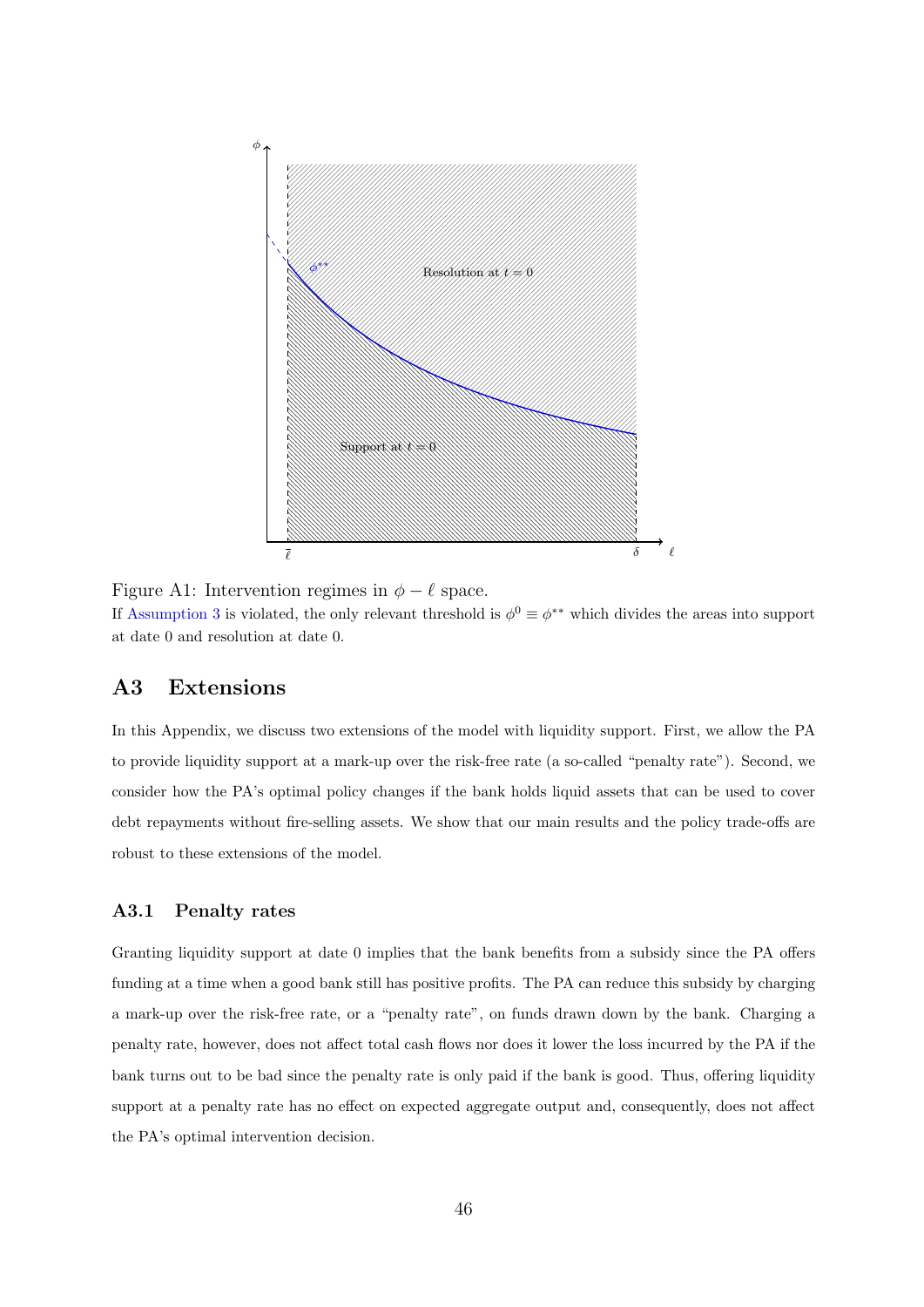Figure A1: Intervention regimes in $\phi - \ell$ space.

If Assumption 3 is violated, the only relevant threshold is $\phi^0 \equiv \phi^{**}$ which divides the areas into support at date 0 and resolution at date 0.

## A3 Extensions

In this Appendix, we discuss two extensions of the model with liquidity support. First, we allow the PA to provide liquidity support at a mark-up over the risk-free rate (a so-called "penalty rate"). Second, we consider how the PA's optimal policy changes if the bank holds liquid assets that can be used to cover debt repayments without fire-selling assets. We show that our main results and the policy trade-offs are robust to these extensions of the model.

### A3.1 Penalty rates

Granting liquidity support at date 0 implies that the bank benefits from a subsidy since the PA offers funding at a time when a good bank still has positive profits. The PA can reduce this subsidy by charging a mark-up over the risk-free rate, or a "penalty rate", on funds drawn down by the bank. Charging a penalty rate, however, does not affect total cash flows nor does it lower the loss incurred by the PA if the bank turns out to be bad since the penalty rate is only paid if the bank is good. Thus, offering liquidity support at a penalty rate has no effect on expected aggregate output and, consequently, does not affect the PA's optimal intervention decision.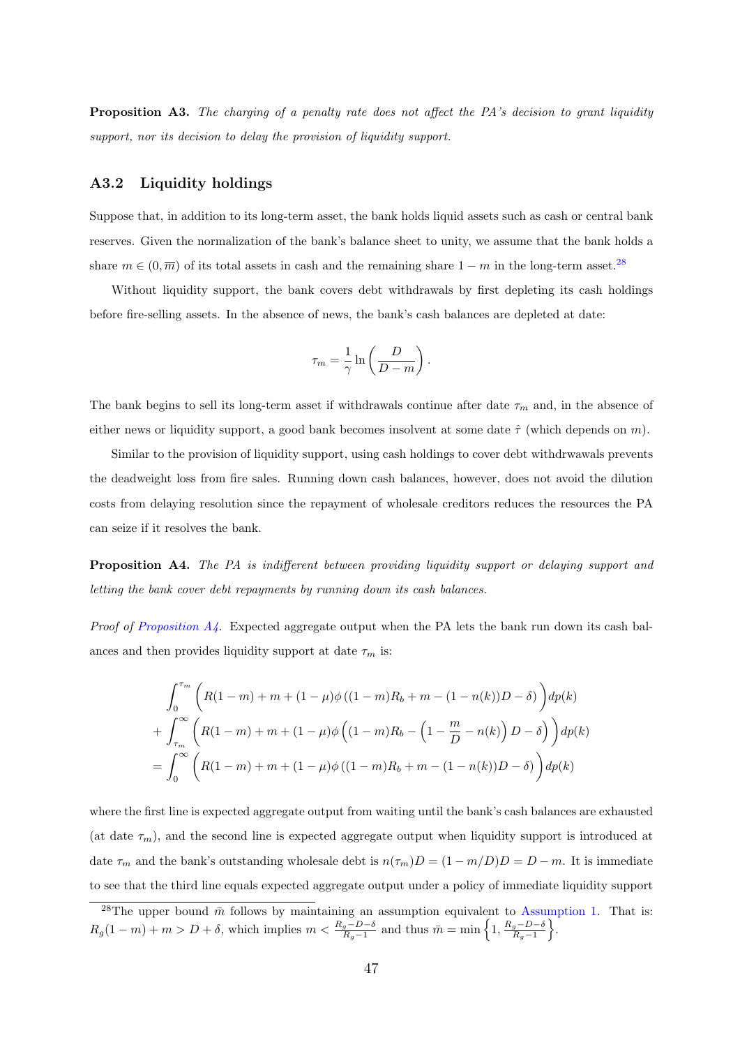**Proposition A3.** *The charging of a penalty rate does not affect the PA's decision to grant liquidity support, nor its decision to delay the provision of liquidity support.*

## A3.2 Liquidity holdings

Suppose that, in addition to its long-term asset, the bank holds liquid assets such as cash or central bank reserves. Given the normalization of the bank's balance sheet to unity, we assume that the bank holds a share $m \in (0, \overline{m})$ of its total assets in cash and the remaining share $1 - m$ in the long-term asset.[28]

Without liquidity support, the bank covers debt withdrawals by first depleting its cash holdings before fire-selling assets. In the absence of news, the bank's cash balances are depleted at date:

$$\tau_m = \frac{1}{\gamma} \ln \left( \frac{D}{D - m} \right).$$

The bank begins to sell its long-term asset if withdrawals continue after date $\tau_m$ and, in the absence of either news or liquidity support, a good bank becomes insolvent at some date $\hat{\tau}$ (which depends on $m$).

Similar to the provision of liquidity support, using cash holdings to cover debt withdrwawals prevents the deadweight loss from fire sales. Running down cash balances, however, does not avoid the dilution costs from delaying resolution since the repayment of wholesale creditors reduces the resources the PA can seize if it resolves the bank.

**Proposition A4.** *The PA is indifferent between providing liquidity support or delaying support and letting the bank cover debt repayments by running down its cash balances.*

*Proof of Proposition A4.* Expected aggregate output when the PA lets the bank run down its cash balances and then provides liquidity support at date $\tau_m$ is:

$$\begin{aligned}
&\int_0^{\tau_m} \Big( R(1-m) + m + (1-\mu)\phi \left( (1-m)R_b + m - (1-n(k))D - \delta \right) \Big) dp(k) \\
&+ \int_{\tau_m}^{\infty} \Big( R(1-m) + m + (1-\mu)\phi \Big( (1-m)R_b - \Big(1 - \frac{m}{D} - n(k)\Big) D - \delta \Big) \Big) dp(k) \\
&= \int_0^{\infty} \Big( R(1-m) + m + (1-\mu)\phi \left( (1-m)R_b + m - (1-n(k))D - \delta \right) \Big) dp(k)
\end{aligned}$$

where the first line is expected aggregate output from waiting until the bank's cash balances are exhausted (at date $\tau_m$), and the second line is expected aggregate output when liquidity support is introduced at date $\tau_m$ and the bank's outstanding wholesale debt is $n(\tau_m)D = (1 - m/D)D = D - m$. It is immediate to see that the third line equals expected aggregate output under a policy of immediate liquidity support

[28] The upper bound $\bar{m}$ follows by maintaining an assumption equivalent to Assumption 1. That is: $R_g(1-m) + m > D + \delta$, which implies $m < \frac{R_g - D - \delta}{R_g - 1}$ and thus $\bar{m} = \min\left\{1, \frac{R_g - D - \delta}{R_g - 1}\right\}$.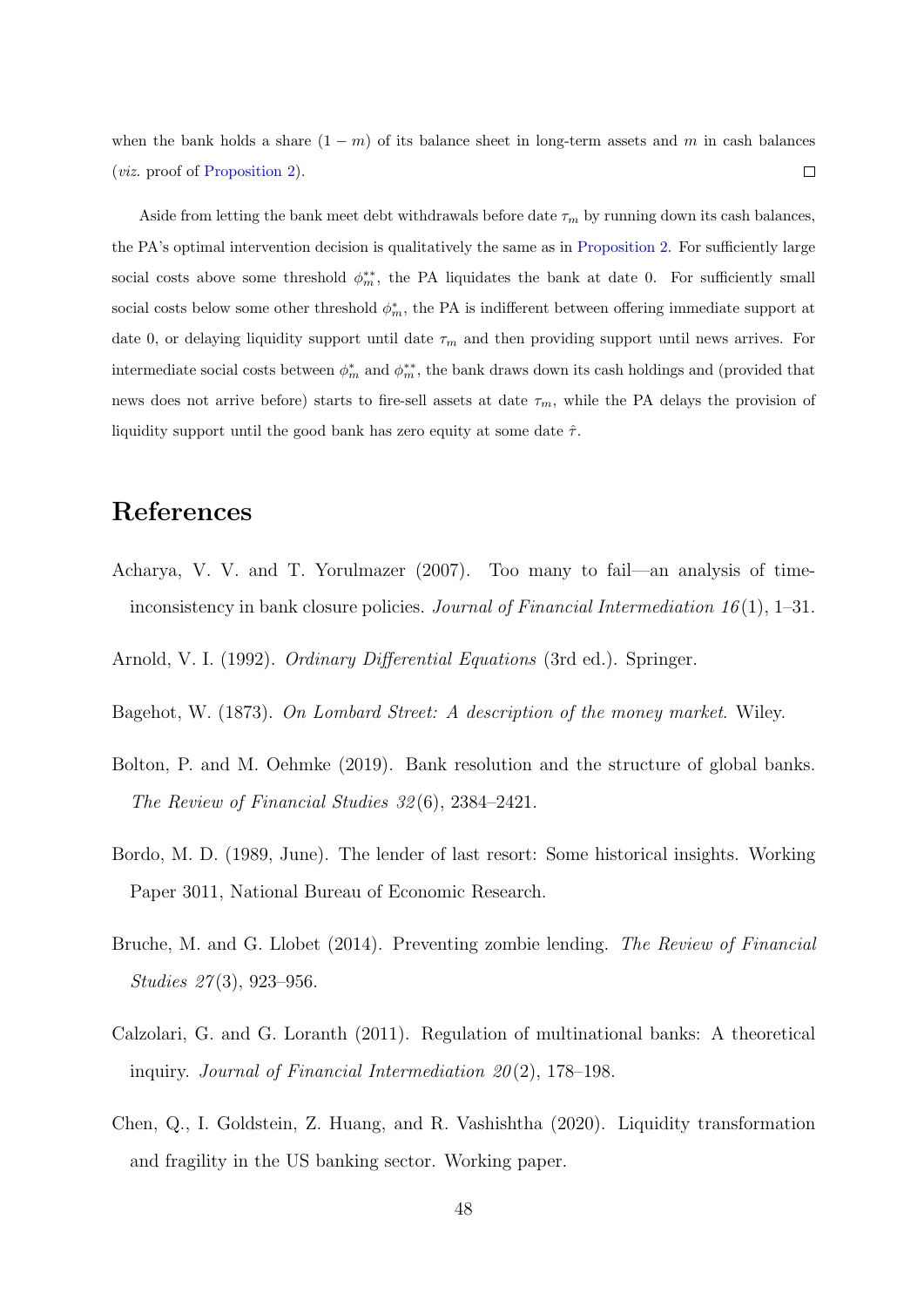when the bank holds a share $(1-m)$ of its balance sheet in long-term assets and $m$ in cash balances (*viz.* proof of Proposition 2). □

Aside from letting the bank meet debt withdrawals before date $\tau_m$ by running down its cash balances, the PA's optimal intervention decision is qualitatively the same as in Proposition 2. For sufficiently large social costs above some threshold $\phi_m^{**}$, the PA liquidates the bank at date 0. For sufficiently small social costs below some other threshold $\phi_m^{*}$, the PA is indifferent between offering immediate support at date 0, or delaying liquidity support until date $\tau_m$ and then providing support until news arrives. For intermediate social costs between $\phi_m^{*}$ and $\phi_m^{**}$, the bank draws down its cash holdings and (provided that news does not arrive before) starts to fire-sell assets at date $\tau_m$, while the PA delays the provision of liquidity support until the good bank has zero equity at some date $\hat{\tau}$.

# References

Acharya, V. V. and T. Yorulmazer (2007). Too many to fail—an analysis of time-inconsistency in bank closure policies. *Journal of Financial Intermediation 16*(1), 1–31.

Arnold, V. I. (1992). *Ordinary Differential Equations* (3rd ed.). Springer.

Bagehot, W. (1873). *On Lombard Street: A description of the money market*. Wiley.

Bolton, P. and M. Oehmke (2019). Bank resolution and the structure of global banks. *The Review of Financial Studies 32*(6), 2384–2421.

Bordo, M. D. (1989, June). The lender of last resort: Some historical insights. Working Paper 3011, National Bureau of Economic Research.

Bruche, M. and G. Llobet (2014). Preventing zombie lending. *The Review of Financial Studies 27*(3), 923–956.

Calzolari, G. and G. Loranth (2011). Regulation of multinational banks: A theoretical inquiry. *Journal of Financial Intermediation 20*(2), 178–198.

Chen, Q., I. Goldstein, Z. Huang, and R. Vashishtha (2020). Liquidity transformation and fragility in the US banking sector. Working paper.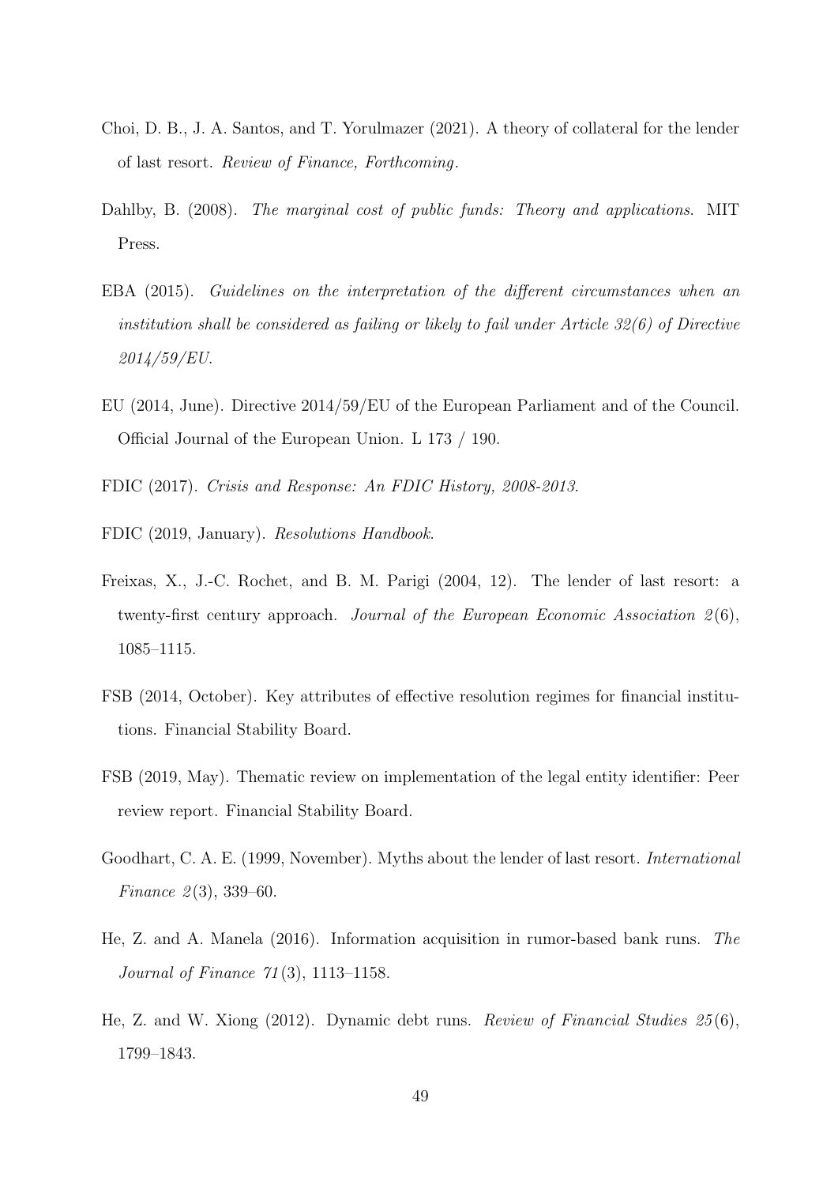Choi, D. B., J. A. Santos, and T. Yorulmazer (2021). A theory of collateral for the lender of last resort. *Review of Finance, Forthcoming*.

Dahlby, B. (2008). *The marginal cost of public funds: Theory and applications*. MIT Press.

EBA (2015). *Guidelines on the interpretation of the different circumstances when an institution shall be considered as failing or likely to fail under Article 32(6) of Directive 2014/59/EU*.

EU (2014, June). Directive 2014/59/EU of the European Parliament and of the Council. Official Journal of the European Union. L 173 / 190.

FDIC (2017). *Crisis and Response: An FDIC History, 2008-2013*.

FDIC (2019, January). *Resolutions Handbook*.

Freixas, X., J.-C. Rochet, and B. M. Parigi (2004, 12). The lender of last resort: a twenty-first century approach. *Journal of the European Economic Association 2*(6), 1085–1115.

FSB (2014, October). Key attributes of effective resolution regimes for financial institutions. Financial Stability Board.

FSB (2019, May). Thematic review on implementation of the legal entity identifier: Peer review report. Financial Stability Board.

Goodhart, C. A. E. (1999, November). Myths about the lender of last resort. *International Finance 2*(3), 339–60.

He, Z. and A. Manela (2016). Information acquisition in rumor-based bank runs. *The Journal of Finance 71*(3), 1113–1158.

He, Z. and W. Xiong (2012). Dynamic debt runs. *Review of Financial Studies 25*(6), 1799–1843.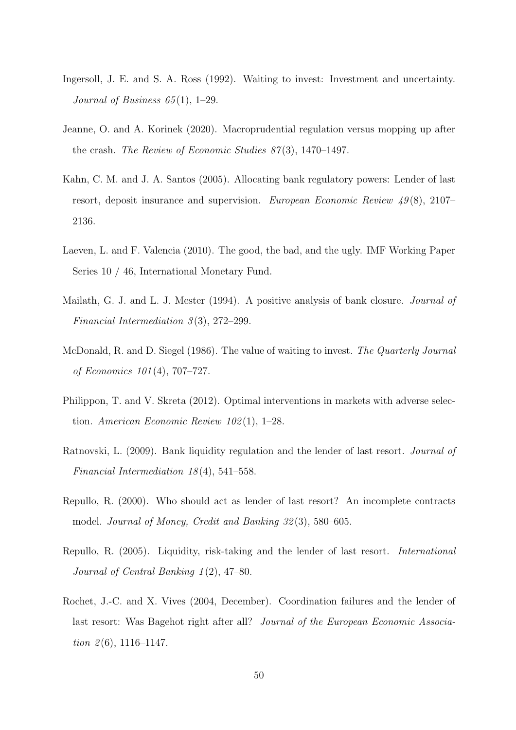Ingersoll, J. E. and S. A. Ross (1992). Waiting to invest: Investment and uncertainty. *Journal of Business 65*(1), 1–29.

Jeanne, O. and A. Korinek (2020). Macroprudential regulation versus mopping up after the crash. *The Review of Economic Studies 87*(3), 1470–1497.

Kahn, C. M. and J. A. Santos (2005). Allocating bank regulatory powers: Lender of last resort, deposit insurance and supervision. *European Economic Review 49*(8), 2107–2136.

Laeven, L. and F. Valencia (2010). The good, the bad, and the ugly. IMF Working Paper Series 10 / 46, International Monetary Fund.

Mailath, G. J. and L. J. Mester (1994). A positive analysis of bank closure. *Journal of Financial Intermediation 3*(3), 272–299.

McDonald, R. and D. Siegel (1986). The value of waiting to invest. *The Quarterly Journal of Economics 101*(4), 707–727.

Philippon, T. and V. Skreta (2012). Optimal interventions in markets with adverse selection. *American Economic Review 102*(1), 1–28.

Ratnovski, L. (2009). Bank liquidity regulation and the lender of last resort. *Journal of Financial Intermediation 18*(4), 541–558.

Repullo, R. (2000). Who should act as lender of last resort? An incomplete contracts model. *Journal of Money, Credit and Banking 32*(3), 580–605.

Repullo, R. (2005). Liquidity, risk-taking and the lender of last resort. *International Journal of Central Banking 1*(2), 47–80.

Rochet, J.-C. and X. Vives (2004, December). Coordination failures and the lender of last resort: Was Bagehot right after all? *Journal of the European Economic Association 2*(6), 1116–1147.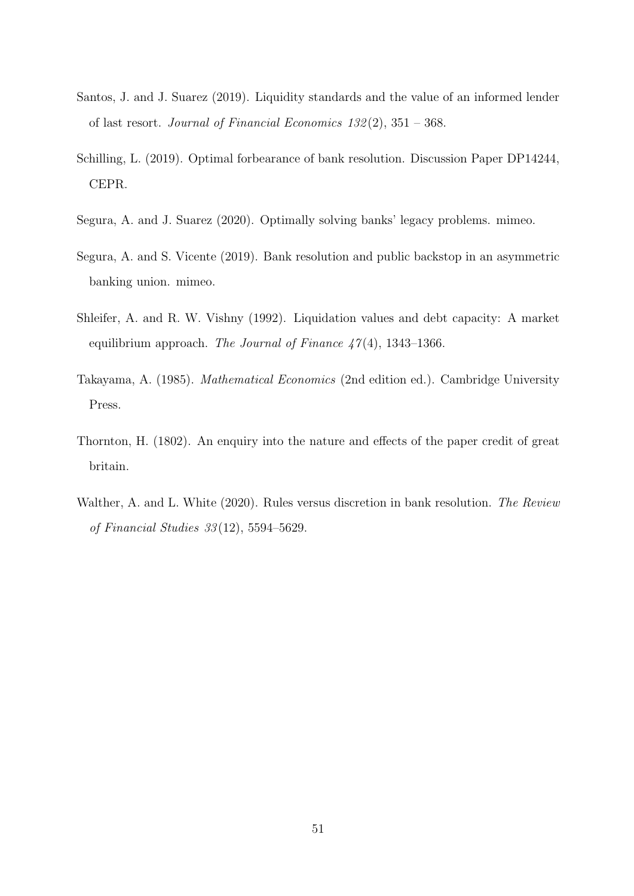Santos, J. and J. Suarez (2019). Liquidity standards and the value of an informed lender of last resort. *Journal of Financial Economics 132*(2), 351 – 368.

Schilling, L. (2019). Optimal forbearance of bank resolution. Discussion Paper DP14244, CEPR.

Segura, A. and J. Suarez (2020). Optimally solving banks' legacy problems. mimeo.

Segura, A. and S. Vicente (2019). Bank resolution and public backstop in an asymmetric banking union. mimeo.

Shleifer, A. and R. W. Vishny (1992). Liquidation values and debt capacity: A market equilibrium approach. *The Journal of Finance 47*(4), 1343–1366.

Takayama, A. (1985). *Mathematical Economics* (2nd edition ed.). Cambridge University Press.

Thornton, H. (1802). An enquiry into the nature and effects of the paper credit of great britain.

Walther, A. and L. White (2020). Rules versus discretion in bank resolution. *The Review of Financial Studies 33*(12), 5594–5629.